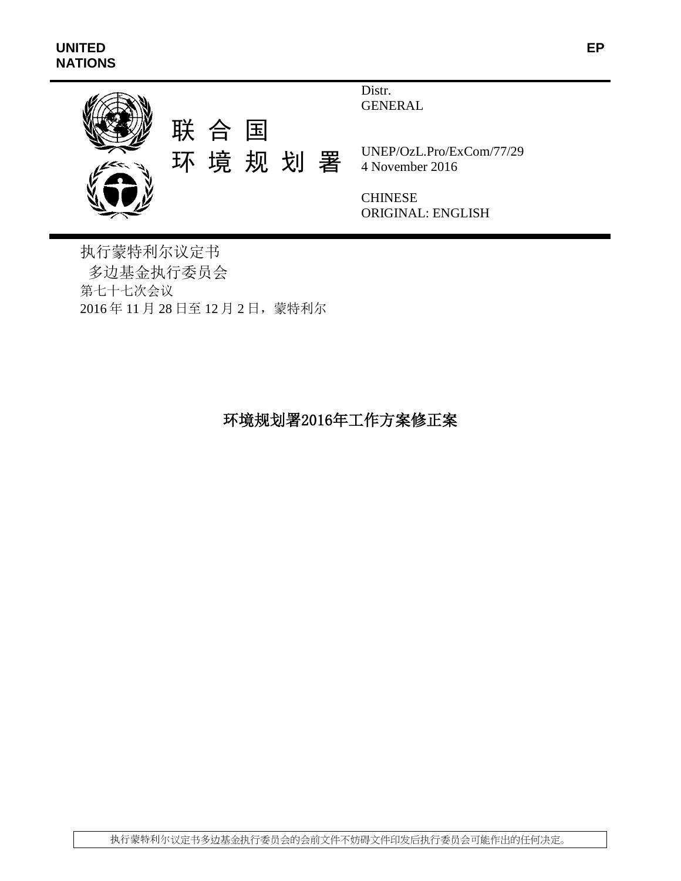UNITED NATIONS

EP

联合国

环境规划署

Distr.
GENERAL

UNEP/OzL.Pro/ExCom/77/29
4 November 2016

CHINESE
ORIGINAL: ENGLISH

执行蒙特利尔议定书
多边基金执行委员会
第七十七次会议
2016年11月28日至12月2日，蒙特利尔

# 环境规划署2016年工作方案修正案

执行蒙特利尔议定书多边基金执行委员会的会前文件不妨碍文件印发后执行委员会可能作出的任何决定。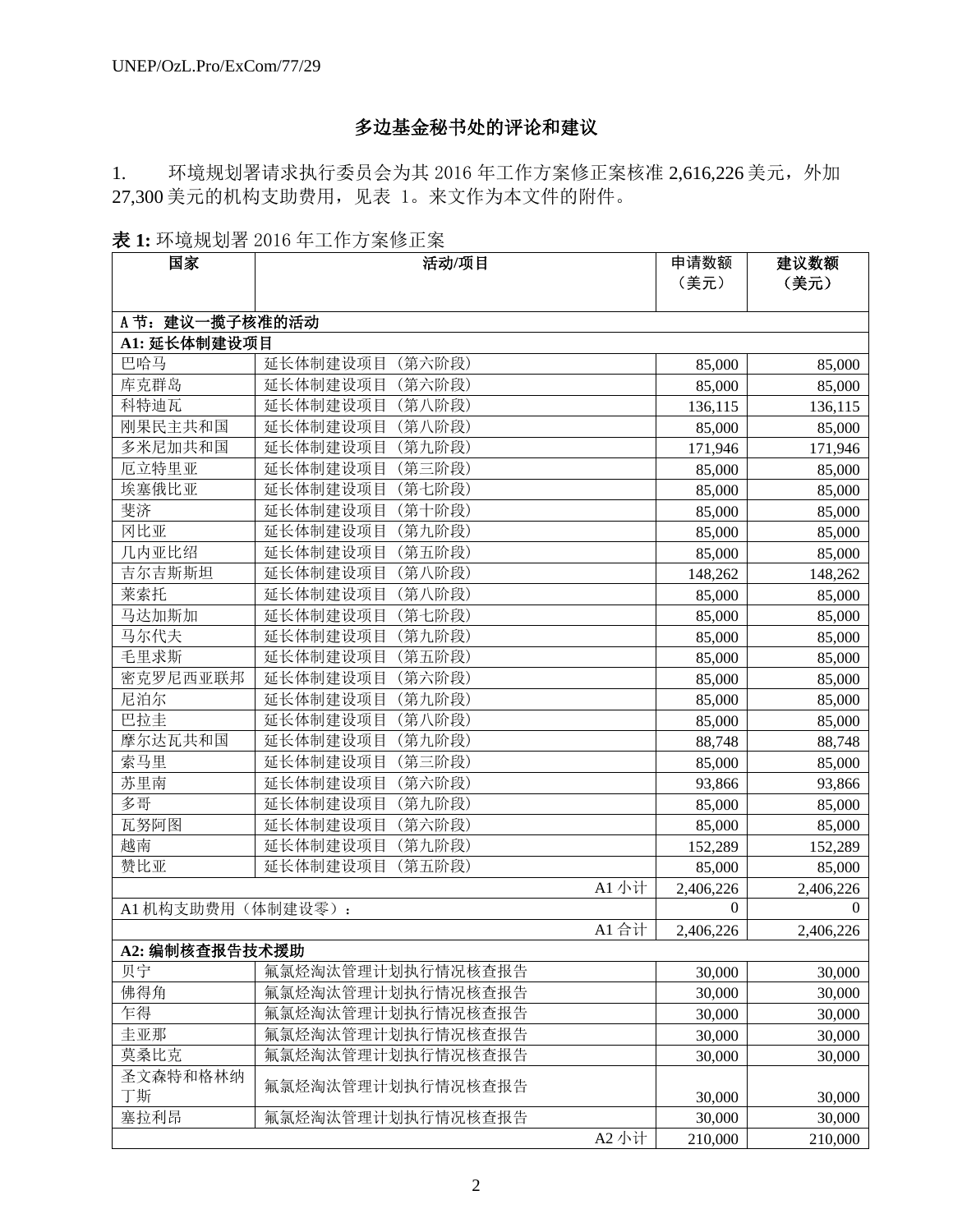## 多边基金秘书处的评论和建议

1. 环境规划署请求执行委员会为其 2016 年工作方案修正案核准 2,616,226 美元，外加 27,300 美元的机构支助费用，见表 1。来文作为本文件的附件。

**表 1:** 环境规划署 2016 年工作方案修正案

| 国家 | 活动/项目 | 申请数额（美元） | 建议数额（美元） |
|---|---|---|---|
| **A 节：建议一揽子核准的活动** | | | |
| **A1: 延长体制建设项目** | | | |
| 巴哈马 | 延长体制建设项目（第六阶段） | 85,000 | 85,000 |
| 库克群岛 | 延长体制建设项目（第六阶段） | 85,000 | 85,000 |
| 科特迪瓦 | 延长体制建设项目（第八阶段） | 136,115 | 136,115 |
| 刚果民主共和国 | 延长体制建设项目（第八阶段） | 85,000 | 85,000 |
| 多米尼加共和国 | 延长体制建设项目（第九阶段） | 171,946 | 171,946 |
| 厄立特里亚 | 延长体制建设项目（第三阶段） | 85,000 | 85,000 |
| 埃塞俄比亚 | 延长体制建设项目（第七阶段） | 85,000 | 85,000 |
| 斐济 | 延长体制建设项目（第十阶段） | 85,000 | 85,000 |
| 冈比亚 | 延长体制建设项目（第九阶段） | 85,000 | 85,000 |
| 几内亚比绍 | 延长体制建设项目（第五阶段） | 85,000 | 85,000 |
| 吉尔吉斯斯坦 | 延长体制建设项目（第八阶段） | 148,262 | 148,262 |
| 莱索托 | 延长体制建设项目（第八阶段） | 85,000 | 85,000 |
| 马达加斯加 | 延长体制建设项目（第七阶段） | 85,000 | 85,000 |
| 马尔代夫 | 延长体制建设项目（第九阶段） | 85,000 | 85,000 |
| 毛里求斯 | 延长体制建设项目（第五阶段） | 85,000 | 85,000 |
| 密克罗尼西亚联邦 | 延长体制建设项目（第六阶段） | 85,000 | 85,000 |
| 尼泊尔 | 延长体制建设项目（第九阶段） | 85,000 | 85,000 |
| 巴拉圭 | 延长体制建设项目（第八阶段） | 85,000 | 85,000 |
| 摩尔达瓦共和国 | 延长体制建设项目（第九阶段） | 88,748 | 88,748 |
| 索马里 | 延长体制建设项目（第三阶段） | 85,000 | 85,000 |
| 苏里南 | 延长体制建设项目（第六阶段） | 93,866 | 93,866 |
| 多哥 | 延长体制建设项目（第九阶段） | 85,000 | 85,000 |
| 瓦努阿图 | 延长体制建设项目（第六阶段） | 85,000 | 85,000 |
| 越南 | 延长体制建设项目（第九阶段） | 152,289 | 152,289 |
| 赞比亚 | 延长体制建设项目（第五阶段） | 85,000 | 85,000 |
| | A1 小计 | 2,406,226 | 2,406,226 |
| A1 机构支助费用（体制建设零）： | | 0 | 0 |
| | A1 合计 | 2,406,226 | 2,406,226 |
| **A2: 编制核查报告技术援助** | | | |
| 贝宁 | 氟氯烃淘汰管理计划执行情况核查报告 | 30,000 | 30,000 |
| 佛得角 | 氟氯烃淘汰管理计划执行情况核查报告 | 30,000 | 30,000 |
| 乍得 | 氟氯烃淘汰管理计划执行情况核查报告 | 30,000 | 30,000 |
| 圭亚那 | 氟氯烃淘汰管理计划执行情况核查报告 | 30,000 | 30,000 |
| 莫桑比克 | 氟氯烃淘汰管理计划执行情况核查报告 | 30,000 | 30,000 |
| 圣文森特和格林纳丁斯 | 氟氯烃淘汰管理计划执行情况核查报告 | 30,000 | 30,000 |
| 塞拉利昂 | 氟氯烃淘汰管理计划执行情况核查报告 | 30,000 | 30,000 |
| | A2 小计 | 210,000 | 210,000 |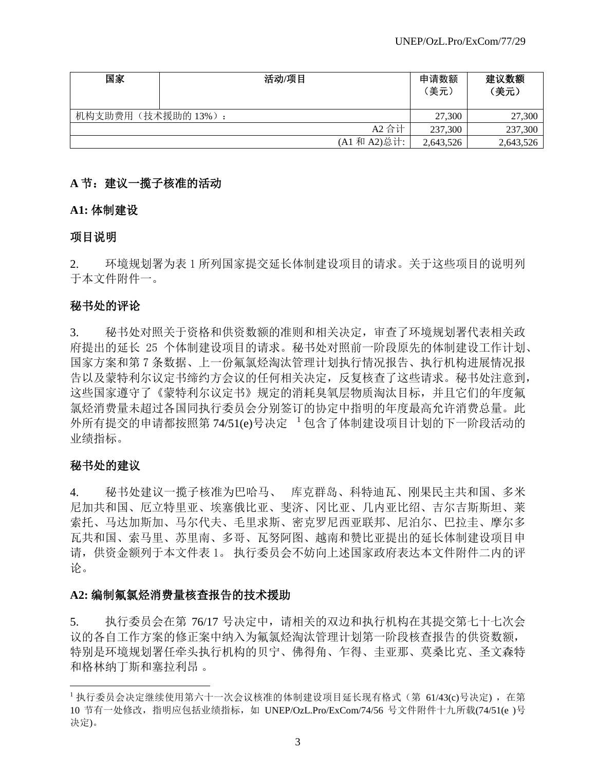| 国家 | 活动/项目 | 申请数额（美元） | 建议数额（美元） |
|---|---|---|---|
| 机构支助费用（技术援助的 13%）： | | 27,300 | 27,300 |
| | A2 合计 | 237,300 | 237,300 |
| | (A1 和 A2)总计: | 2,643,526 | 2,643,526 |

**A 节：建议一揽子核准的活动**

**A1: 体制建设**

**项目说明**

2. 环境规划署为表 1 所列国家提交延长体制建设项目的请求。关于这些项目的说明列于本文件附件一。

**秘书处的评论**

3. 秘书处对照关于资格和供资数额的准则和相关决定，审查了环境规划署代表相关政府提出的延长 25 个体制建设项目的请求。秘书处对照前一阶段原先的体制建设工作计划、国家方案和第 7 条数据、上一份氟氯烃淘汰管理计划执行情况报告、执行机构进展情况报告以及蒙特利尔议定书缔约方会议的任何相关决定，反复核查了这些请求。秘书处注意到，这些国家遵守了《蒙特利尔议定书》规定的消耗臭氧层物质淘汰目标，并且它们的年度氟氯烃消费量未超过各国同执行委员会分别签订的协定中指明的年度最高允许消费总量。此外所有提交的申请都按照第 74/51(e)号决定 [1] 包含了体制建设项目计划的下一阶段活动的业绩指标。

**秘书处的建议**

4. 秘书处建议一揽子核准为巴哈马、 库克群岛、科特迪瓦、刚果民主共和国、多米尼加共和国、厄立特里亚、埃塞俄比亚、斐济、冈比亚、几内亚比绍、吉尔吉斯斯坦、莱索托、马达加斯加、马尔代夫、毛里求斯、密克罗尼西亚联邦、尼泊尔、巴拉圭、摩尔多瓦共和国、索马里、苏里南、多哥、瓦努阿图、越南和赞比亚提出的延长体制建设项目申请，供资金额列于本文件表 1。 执行委员会不妨向上述国家政府表达本文件附件二内的评论。

**A2: 编制氟氯烃消费量核查报告的技术援助**

5. 执行委员会在第 76/17 号决定中，请相关的双边和执行机构在其提交第七十七次会议的各自工作方案的修正案中纳入为氟氯烃淘汰管理计划第一阶段核查报告的供资数额，特别是环境规划署任牵头执行机构的贝宁、佛得角、乍得、圭亚那、莫桑比克、圣文森特和格林纳丁斯和塞拉利昂 。

[1] 执行委员会决定继续使用第六十一次会议核准的体制建设项目延长现有格式（第 61/43(c)号决定），在第 10 节有一处修改，指明应包括业绩指标，如 UNEP/OzL.Pro/ExCom/74/56 号文件附件十九所载(74/51(e )号决定)。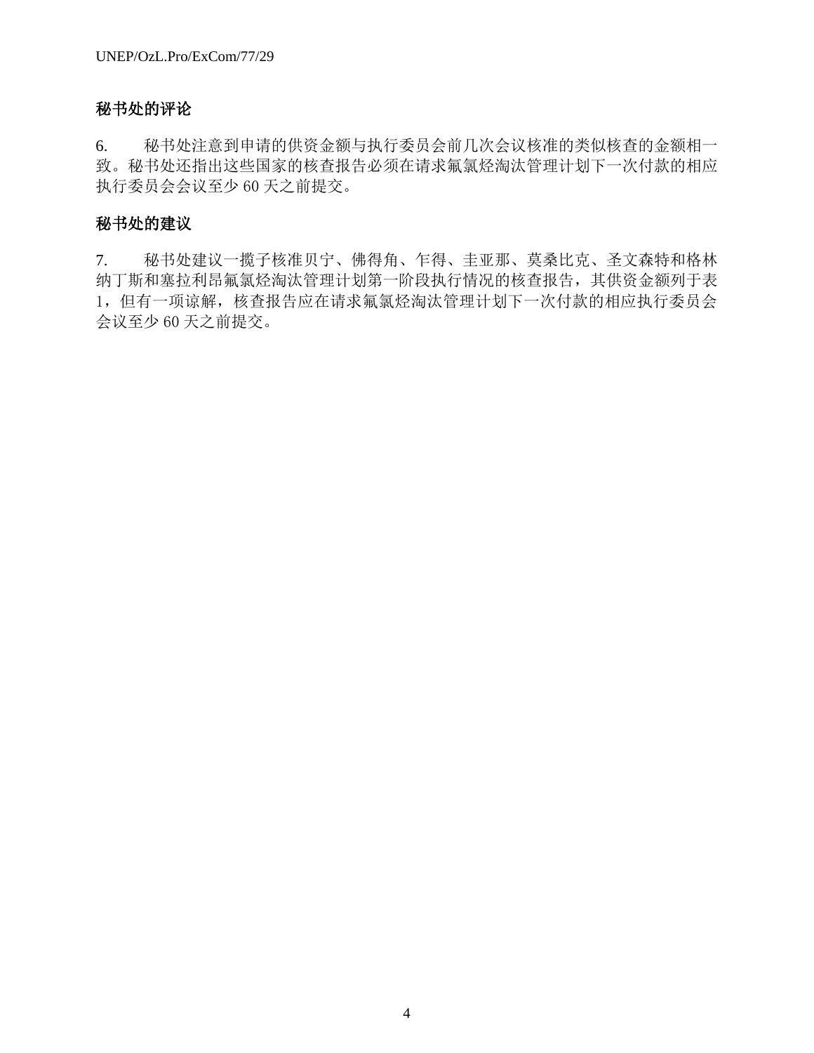### 秘书处的评论

6. 秘书处注意到申请的供资金额与执行委员会前几次会议核准的类似核查的金额相一致。秘书处还指出这些国家的核查报告必须在请求氟氯烃淘汰管理计划下一次付款的相应执行委员会会议至少 60 天之前提交。

### 秘书处的建议

7. 秘书处建议一揽子核准贝宁、佛得角、乍得、圭亚那、莫桑比克、圣文森特和格林纳丁斯和塞拉利昂氟氯烃淘汰管理计划第一阶段执行情况的核查报告，其供资金额列于表 1，但有一项谅解，核查报告应在请求氟氯烃淘汰管理计划下一次付款的相应执行委员会会议至少 60 天之前提交。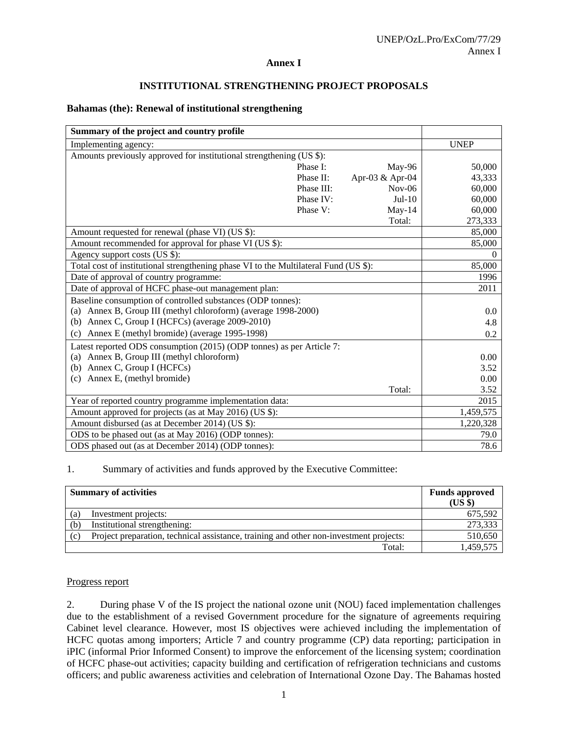# Annex I

## INSTITUTIONAL STRENGTHENING PROJECT PROPOSALS

### Bahamas (the): Renewal of institutional strengthening

| Summary of the project and country profile | | | |
|---|---|---|---|
| Implementing agency: | | | UNEP |
| Amounts previously approved for institutional strengthening (US $): | | | |
| | Phase I: | May-96 | 50,000 |
| | Phase II: | Apr-03 & Apr-04 | 43,333 |
| | Phase III: | Nov-06 | 60,000 |
| | Phase IV: | Jul-10 | 60,000 |
| | Phase V: | May-14 | 60,000 |
| | | Total: | 273,333 |
| Amount requested for renewal (phase VI) (US $): | | | 85,000 |
| Amount recommended for approval for phase VI (US $): | | | 85,000 |
| Agency support costs (US $): | | | 0 |
| Total cost of institutional strengthening phase VI to the Multilateral Fund (US $): | | | 85,000 |
| Date of approval of country programme: | | | 1996 |
| Date of approval of HCFC phase-out management plan: | | | 2011 |
| Baseline consumption of controlled substances (ODP tonnes): | | | |
| (a) Annex B, Group III (methyl chloroform) (average 1998-2000) | | | 0.0 |
| (b) Annex C, Group I (HCFCs) (average 2009-2010) | | | 4.8 |
| (c) Annex E (methyl bromide) (average 1995-1998) | | | 0.2 |
| Latest reported ODS consumption (2015) (ODP tonnes) as per Article 7: | | | |
| (a) Annex B, Group III (methyl chloroform) | | | 0.00 |
| (b) Annex C, Group I (HCFCs) | | | 3.52 |
| (c) Annex E, (methyl bromide) | | | 0.00 |
| | | Total: | 3.52 |
| Year of reported country programme implementation data: | | | 2015 |
| Amount approved for projects (as at May 2016) (US $): | | | 1,459,575 |
| Amount disbursed (as at December 2014) (US $): | | | 1,220,328 |
| ODS to be phased out (as at May 2016) (ODP tonnes): | | | 79.0 |
| ODS phased out (as at December 2014) (ODP tonnes): | | | 78.6 |

1. Summary of activities and funds approved by the Executive Committee:

| Summary of activities | Funds approved (US $) |
|---|---|
| (a) Investment projects: | 675,592 |
| (b) Institutional strengthening: | 273,333 |
| (c) Project preparation, technical assistance, training and other non-investment projects: | 510,650 |
| Total: | 1,459,575 |

<u>Progress report</u>

2. During phase V of the IS project the national ozone unit (NOU) faced implementation challenges due to the establishment of a revised Government procedure for the signature of agreements requiring Cabinet level clearance. However, most IS objectives were achieved including the implementation of HCFC quotas among importers; Article 7 and country programme (CP) data reporting; participation in iPIC (informal Prior Informed Consent) to improve the enforcement of the licensing system; coordination of HCFC phase-out activities; capacity building and certification of refrigeration technicians and customs officers; and public awareness activities and celebration of International Ozone Day. The Bahamas hosted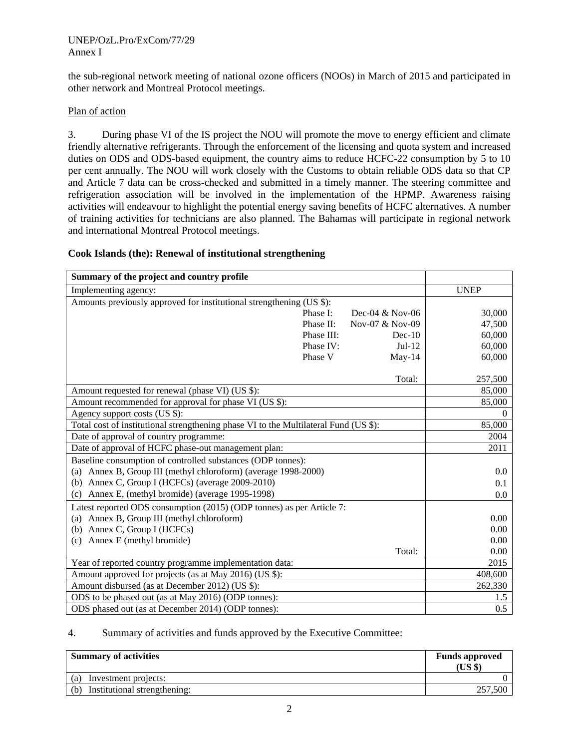the sub-regional network meeting of national ozone officers (NOOs) in March of 2015 and participated in other network and Montreal Protocol meetings.

Plan of action

3. During phase VI of the IS project the NOU will promote the move to energy efficient and climate friendly alternative refrigerants. Through the enforcement of the licensing and quota system and increased duties on ODS and ODS-based equipment, the country aims to reduce HCFC-22 consumption by 5 to 10 per cent annually. The NOU will work closely with the Customs to obtain reliable ODS data so that CP and Article 7 data can be cross-checked and submitted in a timely manner. The steering committee and refrigeration association will be involved in the implementation of the HPMP. Awareness raising activities will endeavour to highlight the potential energy saving benefits of HCFC alternatives. A number of training activities for technicians are also planned. The Bahamas will participate in regional network and international Montreal Protocol meetings.

**Cook Islands (the): Renewal of institutional strengthening**

| **Summary of the project and country profile** | | | |
|---|---|---|---|
| Implementing agency: | | | UNEP |
| Amounts previously approved for institutional strengthening (US $): | | | |
| | Phase I: | Dec-04 & Nov-06 | 30,000 |
| | Phase II: | Nov-07 & Nov-09 | 47,500 |
| | Phase III: | Dec-10 | 60,000 |
| | Phase IV: | Jul-12 | 60,000 |
| | Phase V | May-14 | 60,000 |
| | | Total: | 257,500 |
| Amount requested for renewal (phase VI) (US $): | | | 85,000 |
| Amount recommended for approval for phase VI (US $): | | | 85,000 |
| Agency support costs (US $): | | | 0 |
| Total cost of institutional strengthening phase VI to the Multilateral Fund (US $): | | | 85,000 |
| Date of approval of country programme: | | | 2004 |
| Date of approval of HCFC phase-out management plan: | | | 2011 |
| Baseline consumption of controlled substances (ODP tonnes): | | | |
| (a) Annex B, Group III (methyl chloroform) (average 1998-2000) | | | 0.0 |
| (b) Annex C, Group I (HCFCs) (average 2009-2010) | | | 0.1 |
| (c) Annex E, (methyl bromide) (average 1995-1998) | | | 0.0 |
| Latest reported ODS consumption (2015) (ODP tonnes) as per Article 7: | | | |
| (a) Annex B, Group III (methyl chloroform) | | | 0.00 |
| (b) Annex C, Group I (HCFCs) | | | 0.00 |
| (c) Annex E (methyl bromide) | | | 0.00 |
| | | Total: | 0.00 |
| Year of reported country programme implementation data: | | | 2015 |
| Amount approved for projects (as at May 2016) (US $): | | | 408,600 |
| Amount disbursed (as at December 2012) (US $): | | | 262,330 |
| ODS to be phased out (as at May 2016) (ODP tonnes): | | | 1.5 |
| ODS phased out (as at December 2014) (ODP tonnes): | | | 0.5 |

4. Summary of activities and funds approved by the Executive Committee:

| **Summary of activities** | **Funds approved (US $)** |
|---|---|
| (a) Investment projects: | 0 |
| (b) Institutional strengthening: | 257,500 |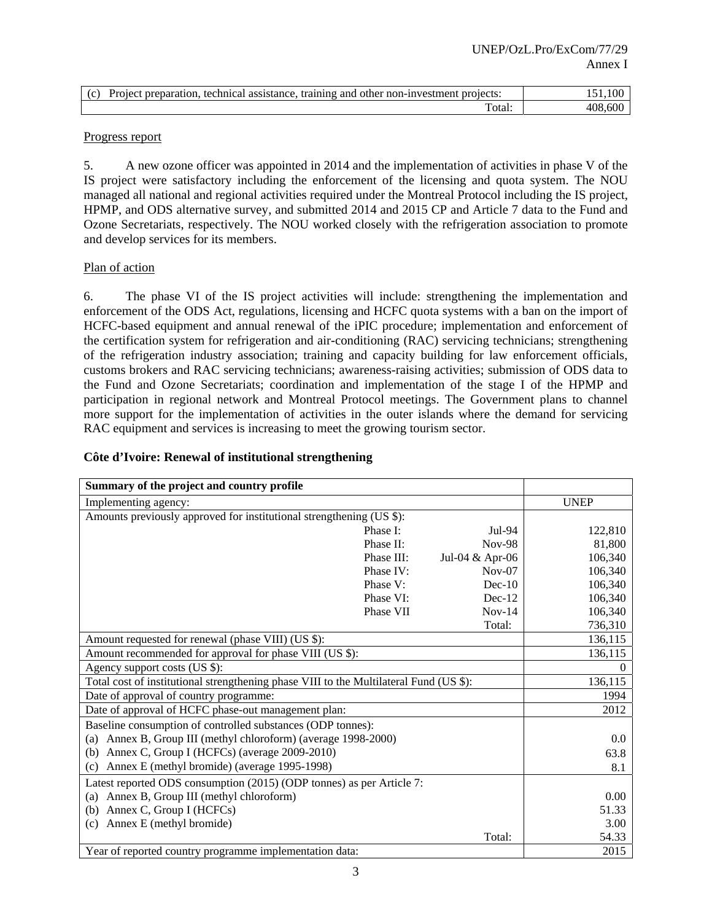| | |
|---|---|
| (c) Project preparation, technical assistance, training and other non-investment projects: | 151,100 |
| Total: | 408,600 |

Progress report

5. A new ozone officer was appointed in 2014 and the implementation of activities in phase V of the IS project were satisfactory including the enforcement of the licensing and quota system. The NOU managed all national and regional activities required under the Montreal Protocol including the IS project, HPMP, and ODS alternative survey, and submitted 2014 and 2015 CP and Article 7 data to the Fund and Ozone Secretariats, respectively. The NOU worked closely with the refrigeration association to promote and develop services for its members.

Plan of action

6. The phase VI of the IS project activities will include: strengthening the implementation and enforcement of the ODS Act, regulations, licensing and HCFC quota systems with a ban on the import of HCFC-based equipment and annual renewal of the iPIC procedure; implementation and enforcement of the certification system for refrigeration and air-conditioning (RAC) servicing technicians; strengthening of the refrigeration industry association; training and capacity building for law enforcement officials, customs brokers and RAC servicing technicians; awareness-raising activities; submission of ODS data to the Fund and Ozone Secretariats; coordination and implementation of the stage I of the HPMP and participation in regional network and Montreal Protocol meetings. The Government plans to channel more support for the implementation of activities in the outer islands where the demand for servicing RAC equipment and services is increasing to meet the growing tourism sector.

**Côte d'Ivoire: Renewal of institutional strengthening**

| **Summary of the project and country profile** | | | |
|---|---|---|---|
| Implementing agency: | | | UNEP |
| Amounts previously approved for institutional strengthening (US $): | | | |
| | Phase I: | Jul-94 | 122,810 |
| | Phase II: | Nov-98 | 81,800 |
| | Phase III: | Jul-04 & Apr-06 | 106,340 |
| | Phase IV: | Nov-07 | 106,340 |
| | Phase V: | Dec-10 | 106,340 |
| | Phase VI: | Dec-12 | 106,340 |
| | Phase VII | Nov-14 | 106,340 |
| | | Total: | 736,310 |
| Amount requested for renewal (phase VIII) (US $): | | | 136,115 |
| Amount recommended for approval for phase VIII (US $): | | | 136,115 |
| Agency support costs (US $): | | | 0 |
| Total cost of institutional strengthening phase VIII to the Multilateral Fund (US $): | | | 136,115 |
| Date of approval of country programme: | | | 1994 |
| Date of approval of HCFC phase-out management plan: | | | 2012 |
| Baseline consumption of controlled substances (ODP tonnes): | | | |
| (a) Annex B, Group III (methyl chloroform) (average 1998-2000) | | | 0.0 |
| (b) Annex C, Group I (HCFCs) (average 2009-2010) | | | 63.8 |
| (c) Annex E (methyl bromide) (average 1995-1998) | | | 8.1 |
| Latest reported ODS consumption (2015) (ODP tonnes) as per Article 7: | | | |
| (a) Annex B, Group III (methyl chloroform) | | | 0.00 |
| (b) Annex C, Group I (HCFCs) | | | 51.33 |
| (c) Annex E (methyl bromide) | | | 3.00 |
| | | Total: | 54.33 |
| Year of reported country programme implementation data: | | | 2015 |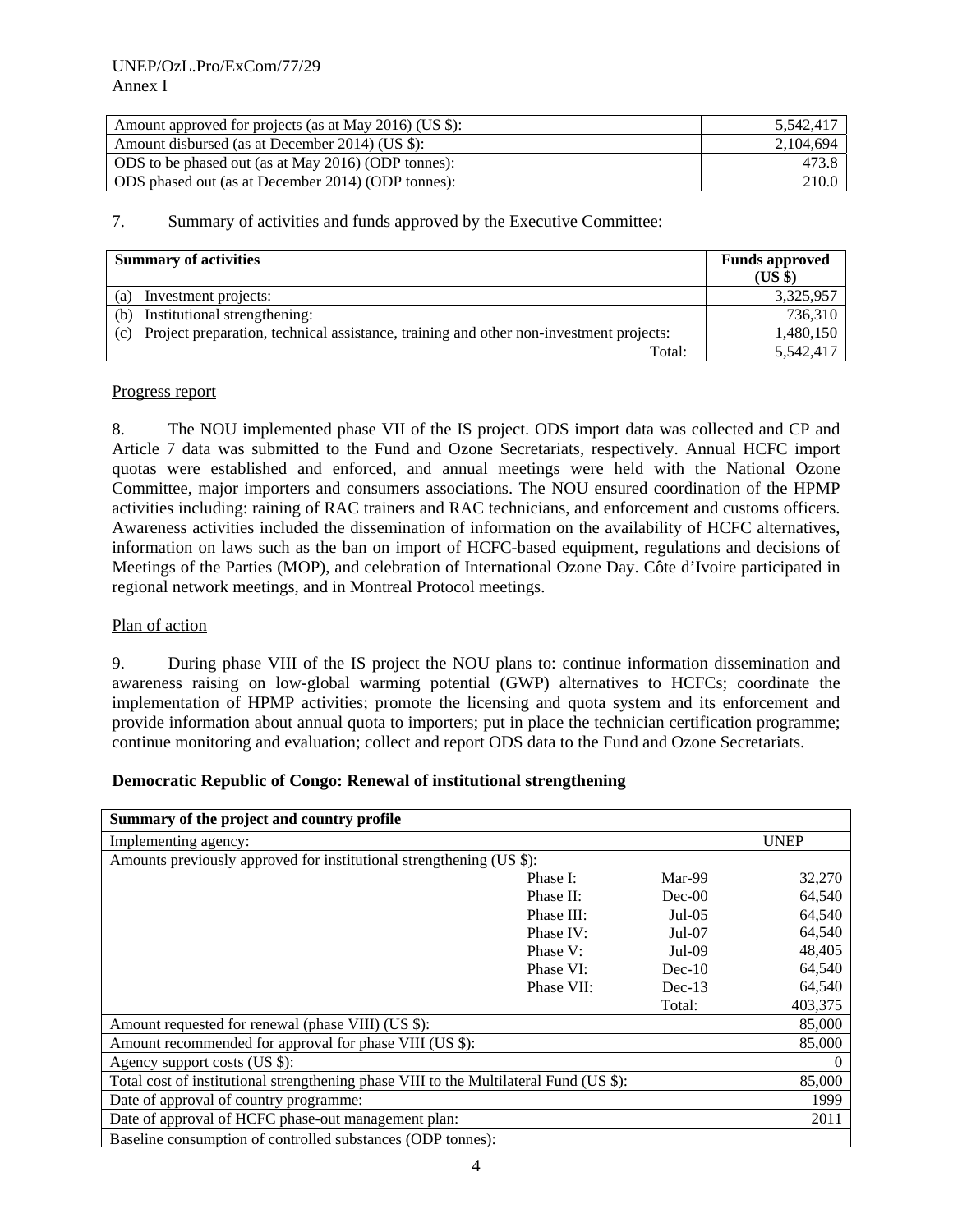| | |
|---|---|
| Amount approved for projects (as at May 2016) (US $): | 5,542,417 |
| Amount disbursed (as at December 2014) (US $): | 2,104,694 |
| ODS to be phased out (as at May 2016) (ODP tonnes): | 473.8 |
| ODS phased out (as at December 2014) (ODP tonnes): | 210.0 |

7. Summary of activities and funds approved by the Executive Committee:

| Summary of activities | Funds approved (US $) |
|---|---|
| (a) Investment projects: | 3,325,957 |
| (b) Institutional strengthening: | 736,310 |
| (c) Project preparation, technical assistance, training and other non-investment projects: | 1,480,150 |
| Total: | 5,542,417 |

Progress report

8. The NOU implemented phase VII of the IS project. ODS import data was collected and CP and Article 7 data was submitted to the Fund and Ozone Secretariats, respectively. Annual HCFC import quotas were established and enforced, and annual meetings were held with the National Ozone Committee, major importers and consumers associations. The NOU ensured coordination of the HPMP activities including: raining of RAC trainers and RAC technicians, and enforcement and customs officers. Awareness activities included the dissemination of information on the availability of HCFC alternatives, information on laws such as the ban on import of HCFC-based equipment, regulations and decisions of Meetings of the Parties (MOP), and celebration of International Ozone Day. Côte d'Ivoire participated in regional network meetings, and in Montreal Protocol meetings.

Plan of action

9. During phase VIII of the IS project the NOU plans to: continue information dissemination and awareness raising on low-global warming potential (GWP) alternatives to HCFCs; coordinate the implementation of HPMP activities; promote the licensing and quota system and its enforcement and provide information about annual quota to importers; put in place the technician certification programme; continue monitoring and evaluation; collect and report ODS data to the Fund and Ozone Secretariats.

**Democratic Republic of Congo: Renewal of institutional strengthening**

| Summary of the project and country profile | | | |
|---|---|---|---|
| Implementing agency: | | | UNEP |
| Amounts previously approved for institutional strengthening (US $): | | | |
| | Phase I: | Mar-99 | 32,270 |
| | Phase II: | Dec-00 | 64,540 |
| | Phase III: | Jul-05 | 64,540 |
| | Phase IV: | Jul-07 | 64,540 |
| | Phase V: | Jul-09 | 48,405 |
| | Phase VI: | Dec-10 | 64,540 |
| | Phase VII: | Dec-13 | 64,540 |
| | | Total: | 403,375 |
| Amount requested for renewal (phase VIII) (US $): | | | 85,000 |
| Amount recommended for approval for phase VIII (US $): | | | 85,000 |
| Agency support costs (US $): | | | 0 |
| Total cost of institutional strengthening phase VIII to the Multilateral Fund (US $): | | | 85,000 |
| Date of approval of country programme: | | | 1999 |
| Date of approval of HCFC phase-out management plan: | | | 2011 |
| Baseline consumption of controlled substances (ODP tonnes): | | | |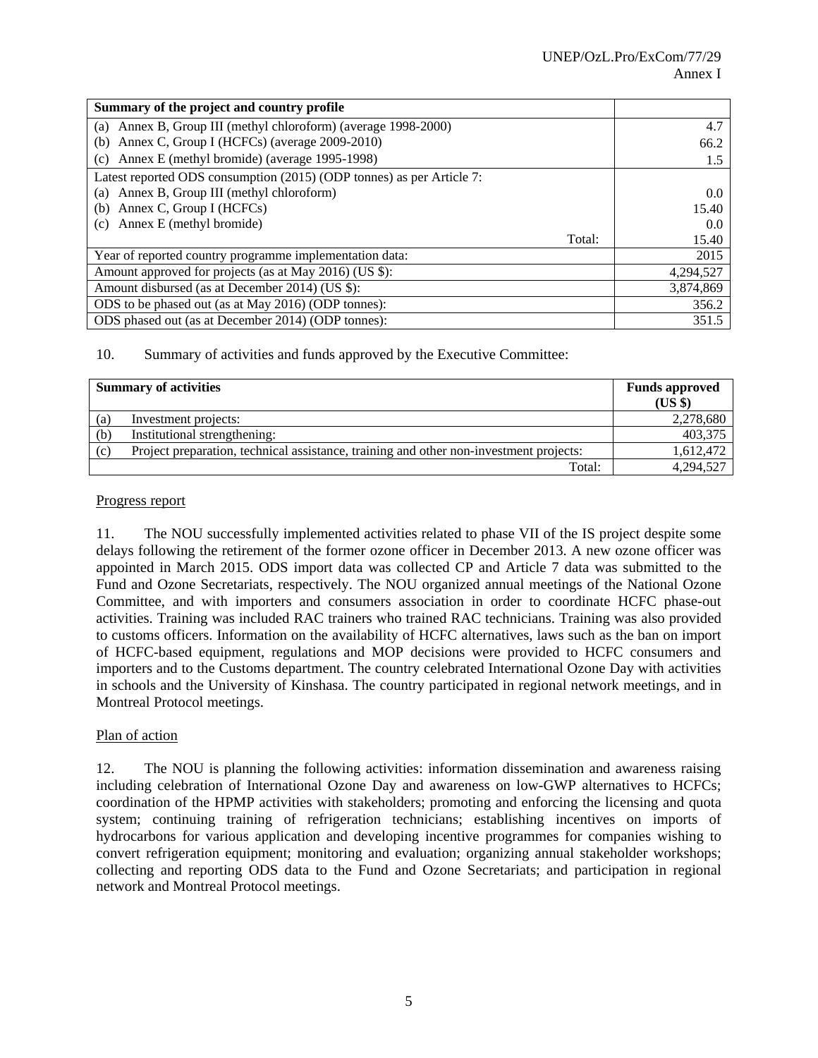| Summary of the project and country profile | |
|---|---|
| (a) Annex B, Group III (methyl chloroform) (average 1998-2000) | 4.7 |
| (b) Annex C, Group I (HCFCs) (average 2009-2010) | 66.2 |
| (c) Annex E (methyl bromide) (average 1995-1998) | 1.5 |
| Latest reported ODS consumption (2015) (ODP tonnes) as per Article 7: | |
| (a) Annex B, Group III (methyl chloroform) | 0.0 |
| (b) Annex C, Group I (HCFCs) | 15.40 |
| (c) Annex E (methyl bromide) | 0.0 |
| Total: | 15.40 |
| Year of reported country programme implementation data: | 2015 |
| Amount approved for projects (as at May 2016) (US $): | 4,294,527 |
| Amount disbursed (as at December 2014) (US $): | 3,874,869 |
| ODS to be phased out (as at May 2016) (ODP tonnes): | 356.2 |
| ODS phased out (as at December 2014) (ODP tonnes): | 351.5 |

10. Summary of activities and funds approved by the Executive Committee:

| | Summary of activities | Funds approved (US $) |
|---|---|---|
| (a) | Investment projects: | 2,278,680 |
| (b) | Institutional strengthening: | 403,375 |
| (c) | Project preparation, technical assistance, training and other non-investment projects: | 1,612,472 |
| | Total: | 4,294,527 |

Progress report

11. The NOU successfully implemented activities related to phase VII of the IS project despite some delays following the retirement of the former ozone officer in December 2013. A new ozone officer was appointed in March 2015. ODS import data was collected CP and Article 7 data was submitted to the Fund and Ozone Secretariats, respectively. The NOU organized annual meetings of the National Ozone Committee, and with importers and consumers association in order to coordinate HCFC phase-out activities. Training was included RAC trainers who trained RAC technicians. Training was also provided to customs officers. Information on the availability of HCFC alternatives, laws such as the ban on import of HCFC-based equipment, regulations and MOP decisions were provided to HCFC consumers and importers and to the Customs department. The country celebrated International Ozone Day with activities in schools and the University of Kinshasa. The country participated in regional network meetings, and in Montreal Protocol meetings.

Plan of action

12. The NOU is planning the following activities: information dissemination and awareness raising including celebration of International Ozone Day and awareness on low-GWP alternatives to HCFCs; coordination of the HPMP activities with stakeholders; promoting and enforcing the licensing and quota system; continuing training of refrigeration technicians; establishing incentives on imports of hydrocarbons for various application and developing incentive programmes for companies wishing to convert refrigeration equipment; monitoring and evaluation; organizing annual stakeholder workshops; collecting and reporting ODS data to the Fund and Ozone Secretariats; and participation in regional network and Montreal Protocol meetings.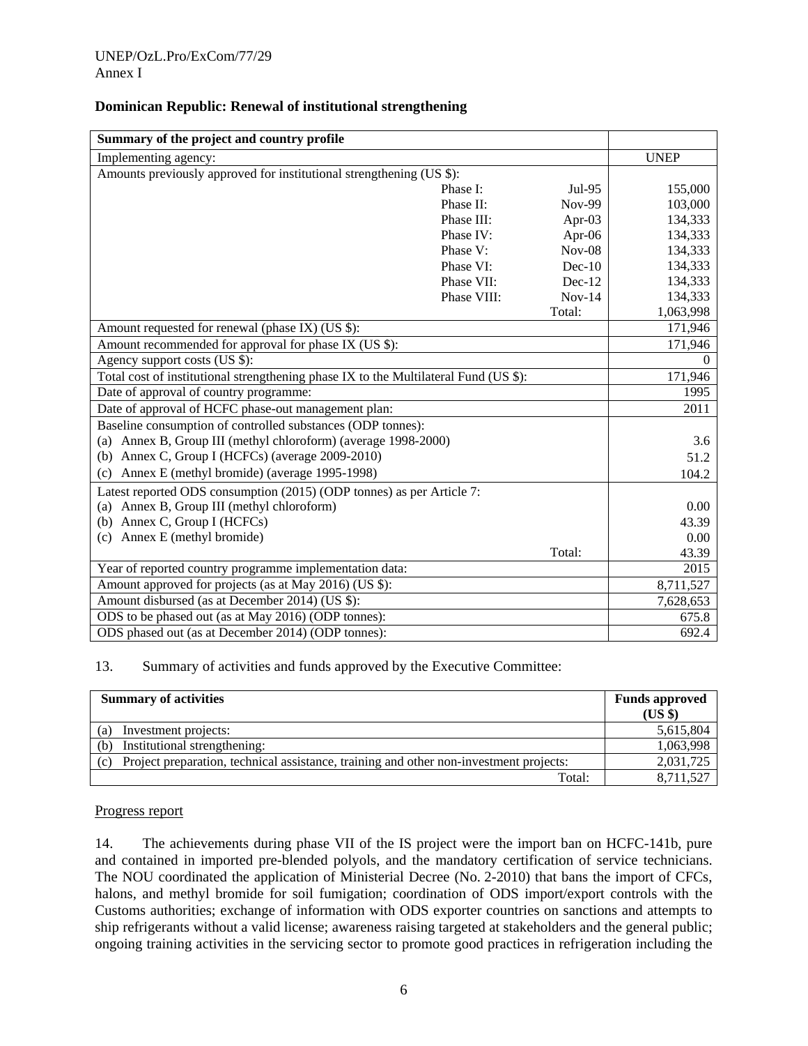**Dominican Republic: Renewal of institutional strengthening**

| Summary of the project and country profile | | | |
|---|---|---|---|
| Implementing agency: | | | UNEP |
| Amounts previously approved for institutional strengthening (US $): | | | |
| | Phase I: | Jul-95 | 155,000 |
| | Phase II: | Nov-99 | 103,000 |
| | Phase III: | Apr-03 | 134,333 |
| | Phase IV: | Apr-06 | 134,333 |
| | Phase V: | Nov-08 | 134,333 |
| | Phase VI: | Dec-10 | 134,333 |
| | Phase VII: | Dec-12 | 134,333 |
| | Phase VIII: | Nov-14 | 134,333 |
| | | Total: | 1,063,998 |
| Amount requested for renewal (phase IX) (US $): | | | 171,946 |
| Amount recommended for approval for phase IX (US $): | | | 171,946 |
| Agency support costs (US $): | | | 0 |
| Total cost of institutional strengthening phase IX to the Multilateral Fund (US $): | | | 171,946 |
| Date of approval of country programme: | | | 1995 |
| Date of approval of HCFC phase-out management plan: | | | 2011 |
| Baseline consumption of controlled substances (ODP tonnes): | | | |
| (a) Annex B, Group III (methyl chloroform) (average 1998-2000) | | | 3.6 |
| (b) Annex C, Group I (HCFCs) (average 2009-2010) | | | 51.2 |
| (c) Annex E (methyl bromide) (average 1995-1998) | | | 104.2 |
| Latest reported ODS consumption (2015) (ODP tonnes) as per Article 7: | | | |
| (a) Annex B, Group III (methyl chloroform) | | | 0.00 |
| (b) Annex C, Group I (HCFCs) | | | 43.39 |
| (c) Annex E (methyl bromide) | | | 0.00 |
| | | Total: | 43.39 |
| Year of reported country programme implementation data: | | | 2015 |
| Amount approved for projects (as at May 2016) (US $): | | | 8,711,527 |
| Amount disbursed (as at December 2014) (US $): | | | 7,628,653 |
| ODS to be phased out (as at May 2016) (ODP tonnes): | | | 675.8 |
| ODS phased out (as at December 2014) (ODP tonnes): | | | 692.4 |

13. Summary of activities and funds approved by the Executive Committee:

| Summary of activities | Funds approved (US $) |
|---|---|
| (a) Investment projects: | 5,615,804 |
| (b) Institutional strengthening: | 1,063,998 |
| (c) Project preparation, technical assistance, training and other non-investment projects: | 2,031,725 |
| Total: | 8,711,527 |

Progress report

14. The achievements during phase VII of the IS project were the import ban on HCFC-141b, pure and contained in imported pre-blended polyols, and the mandatory certification of service technicians. The NOU coordinated the application of Ministerial Decree (No. 2-2010) that bans the import of CFCs, halons, and methyl bromide for soil fumigation; coordination of ODS import/export controls with the Customs authorities; exchange of information with ODS exporter countries on sanctions and attempts to ship refrigerants without a valid license; awareness raising targeted at stakeholders and the general public; ongoing training activities in the servicing sector to promote good practices in refrigeration including the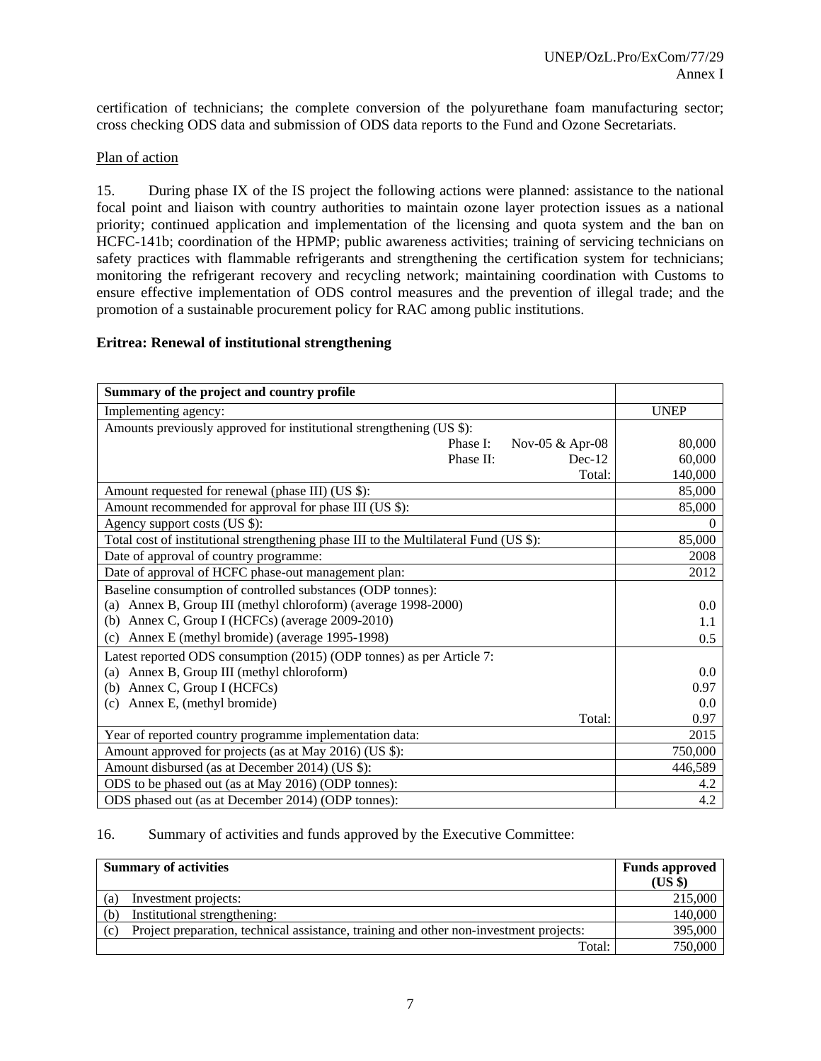certification of technicians; the complete conversion of the polyurethane foam manufacturing sector; cross checking ODS data and submission of ODS data reports to the Fund and Ozone Secretariats.

Plan of action

15. During phase IX of the IS project the following actions were planned: assistance to the national focal point and liaison with country authorities to maintain ozone layer protection issues as a national priority; continued application and implementation of the licensing and quota system and the ban on HCFC-141b; coordination of the HPMP; public awareness activities; training of servicing technicians on safety practices with flammable refrigerants and strengthening the certification system for technicians; monitoring the refrigerant recovery and recycling network; maintaining coordination with Customs to ensure effective implementation of ODS control measures and the prevention of illegal trade; and the promotion of a sustainable procurement policy for RAC among public institutions.

**Eritrea: Renewal of institutional strengthening**

| **Summary of the project and country profile** | |
|---|---|
| Implementing agency: | UNEP |
| Amounts previously approved for institutional strengthening (US $): | |
| Phase I: Nov-05 & Apr-08 | 80,000 |
| Phase II: Dec-12 | 60,000 |
| Total: | 140,000 |
| Amount requested for renewal (phase III) (US $): | 85,000 |
| Amount recommended for approval for phase III (US $): | 85,000 |
| Agency support costs (US $): | 0 |
| Total cost of institutional strengthening phase III to the Multilateral Fund (US $): | 85,000 |
| Date of approval of country programme: | 2008 |
| Date of approval of HCFC phase-out management plan: | 2012 |
| Baseline consumption of controlled substances (ODP tonnes): | |
| (a) Annex B, Group III (methyl chloroform) (average 1998-2000) | 0.0 |
| (b) Annex C, Group I (HCFCs) (average 2009-2010) | 1.1 |
| (c) Annex E (methyl bromide) (average 1995-1998) | 0.5 |
| Latest reported ODS consumption (2015) (ODP tonnes) as per Article 7: | |
| (a) Annex B, Group III (methyl chloroform) | 0.0 |
| (b) Annex C, Group I (HCFCs) | 0.97 |
| (c) Annex E, (methyl bromide) | 0.0 |
| Total: | 0.97 |
| Year of reported country programme implementation data: | 2015 |
| Amount approved for projects (as at May 2016) (US $): | 750,000 |
| Amount disbursed (as at December 2014) (US $): | 446,589 |
| ODS to be phased out (as at May 2016) (ODP tonnes): | 4.2 |
| ODS phased out (as at December 2014) (ODP tonnes): | 4.2 |

16. Summary of activities and funds approved by the Executive Committee:

| **Summary of activities** | **Funds approved (US $)** |
|---|---|
| (a) Investment projects: | 215,000 |
| (b) Institutional strengthening: | 140,000 |
| (c) Project preparation, technical assistance, training and other non-investment projects: | 395,000 |
| Total: | 750,000 |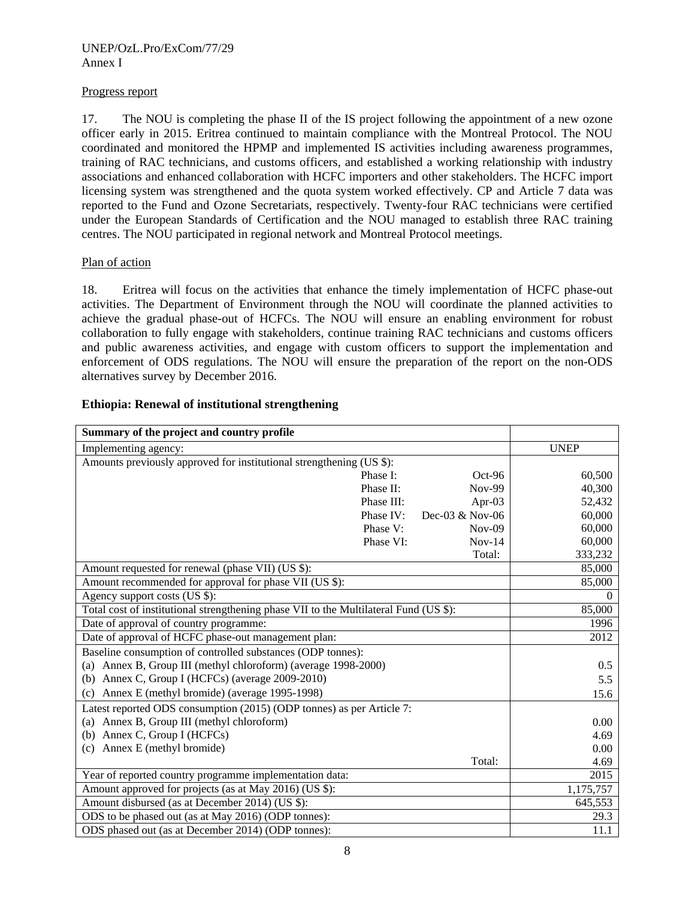Progress report

17. The NOU is completing the phase II of the IS project following the appointment of a new ozone officer early in 2015. Eritrea continued to maintain compliance with the Montreal Protocol. The NOU coordinated and monitored the HPMP and implemented IS activities including awareness programmes, training of RAC technicians, and customs officers, and established a working relationship with industry associations and enhanced collaboration with HCFC importers and other stakeholders. The HCFC import licensing system was strengthened and the quota system worked effectively. CP and Article 7 data was reported to the Fund and Ozone Secretariats, respectively. Twenty-four RAC technicians were certified under the European Standards of Certification and the NOU managed to establish three RAC training centres. The NOU participated in regional network and Montreal Protocol meetings.

Plan of action

18. Eritrea will focus on the activities that enhance the timely implementation of HCFC phase-out activities. The Department of Environment through the NOU will coordinate the planned activities to achieve the gradual phase-out of HCFCs. The NOU will ensure an enabling environment for robust collaboration to fully engage with stakeholders, continue training RAC technicians and customs officers and public awareness activities, and engage with custom officers to support the implementation and enforcement of ODS regulations. The NOU will ensure the preparation of the report on the non-ODS alternatives survey by December 2016.

**Ethiopia: Renewal of institutional strengthening**

| **Summary of the project and country profile** | | | |
|---|---|---|---|
| Implementing agency: | | | UNEP |
| Amounts previously approved for institutional strengthening (US $): | | | |
| | Phase I: | Oct-96 | 60,500 |
| | Phase II: | Nov-99 | 40,300 |
| | Phase III: | Apr-03 | 52,432 |
| | Phase IV: | Dec-03 & Nov-06 | 60,000 |
| | Phase V: | Nov-09 | 60,000 |
| | Phase VI: | Nov-14 | 60,000 |
| | | Total: | 333,232 |
| Amount requested for renewal (phase VII) (US $): | | | 85,000 |
| Amount recommended for approval for phase VII (US $): | | | 85,000 |
| Agency support costs (US $): | | | 0 |
| Total cost of institutional strengthening phase VII to the Multilateral Fund (US $): | | | 85,000 |
| Date of approval of country programme: | | | 1996 |
| Date of approval of HCFC phase-out management plan: | | | 2012 |
| Baseline consumption of controlled substances (ODP tonnes): | | | |
| (a) Annex B, Group III (methyl chloroform) (average 1998-2000) | | | 0.5 |
| (b) Annex C, Group I (HCFCs) (average 2009-2010) | | | 5.5 |
| (c) Annex E (methyl bromide) (average 1995-1998) | | | 15.6 |
| Latest reported ODS consumption (2015) (ODP tonnes) as per Article 7: | | | |
| (a) Annex B, Group III (methyl chloroform) | | | 0.00 |
| (b) Annex C, Group I (HCFCs) | | | 4.69 |
| (c) Annex E (methyl bromide) | | | 0.00 |
| | | Total: | 4.69 |
| Year of reported country programme implementation data: | | | 2015 |
| Amount approved for projects (as at May 2016) (US $): | | | 1,175,757 |
| Amount disbursed (as at December 2014) (US $): | | | 645,553 |
| ODS to be phased out (as at May 2016) (ODP tonnes): | | | 29.3 |
| ODS phased out (as at December 2014) (ODP tonnes): | | | 11.1 |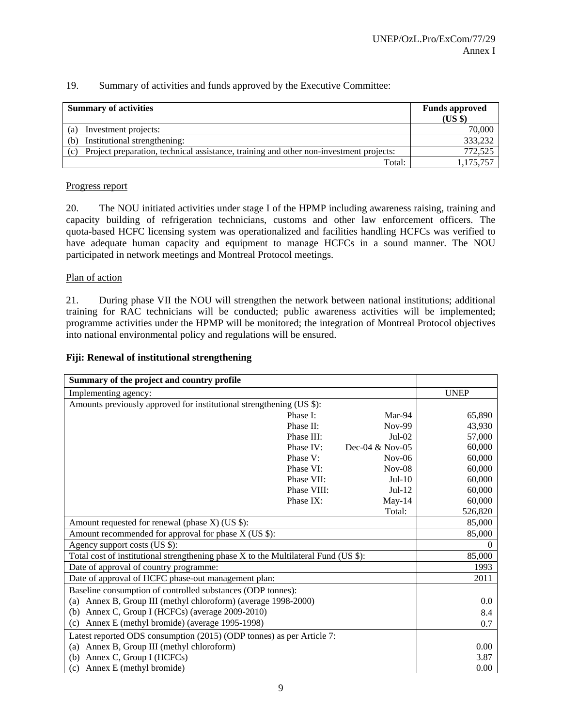19. Summary of activities and funds approved by the Executive Committee:

| Summary of activities | Funds approved (US $) |
|---|---|
| (a) Investment projects: | 70,000 |
| (b) Institutional strengthening: | 333,232 |
| (c) Project preparation, technical assistance, training and other non-investment projects: | 772,525 |
| Total: | 1,175,757 |

Progress report

20. The NOU initiated activities under stage I of the HPMP including awareness raising, training and capacity building of refrigeration technicians, customs and other law enforcement officers. The quota-based HCFC licensing system was operationalized and facilities handling HCFCs was verified to have adequate human capacity and equipment to manage HCFCs in a sound manner. The NOU participated in network meetings and Montreal Protocol meetings.

Plan of action

21. During phase VII the NOU will strengthen the network between national institutions; additional training for RAC technicians will be conducted; public awareness activities will be implemented; programme activities under the HPMP will be monitored; the integration of Montreal Protocol objectives into national environmental policy and regulations will be ensured.

**Fiji: Renewal of institutional strengthening**

| Summary of the project and country profile | | | |
|---|---|---|---|
| Implementing agency: | | | UNEP |
| Amounts previously approved for institutional strengthening (US $): | | | |
| | Phase I: | Mar-94 | 65,890 |
| | Phase II: | Nov-99 | 43,930 |
| | Phase III: | Jul-02 | 57,000 |
| | Phase IV: | Dec-04 & Nov-05 | 60,000 |
| | Phase V: | Nov-06 | 60,000 |
| | Phase VI: | Nov-08 | 60,000 |
| | Phase VII: | Jul-10 | 60,000 |
| | Phase VIII: | Jul-12 | 60,000 |
| | Phase IX: | May-14 | 60,000 |
| | | Total: | 526,820 |
| Amount requested for renewal (phase X) (US $): | | | 85,000 |
| Amount recommended for approval for phase X (US $): | | | 85,000 |
| Agency support costs (US $): | | | 0 |
| Total cost of institutional strengthening phase X to the Multilateral Fund (US $): | | | 85,000 |
| Date of approval of country programme: | | | 1993 |
| Date of approval of HCFC phase-out management plan: | | | 2011 |
| Baseline consumption of controlled substances (ODP tonnes): | | | |
| (a) Annex B, Group III (methyl chloroform) (average 1998-2000) | | | 0.0 |
| (b) Annex C, Group I (HCFCs) (average 2009-2010) | | | 8.4 |
| (c) Annex E (methyl bromide) (average 1995-1998) | | | 0.7 |
| Latest reported ODS consumption (2015) (ODP tonnes) as per Article 7: | | | |
| (a) Annex B, Group III (methyl chloroform) | | | 0.00 |
| (b) Annex C, Group I (HCFCs) | | | 3.87 |
| (c) Annex E (methyl bromide) | | | 0.00 |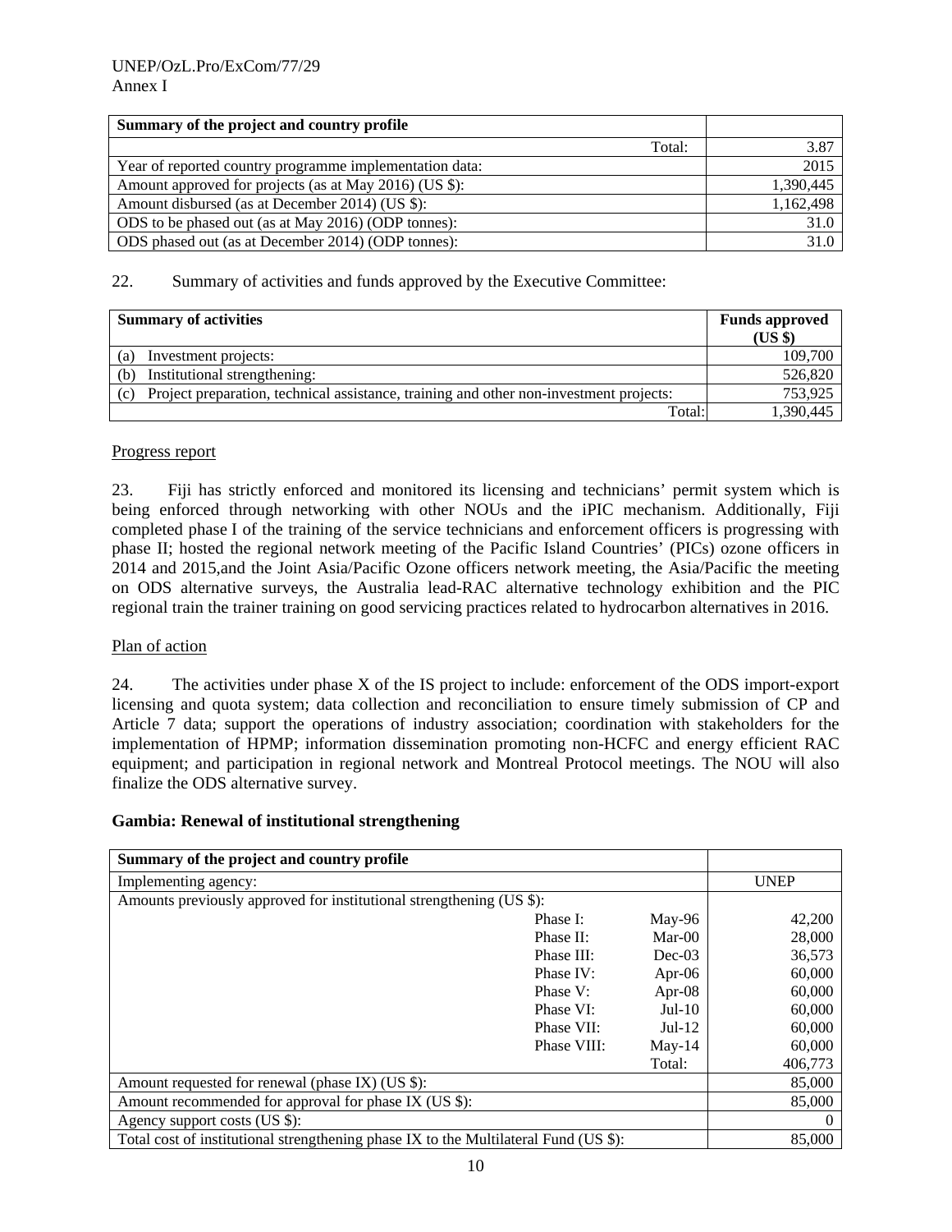| Summary of the project and country profile | |
|---|---|
| Total: | 3.87 |
| Year of reported country programme implementation data: | 2015 |
| Amount approved for projects (as at May 2016) (US $): | 1,390,445 |
| Amount disbursed (as at December 2014) (US $): | 1,162,498 |
| ODS to be phased out (as at May 2016) (ODP tonnes): | 31.0 |
| ODS phased out (as at December 2014) (ODP tonnes): | 31.0 |

22. Summary of activities and funds approved by the Executive Committee:

| Summary of activities | Funds approved (US $) |
|---|---|
| (a) Investment projects: | 109,700 |
| (b) Institutional strengthening: | 526,820 |
| (c) Project preparation, technical assistance, training and other non-investment projects: | 753,925 |
| Total: | 1,390,445 |

Progress report

23. Fiji has strictly enforced and monitored its licensing and technicians' permit system which is being enforced through networking with other NOUs and the iPIC mechanism. Additionally, Fiji completed phase I of the training of the service technicians and enforcement officers is progressing with phase II; hosted the regional network meeting of the Pacific Island Countries' (PICs) ozone officers in 2014 and 2015,and the Joint Asia/Pacific Ozone officers network meeting, the Asia/Pacific the meeting on ODS alternative surveys, the Australia lead-RAC alternative technology exhibition and the PIC regional train the trainer training on good servicing practices related to hydrocarbon alternatives in 2016.

Plan of action

24. The activities under phase X of the IS project to include: enforcement of the ODS import-export licensing and quota system; data collection and reconciliation to ensure timely submission of CP and Article 7 data; support the operations of industry association; coordination with stakeholders for the implementation of HPMP; information dissemination promoting non-HCFC and energy efficient RAC equipment; and participation in regional network and Montreal Protocol meetings. The NOU will also finalize the ODS alternative survey.

**Gambia: Renewal of institutional strengthening**

| Summary of the project and country profile | | | |
|---|---|---|---|
| Implementing agency: | | | UNEP |
| Amounts previously approved for institutional strengthening (US $): | | | |
| | Phase I: | May-96 | 42,200 |
| | Phase II: | Mar-00 | 28,000 |
| | Phase III: | Dec-03 | 36,573 |
| | Phase IV: | Apr-06 | 60,000 |
| | Phase V: | Apr-08 | 60,000 |
| | Phase VI: | Jul-10 | 60,000 |
| | Phase VII: | Jul-12 | 60,000 |
| | Phase VIII: | May-14 | 60,000 |
| | | Total: | 406,773 |
| Amount requested for renewal (phase IX) (US $): | | | 85,000 |
| Amount recommended for approval for phase IX (US $): | | | 85,000 |
| Agency support costs (US $): | | | 0 |
| Total cost of institutional strengthening phase IX to the Multilateral Fund (US $): | | | 85,000 |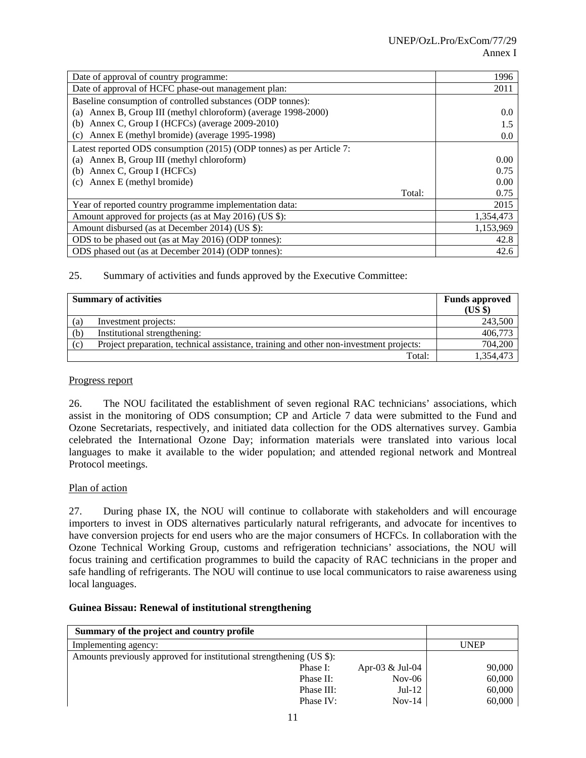| | |
|---|---|
| Date of approval of country programme: | 1996 |
| Date of approval of HCFC phase-out management plan: | 2011 |
| Baseline consumption of controlled substances (ODP tonnes): | |
| (a) Annex B, Group III (methyl chloroform) (average 1998-2000) | 0.0 |
| (b) Annex C, Group I (HCFCs) (average 2009-2010) | 1.5 |
| (c) Annex E (methyl bromide) (average 1995-1998) | 0.0 |
| Latest reported ODS consumption (2015) (ODP tonnes) as per Article 7: | |
| (a) Annex B, Group III (methyl chloroform) | 0.00 |
| (b) Annex C, Group I (HCFCs) | 0.75 |
| (c) Annex E (methyl bromide) | 0.00 |
| Total: | 0.75 |
| Year of reported country programme implementation data: | 2015 |
| Amount approved for projects (as at May 2016) (US $): | 1,354,473 |
| Amount disbursed (as at December 2014) (US $): | 1,153,969 |
| ODS to be phased out (as at May 2016) (ODP tonnes): | 42.8 |
| ODS phased out (as at December 2014) (ODP tonnes): | 42.6 |

25. Summary of activities and funds approved by the Executive Committee:

| Summary of activities | Funds approved (US $) |
|---|---|
| (a) Investment projects: | 243,500 |
| (b) Institutional strengthening: | 406,773 |
| (c) Project preparation, technical assistance, training and other non-investment projects: | 704,200 |
| Total: | 1,354,473 |

Progress report

26. The NOU facilitated the establishment of seven regional RAC technicians' associations, which assist in the monitoring of ODS consumption; CP and Article 7 data were submitted to the Fund and Ozone Secretariats, respectively, and initiated data collection for the ODS alternatives survey. Gambia celebrated the International Ozone Day; information materials were translated into various local languages to make it available to the wider population; and attended regional network and Montreal Protocol meetings.

Plan of action

27. During phase IX, the NOU will continue to collaborate with stakeholders and will encourage importers to invest in ODS alternatives particularly natural refrigerants, and advocate for incentives to have conversion projects for end users who are the major consumers of HCFCs. In collaboration with the Ozone Technical Working Group, customs and refrigeration technicians' associations, the NOU will focus training and certification programmes to build the capacity of RAC technicians in the proper and safe handling of refrigerants. The NOU will continue to use local communicators to raise awareness using local languages.

**Guinea Bissau: Renewal of institutional strengthening**

| Summary of the project and country profile | | | |
|---|---|---|---|
| Implementing agency: | | | UNEP |
| Amounts previously approved for institutional strengthening (US $): | | | |
| | Phase I: | Apr-03 & Jul-04 | 90,000 |
| | Phase II: | Nov-06 | 60,000 |
| | Phase III: | Jul-12 | 60,000 |
| | Phase IV: | Nov-14 | 60,000 |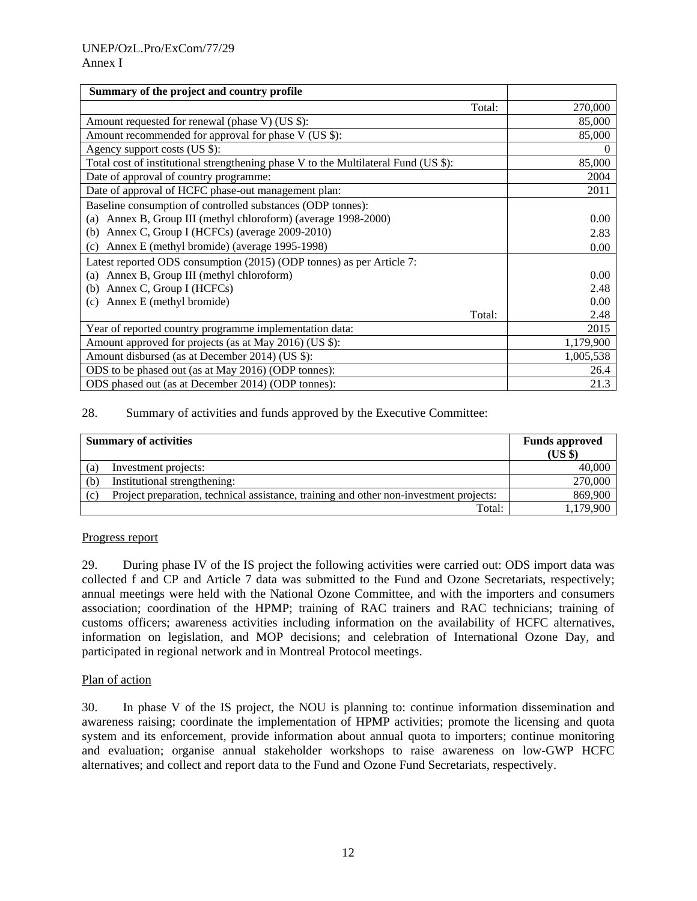| Summary of the project and country profile | |
|---|---|
| Total: | 270,000 |
| Amount requested for renewal (phase V) (US $): | 85,000 |
| Amount recommended for approval for phase V (US $): | 85,000 |
| Agency support costs (US $): | 0 |
| Total cost of institutional strengthening phase V to the Multilateral Fund (US $): | 85,000 |
| Date of approval of country programme: | 2004 |
| Date of approval of HCFC phase-out management plan: | 2011 |
| Baseline consumption of controlled substances (ODP tonnes):<br>(a) Annex B, Group III (methyl chloroform) (average 1998-2000)<br>(b) Annex C, Group I (HCFCs) (average 2009-2010)<br>(c) Annex E (methyl bromide) (average 1995-1998) | <br>0.00<br>2.83<br>0.00 |
| Latest reported ODS consumption (2015) (ODP tonnes) as per Article 7:<br>(a) Annex B, Group III (methyl chloroform)<br>(b) Annex C, Group I (HCFCs)<br>(c) Annex E (methyl bromide)<br>Total: | <br>0.00<br>2.48<br>0.00<br>2.48 |
| Year of reported country programme implementation data: | 2015 |
| Amount approved for projects (as at May 2016) (US $): | 1,179,900 |
| Amount disbursed (as at December 2014) (US $): | 1,005,538 |
| ODS to be phased out (as at May 2016) (ODP tonnes): | 26.4 |
| ODS phased out (as at December 2014) (ODP tonnes): | 21.3 |

28. Summary of activities and funds approved by the Executive Committee:

| Summary of activities | Funds approved (US $) |
|---|---|
| (a) Investment projects: | 40,000 |
| (b) Institutional strengthening: | 270,000 |
| (c) Project preparation, technical assistance, training and other non-investment projects: | 869,900 |
| Total: | 1,179,900 |

<u>Progress report</u>

29. During phase IV of the IS project the following activities were carried out: ODS import data was collected f and CP and Article 7 data was submitted to the Fund and Ozone Secretariats, respectively; annual meetings were held with the National Ozone Committee, and with the importers and consumers association; coordination of the HPMP; training of RAC trainers and RAC technicians; training of customs officers; awareness activities including information on the availability of HCFC alternatives, information on legislation, and MOP decisions; and celebration of International Ozone Day, and participated in regional network and in Montreal Protocol meetings.

<u>Plan of action</u>

30. In phase V of the IS project, the NOU is planning to: continue information dissemination and awareness raising; coordinate the implementation of HPMP activities; promote the licensing and quota system and its enforcement, provide information about annual quota to importers; continue monitoring and evaluation; organise annual stakeholder workshops to raise awareness on low-GWP HCFC alternatives; and collect and report data to the Fund and Ozone Fund Secretariats, respectively.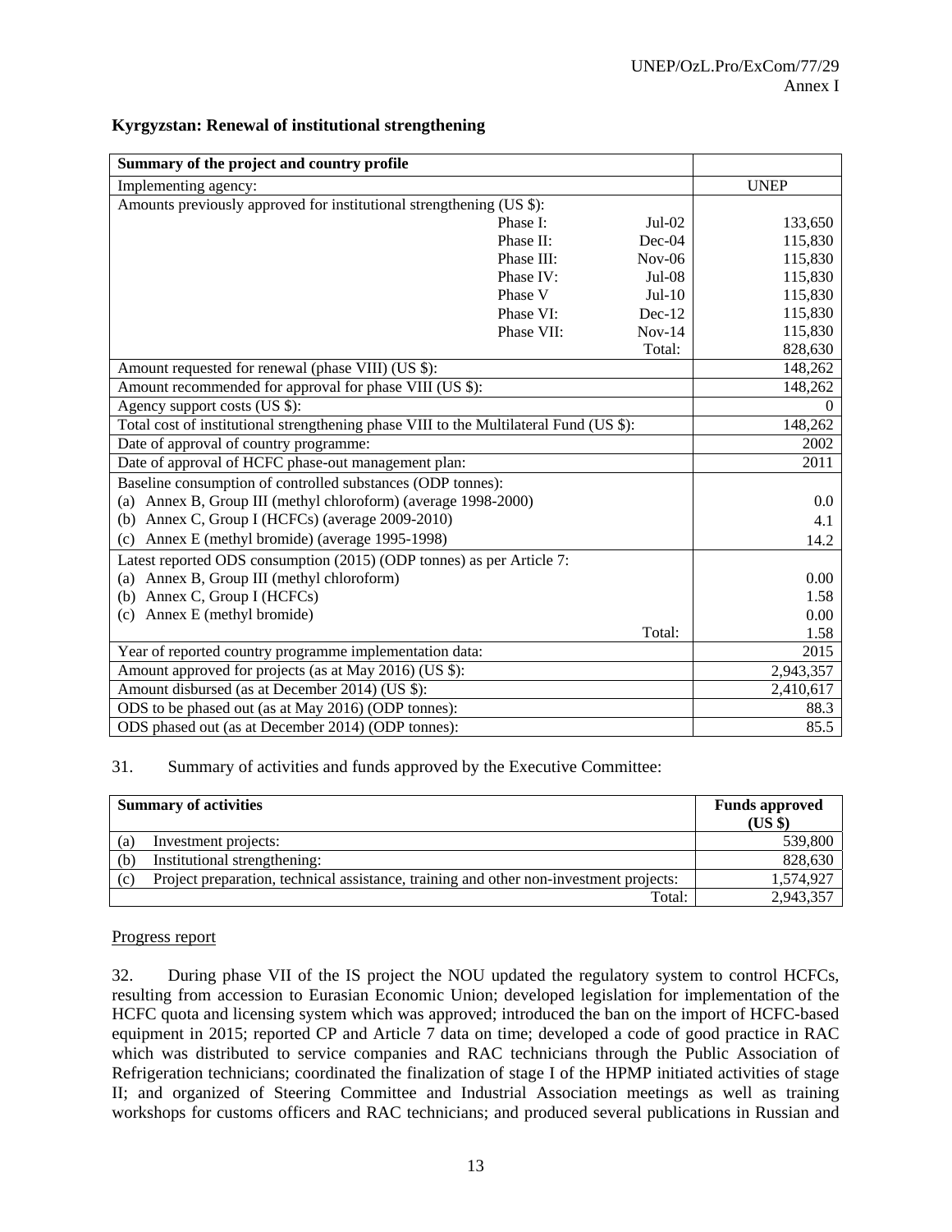**Kyrgyzstan: Renewal of institutional strengthening**

| Summary of the project and country profile | | | |
|---|---|---|---|
| Implementing agency: | | | UNEP |
| Amounts previously approved for institutional strengthening (US $): | | | |
| | Phase I: | Jul-02 | 133,650 |
| | Phase II: | Dec-04 | 115,830 |
| | Phase III: | Nov-06 | 115,830 |
| | Phase IV: | Jul-08 | 115,830 |
| | Phase V | Jul-10 | 115,830 |
| | Phase VI: | Dec-12 | 115,830 |
| | Phase VII: | Nov-14 | 115,830 |
| | | Total: | 828,630 |
| Amount requested for renewal (phase VIII) (US $): | | | 148,262 |
| Amount recommended for approval for phase VIII (US $): | | | 148,262 |
| Agency support costs (US $): | | | 0 |
| Total cost of institutional strengthening phase VIII to the Multilateral Fund (US $): | | | 148,262 |
| Date of approval of country programme: | | | 2002 |
| Date of approval of HCFC phase-out management plan: | | | 2011 |
| Baseline consumption of controlled substances (ODP tonnes): | | | |
| (a) Annex B, Group III (methyl chloroform) (average 1998-2000) | | | 0.0 |
| (b) Annex C, Group I (HCFCs) (average 2009-2010) | | | 4.1 |
| (c) Annex E (methyl bromide) (average 1995-1998) | | | 14.2 |
| Latest reported ODS consumption (2015) (ODP tonnes) as per Article 7: | | | |
| (a) Annex B, Group III (methyl chloroform) | | | 0.00 |
| (b) Annex C, Group I (HCFCs) | | | 1.58 |
| (c) Annex E (methyl bromide) | | | 0.00 |
| | | Total: | 1.58 |
| Year of reported country programme implementation data: | | | 2015 |
| Amount approved for projects (as at May 2016) (US $): | | | 2,943,357 |
| Amount disbursed (as at December 2014) (US $): | | | 2,410,617 |
| ODS to be phased out (as at May 2016) (ODP tonnes): | | | 88.3 |
| ODS phased out (as at December 2014) (ODP tonnes): | | | 85.5 |

31. Summary of activities and funds approved by the Executive Committee:

| Summary of activities | Funds approved (US $) |
|---|---|
| (a) Investment projects: | 539,800 |
| (b) Institutional strengthening: | 828,630 |
| (c) Project preparation, technical assistance, training and other non-investment projects: | 1,574,927 |
| Total: | 2,943,357 |

Progress report

32. During phase VII of the IS project the NOU updated the regulatory system to control HCFCs, resulting from accession to Eurasian Economic Union; developed legislation for implementation of the HCFC quota and licensing system which was approved; introduced the ban on the import of HCFC-based equipment in 2015; reported CP and Article 7 data on time; developed a code of good practice in RAC which was distributed to service companies and RAC technicians through the Public Association of Refrigeration technicians; coordinated the finalization of stage I of the HPMP initiated activities of stage II; and organized of Steering Committee and Industrial Association meetings as well as training workshops for customs officers and RAC technicians; and produced several publications in Russian and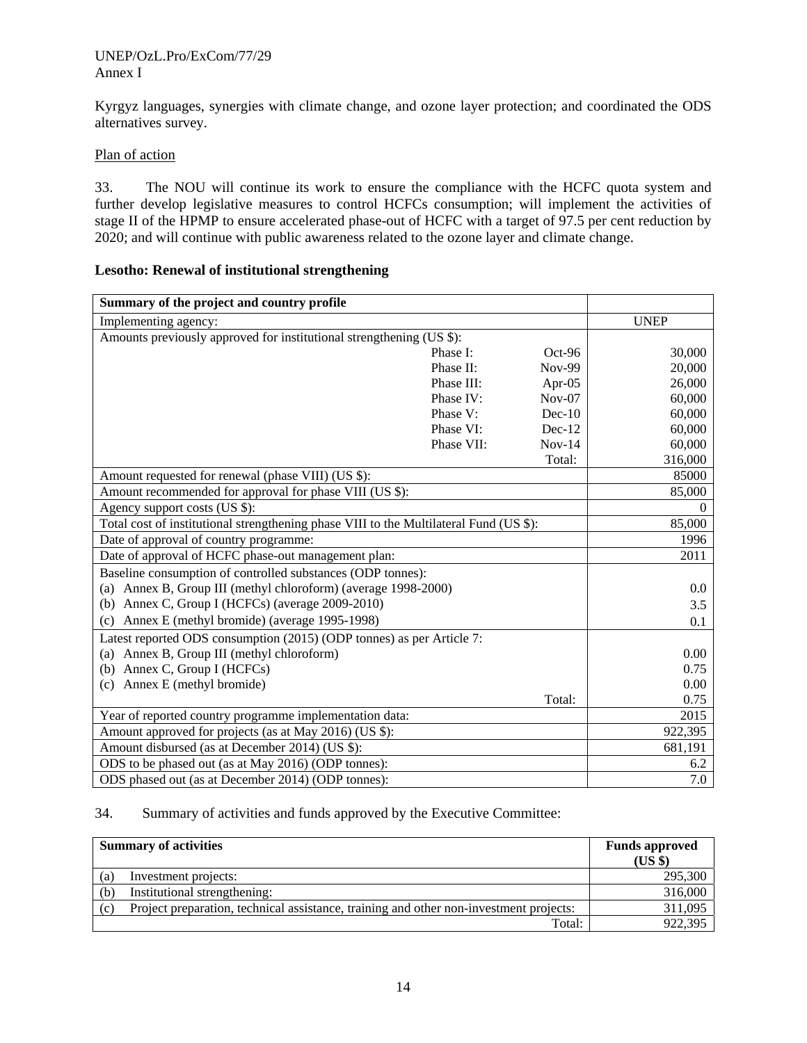Kyrgyz languages, synergies with climate change, and ozone layer protection; and coordinated the ODS alternatives survey.

Plan of action

33. The NOU will continue its work to ensure the compliance with the HCFC quota system and further develop legislative measures to control HCFCs consumption; will implement the activities of stage II of the HPMP to ensure accelerated phase-out of HCFC with a target of 97.5 per cent reduction by 2020; and will continue with public awareness related to the ozone layer and climate change.

**Lesotho: Renewal of institutional strengthening**

| **Summary of the project and country profile** | | | |
|---|---|---|---|
| Implementing agency: | | | UNEP |
| Amounts previously approved for institutional strengthening (US $): | | | |
| | Phase I: | Oct-96 | 30,000 |
| | Phase II: | Nov-99 | 20,000 |
| | Phase III: | Apr-05 | 26,000 |
| | Phase IV: | Nov-07 | 60,000 |
| | Phase V: | Dec-10 | 60,000 |
| | Phase VI: | Dec-12 | 60,000 |
| | Phase VII: | Nov-14 | 60,000 |
| | | Total: | 316,000 |
| Amount requested for renewal (phase VIII) (US $): | | | 85000 |
| Amount recommended for approval for phase VIII (US $): | | | 85,000 |
| Agency support costs (US $): | | | 0 |
| Total cost of institutional strengthening phase VIII to the Multilateral Fund (US $): | | | 85,000 |
| Date of approval of country programme: | | | 1996 |
| Date of approval of HCFC phase-out management plan: | | | 2011 |
| Baseline consumption of controlled substances (ODP tonnes): | | | |
| (a) Annex B, Group III (methyl chloroform) (average 1998-2000) | | | 0.0 |
| (b) Annex C, Group I (HCFCs) (average 2009-2010) | | | 3.5 |
| (c) Annex E (methyl bromide) (average 1995-1998) | | | 0.1 |
| Latest reported ODS consumption (2015) (ODP tonnes) as per Article 7: | | | |
| (a) Annex B, Group III (methyl chloroform) | | | 0.00 |
| (b) Annex C, Group I (HCFCs) | | | 0.75 |
| (c) Annex E (methyl bromide) | | | 0.00 |
| | | Total: | 0.75 |
| Year of reported country programme implementation data: | | | 2015 |
| Amount approved for projects (as at May 2016) (US $): | | | 922,395 |
| Amount disbursed (as at December 2014) (US $): | | | 681,191 |
| ODS to be phased out (as at May 2016) (ODP tonnes): | | | 6.2 |
| ODS phased out (as at December 2014) (ODP tonnes): | | | 7.0 |

34. Summary of activities and funds approved by the Executive Committee:

| **Summary of activities** | **Funds approved (US $)** |
|---|---|
| (a) Investment projects: | 295,300 |
| (b) Institutional strengthening: | 316,000 |
| (c) Project preparation, technical assistance, training and other non-investment projects: | 311,095 |
| Total: | 922,395 |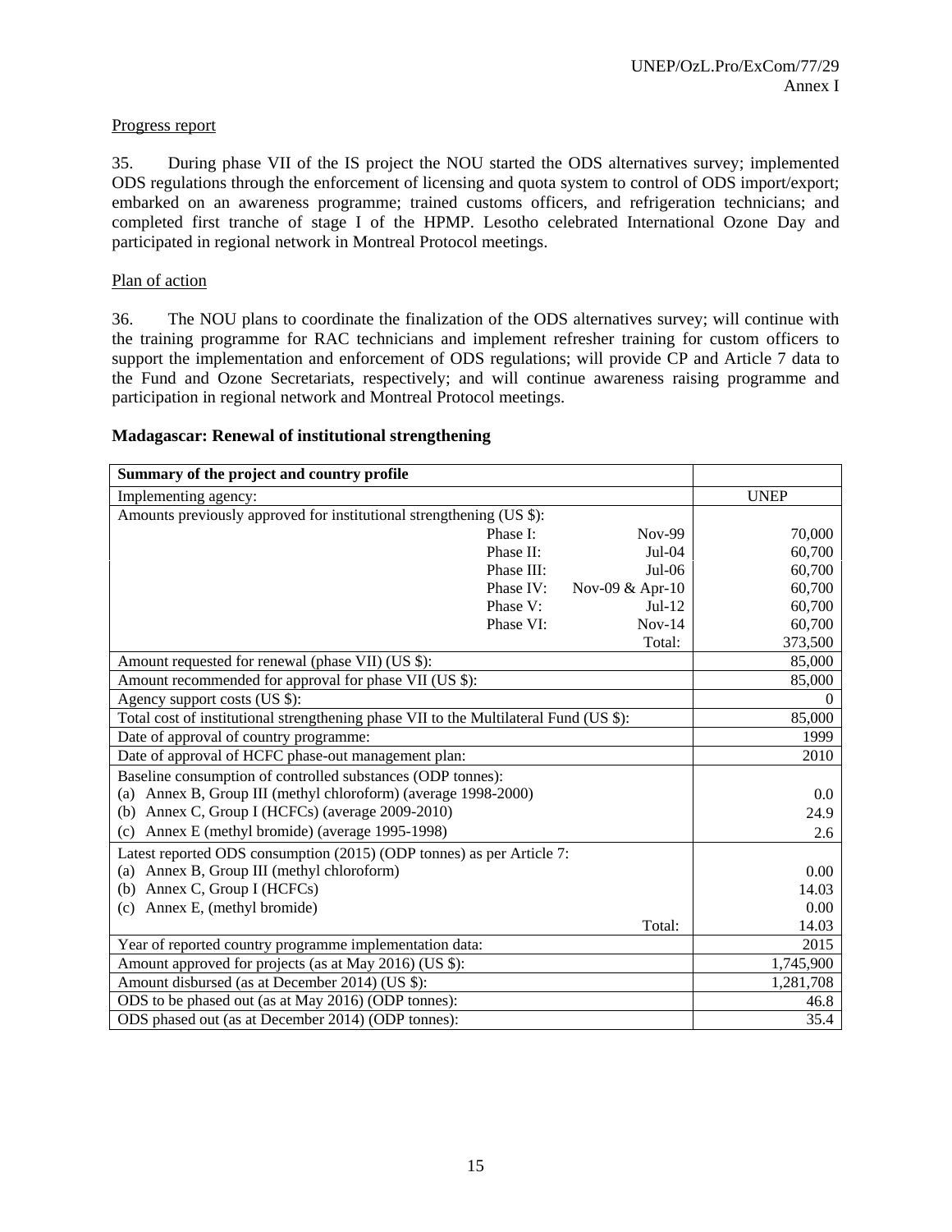Progress report

35. During phase VII of the IS project the NOU started the ODS alternatives survey; implemented ODS regulations through the enforcement of licensing and quota system to control of ODS import/export; embarked on an awareness programme; trained customs officers, and refrigeration technicians; and completed first tranche of stage I of the HPMP. Lesotho celebrated International Ozone Day and participated in regional network in Montreal Protocol meetings.

Plan of action

36. The NOU plans to coordinate the finalization of the ODS alternatives survey; will continue with the training programme for RAC technicians and implement refresher training for custom officers to support the implementation and enforcement of ODS regulations; will provide CP and Article 7 data to the Fund and Ozone Secretariats, respectively; and will continue awareness raising programme and participation in regional network and Montreal Protocol meetings.

**Madagascar: Renewal of institutional strengthening**

| **Summary of the project and country profile** | | | |
|---|---|---|---|
| Implementing agency: | | | UNEP |
| Amounts previously approved for institutional strengthening (US $): | | | |
| | Phase I: | Nov-99 | 70,000 |
| | Phase II: | Jul-04 | 60,700 |
| | Phase III: | Jul-06 | 60,700 |
| | Phase IV: | Nov-09 & Apr-10 | 60,700 |
| | Phase V: | Jul-12 | 60,700 |
| | Phase VI: | Nov-14 | 60,700 |
| | | Total: | 373,500 |
| Amount requested for renewal (phase VII) (US $): | | | 85,000 |
| Amount recommended for approval for phase VII (US $): | | | 85,000 |
| Agency support costs (US $): | | | 0 |
| Total cost of institutional strengthening phase VII to the Multilateral Fund (US $): | | | 85,000 |
| Date of approval of country programme: | | | 1999 |
| Date of approval of HCFC phase-out management plan: | | | 2010 |
| Baseline consumption of controlled substances (ODP tonnes): | | | |
| (a) Annex B, Group III (methyl chloroform) (average 1998-2000) | | | 0.0 |
| (b) Annex C, Group I (HCFCs) (average 2009-2010) | | | 24.9 |
| (c) Annex E (methyl bromide) (average 1995-1998) | | | 2.6 |
| Latest reported ODS consumption (2015) (ODP tonnes) as per Article 7: | | | |
| (a) Annex B, Group III (methyl chloroform) | | | 0.00 |
| (b) Annex C, Group I (HCFCs) | | | 14.03 |
| (c) Annex E, (methyl bromide) | | | 0.00 |
| | | Total: | 14.03 |
| Year of reported country programme implementation data: | | | 2015 |
| Amount approved for projects (as at May 2016) (US $): | | | 1,745,900 |
| Amount disbursed (as at December 2014) (US $): | | | 1,281,708 |
| ODS to be phased out (as at May 2016) (ODP tonnes): | | | 46.8 |
| ODS phased out (as at December 2014) (ODP tonnes): | | | 35.4 |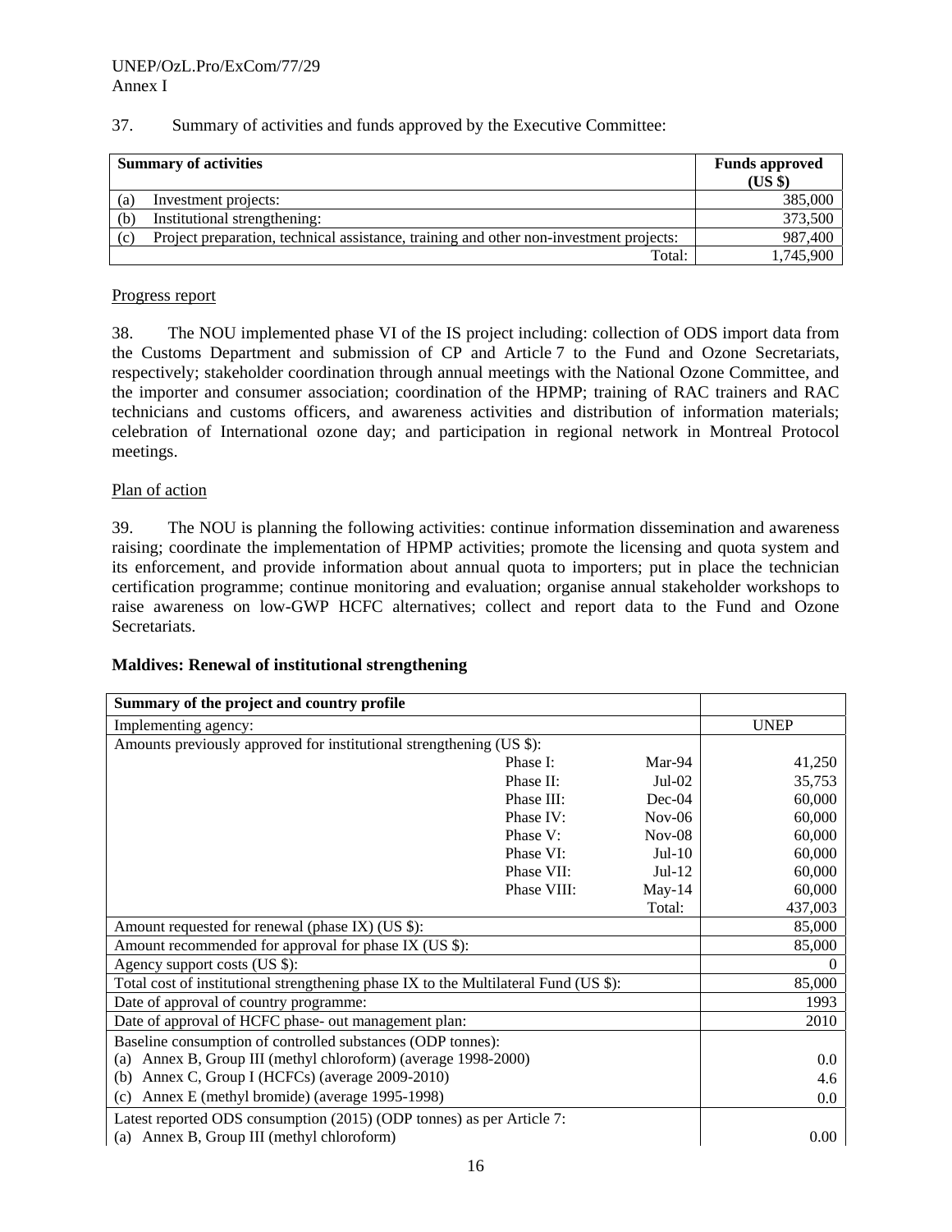37. Summary of activities and funds approved by the Executive Committee:

| Summary of activities | Funds approved (US $) |
|---|---|
| (a) Investment projects: | 385,000 |
| (b) Institutional strengthening: | 373,500 |
| (c) Project preparation, technical assistance, training and other non-investment projects: | 987,400 |
| Total: | 1,745,900 |

Progress report

38. The NOU implemented phase VI of the IS project including: collection of ODS import data from the Customs Department and submission of CP and Article 7 to the Fund and Ozone Secretariats, respectively; stakeholder coordination through annual meetings with the National Ozone Committee, and the importer and consumer association; coordination of the HPMP; training of RAC trainers and RAC technicians and customs officers, and awareness activities and distribution of information materials; celebration of International ozone day; and participation in regional network in Montreal Protocol meetings.

Plan of action

39. The NOU is planning the following activities: continue information dissemination and awareness raising; coordinate the implementation of HPMP activities; promote the licensing and quota system and its enforcement, and provide information about annual quota to importers; put in place the technician certification programme; continue monitoring and evaluation; organise annual stakeholder workshops to raise awareness on low-GWP HCFC alternatives; collect and report data to the Fund and Ozone Secretariats.

**Maldives: Renewal of institutional strengthening**

| Summary of the project and country profile | | | |
|---|---|---|---|
| Implementing agency: | | | UNEP |
| Amounts previously approved for institutional strengthening (US $): | | | |
| | Phase I: | Mar-94 | 41,250 |
| | Phase II: | Jul-02 | 35,753 |
| | Phase III: | Dec-04 | 60,000 |
| | Phase IV: | Nov-06 | 60,000 |
| | Phase V: | Nov-08 | 60,000 |
| | Phase VI: | Jul-10 | 60,000 |
| | Phase VII: | Jul-12 | 60,000 |
| | Phase VIII: | May-14 | 60,000 |
| | | Total: | 437,003 |
| Amount requested for renewal (phase IX) (US $): | | | 85,000 |
| Amount recommended for approval for phase IX (US $): | | | 85,000 |
| Agency support costs (US $): | | | 0 |
| Total cost of institutional strengthening phase IX to the Multilateral Fund (US $): | | | 85,000 |
| Date of approval of country programme: | | | 1993 |
| Date of approval of HCFC phase- out management plan: | | | 2010 |
| Baseline consumption of controlled substances (ODP tonnes): | | | |
| (a) Annex B, Group III (methyl chloroform) (average 1998-2000) | | | 0.0 |
| (b) Annex C, Group I (HCFCs) (average 2009-2010) | | | 4.6 |
| (c) Annex E (methyl bromide) (average 1995-1998) | | | 0.0 |
| Latest reported ODS consumption (2015) (ODP tonnes) as per Article 7: | | | |
| (a) Annex B, Group III (methyl chloroform) | | | 0.00 |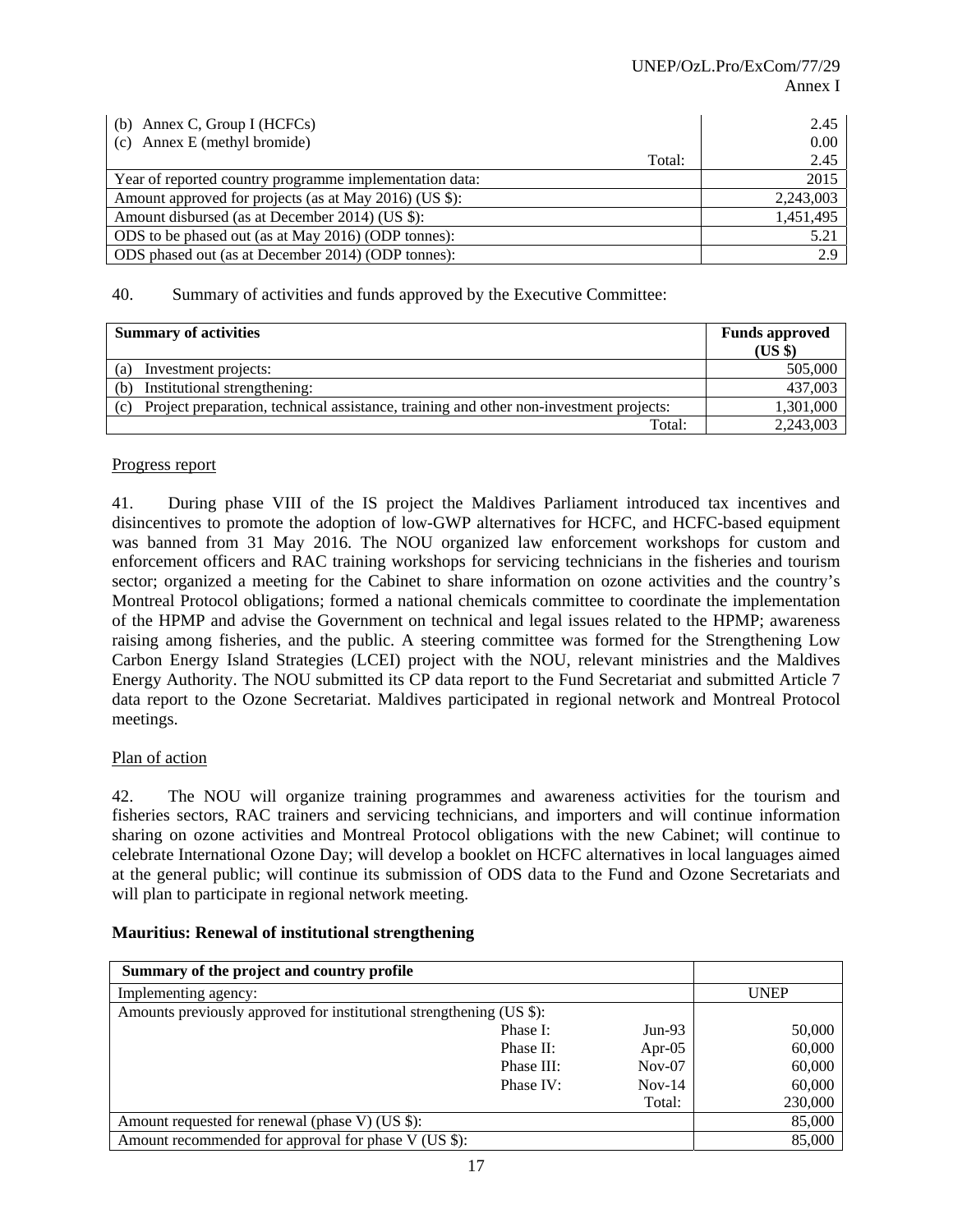| | |
|---|---|
| (b) Annex C, Group I (HCFCs) | 2.45 |
| (c) Annex E (methyl bromide) | 0.00 |
| Total: | 2.45 |
| Year of reported country programme implementation data: | 2015 |
| Amount approved for projects (as at May 2016) (US $): | 2,243,003 |
| Amount disbursed (as at December 2014) (US $): | 1,451,495 |
| ODS to be phased out (as at May 2016) (ODP tonnes): | 5.21 |
| ODS phased out (as at December 2014) (ODP tonnes): | 2.9 |

40. Summary of activities and funds approved by the Executive Committee:

| Summary of activities | Funds approved (US $) |
|---|---|
| (a) Investment projects: | 505,000 |
| (b) Institutional strengthening: | 437,003 |
| (c) Project preparation, technical assistance, training and other non-investment projects: | 1,301,000 |
| Total: | 2,243,003 |

Progress report

41. During phase VIII of the IS project the Maldives Parliament introduced tax incentives and disincentives to promote the adoption of low-GWP alternatives for HCFC, and HCFC-based equipment was banned from 31 May 2016. The NOU organized law enforcement workshops for custom and enforcement officers and RAC training workshops for servicing technicians in the fisheries and tourism sector; organized a meeting for the Cabinet to share information on ozone activities and the country's Montreal Protocol obligations; formed a national chemicals committee to coordinate the implementation of the HPMP and advise the Government on technical and legal issues related to the HPMP; awareness raising among fisheries, and the public. A steering committee was formed for the Strengthening Low Carbon Energy Island Strategies (LCEI) project with the NOU, relevant ministries and the Maldives Energy Authority. The NOU submitted its CP data report to the Fund Secretariat and submitted Article 7 data report to the Ozone Secretariat. Maldives participated in regional network and Montreal Protocol meetings.

Plan of action

42. The NOU will organize training programmes and awareness activities for the tourism and fisheries sectors, RAC trainers and servicing technicians, and importers and will continue information sharing on ozone activities and Montreal Protocol obligations with the new Cabinet; will continue to celebrate International Ozone Day; will develop a booklet on HCFC alternatives in local languages aimed at the general public; will continue its submission of ODS data to the Fund and Ozone Secretariats and will plan to participate in regional network meeting.

**Mauritius: Renewal of institutional strengthening**

| Summary of the project and country profile | | | |
|---|---|---|---|
| Implementing agency: | | | UNEP |
| Amounts previously approved for institutional strengthening (US $): | | | |
| | Phase I: | Jun-93 | 50,000 |
| | Phase II: | Apr-05 | 60,000 |
| | Phase III: | Nov-07 | 60,000 |
| | Phase IV: | Nov-14 | 60,000 |
| | | Total: | 230,000 |
| Amount requested for renewal (phase V) (US $): | | | 85,000 |
| Amount recommended for approval for phase V (US $): | | | 85,000 |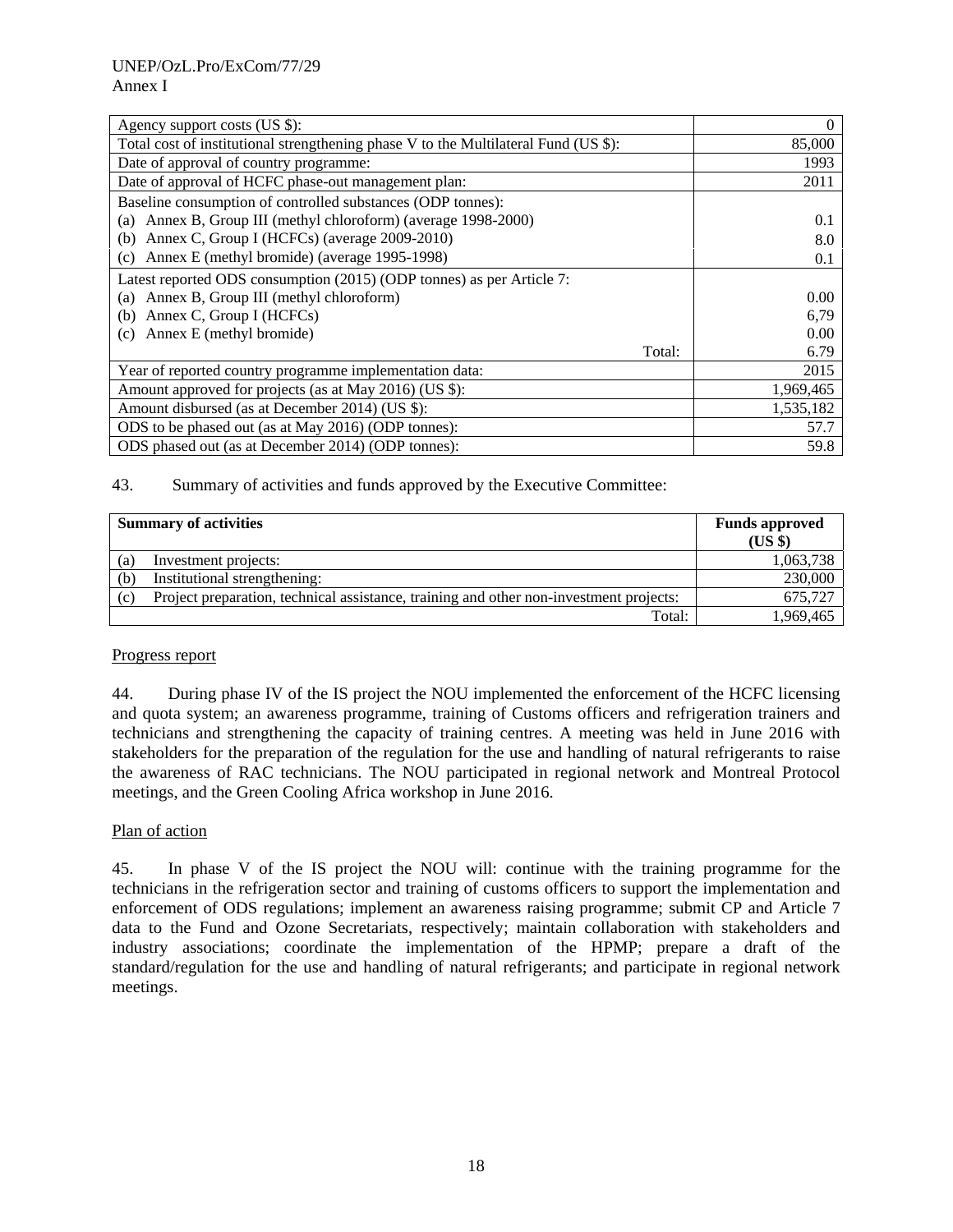| | |
|---|---|
| Agency support costs (US $): | 0 |
| Total cost of institutional strengthening phase V to the Multilateral Fund (US $): | 85,000 |
| Date of approval of country programme: | 1993 |
| Date of approval of HCFC phase-out management plan: | 2011 |
| Baseline consumption of controlled substances (ODP tonnes):<br>(a) Annex B, Group III (methyl chloroform) (average 1998-2000)<br>(b) Annex C, Group I (HCFCs) (average 2009-2010)<br>(c) Annex E (methyl bromide) (average 1995-1998) | <br>0.1<br>8.0<br>0.1 |
| Latest reported ODS consumption (2015) (ODP tonnes) as per Article 7:<br>(a) Annex B, Group III (methyl chloroform)<br>(b) Annex C, Group I (HCFCs)<br>(c) Annex E (methyl bromide)<br>Total: | <br>0.00<br>6,79<br>0.00<br>6.79 |
| Year of reported country programme implementation data: | 2015 |
| Amount approved for projects (as at May 2016) (US $): | 1,969,465 |
| Amount disbursed (as at December 2014) (US $): | 1,535,182 |
| ODS to be phased out (as at May 2016) (ODP tonnes): | 57.7 |
| ODS phased out (as at December 2014) (ODP tonnes): | 59.8 |

43. Summary of activities and funds approved by the Executive Committee:

| Summary of activities | Funds approved (US $) |
|---|---|
| (a) Investment projects: | 1,063,738 |
| (b) Institutional strengthening: | 230,000 |
| (c) Project preparation, technical assistance, training and other non-investment projects: | 675,727 |
| Total: | 1,969,465 |

Progress report

44. During phase IV of the IS project the NOU implemented the enforcement of the HCFC licensing and quota system; an awareness programme, training of Customs officers and refrigeration trainers and technicians and strengthening the capacity of training centres. A meeting was held in June 2016 with stakeholders for the preparation of the regulation for the use and handling of natural refrigerants to raise the awareness of RAC technicians. The NOU participated in regional network and Montreal Protocol meetings, and the Green Cooling Africa workshop in June 2016.

Plan of action

45. In phase V of the IS project the NOU will: continue with the training programme for the technicians in the refrigeration sector and training of customs officers to support the implementation and enforcement of ODS regulations; implement an awareness raising programme; submit CP and Article 7 data to the Fund and Ozone Secretariats, respectively; maintain collaboration with stakeholders and industry associations; coordinate the implementation of the HPMP; prepare a draft of the standard/regulation for the use and handling of natural refrigerants; and participate in regional network meetings.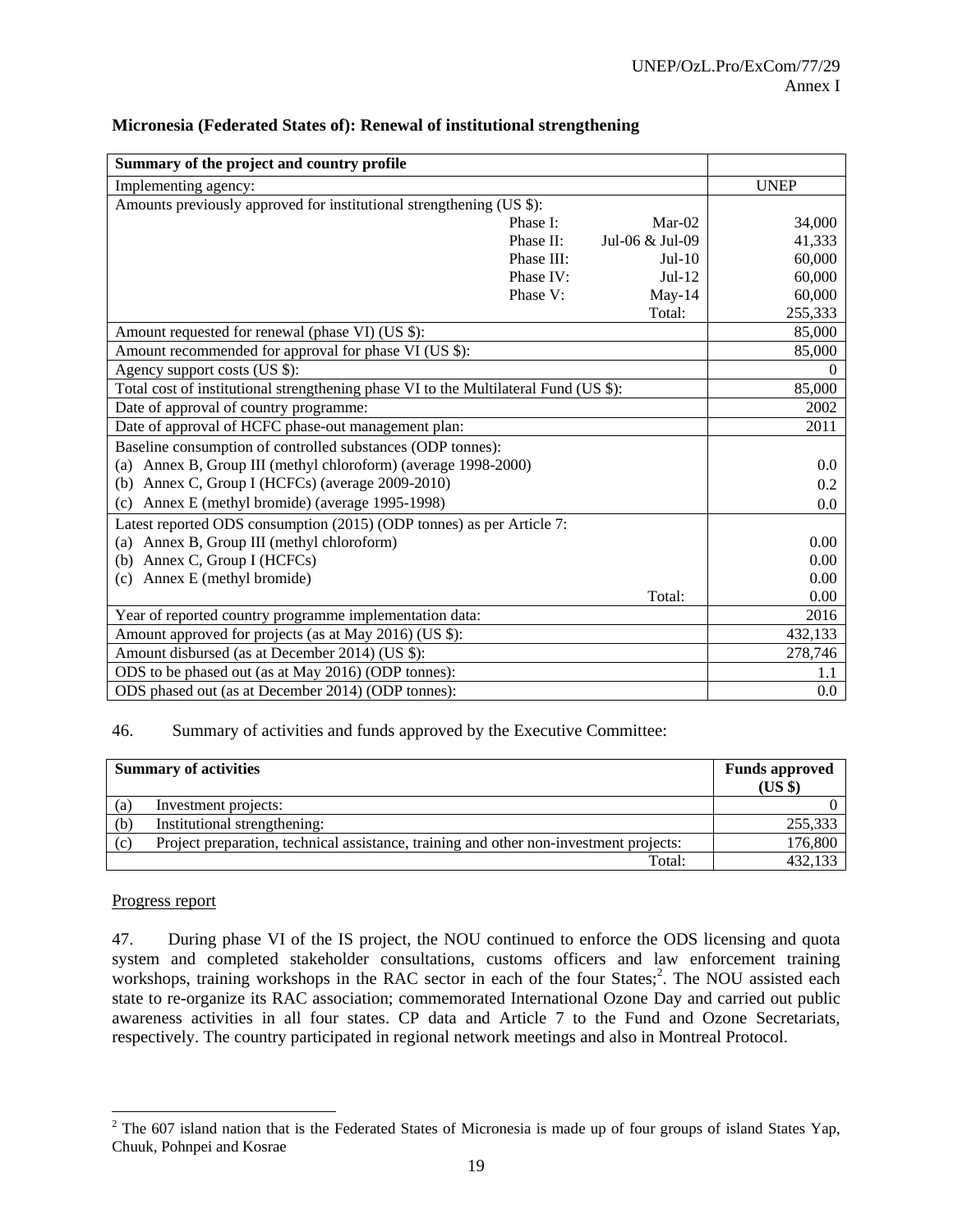**Micronesia (Federated States of): Renewal of institutional strengthening**

| Summary of the project and country profile | | | |
|---|---|---|---|
| Implementing agency: | | | UNEP |
| Amounts previously approved for institutional strengthening (US $): | | | |
| | Phase I: | Mar-02 | 34,000 |
| | Phase II: | Jul-06 & Jul-09 | 41,333 |
| | Phase III: | Jul-10 | 60,000 |
| | Phase IV: | Jul-12 | 60,000 |
| | Phase V: | May-14 | 60,000 |
| | | Total: | 255,333 |
| Amount requested for renewal (phase VI) (US $): | | | 85,000 |
| Amount recommended for approval for phase VI (US $): | | | 85,000 |
| Agency support costs (US $): | | | 0 |
| Total cost of institutional strengthening phase VI to the Multilateral Fund (US $): | | | 85,000 |
| Date of approval of country programme: | | | 2002 |
| Date of approval of HCFC phase-out management plan: | | | 2011 |
| Baseline consumption of controlled substances (ODP tonnes): | | | |
| (a) Annex B, Group III (methyl chloroform) (average 1998-2000) | | | 0.0 |
| (b) Annex C, Group I (HCFCs) (average 2009-2010) | | | 0.2 |
| (c) Annex E (methyl bromide) (average 1995-1998) | | | 0.0 |
| Latest reported ODS consumption (2015) (ODP tonnes) as per Article 7: | | | |
| (a) Annex B, Group III (methyl chloroform) | | | 0.00 |
| (b) Annex C, Group I (HCFCs) | | | 0.00 |
| (c) Annex E (methyl bromide) | | | 0.00 |
| | | Total: | 0.00 |
| Year of reported country programme implementation data: | | | 2016 |
| Amount approved for projects (as at May 2016) (US $): | | | 432,133 |
| Amount disbursed (as at December 2014) (US $): | | | 278,746 |
| ODS to be phased out (as at May 2016) (ODP tonnes): | | | 1.1 |
| ODS phased out (as at December 2014) (ODP tonnes): | | | 0.0 |

46. Summary of activities and funds approved by the Executive Committee:

| Summary of activities | | Funds approved (US $) |
|---|---|---|
| (a) | Investment projects: | 0 |
| (b) | Institutional strengthening: | 255,333 |
| (c) | Project preparation, technical assistance, training and other non-investment projects: | 176,800 |
| | Total: | 432,133 |

Progress report

47. During phase VI of the IS project, the NOU continued to enforce the ODS licensing and quota system and completed stakeholder consultations, customs officers and law enforcement training workshops, training workshops in the RAC sector in each of the four States;[2]. The NOU assisted each state to re-organize its RAC association; commemorated International Ozone Day and carried out public awareness activities in all four states. CP data and Article 7 to the Fund and Ozone Secretariats, respectively. The country participated in regional network meetings and also in Montreal Protocol.

[2] The 607 island nation that is the Federated States of Micronesia is made up of four groups of island States Yap, Chuuk, Pohnpei and Kosrae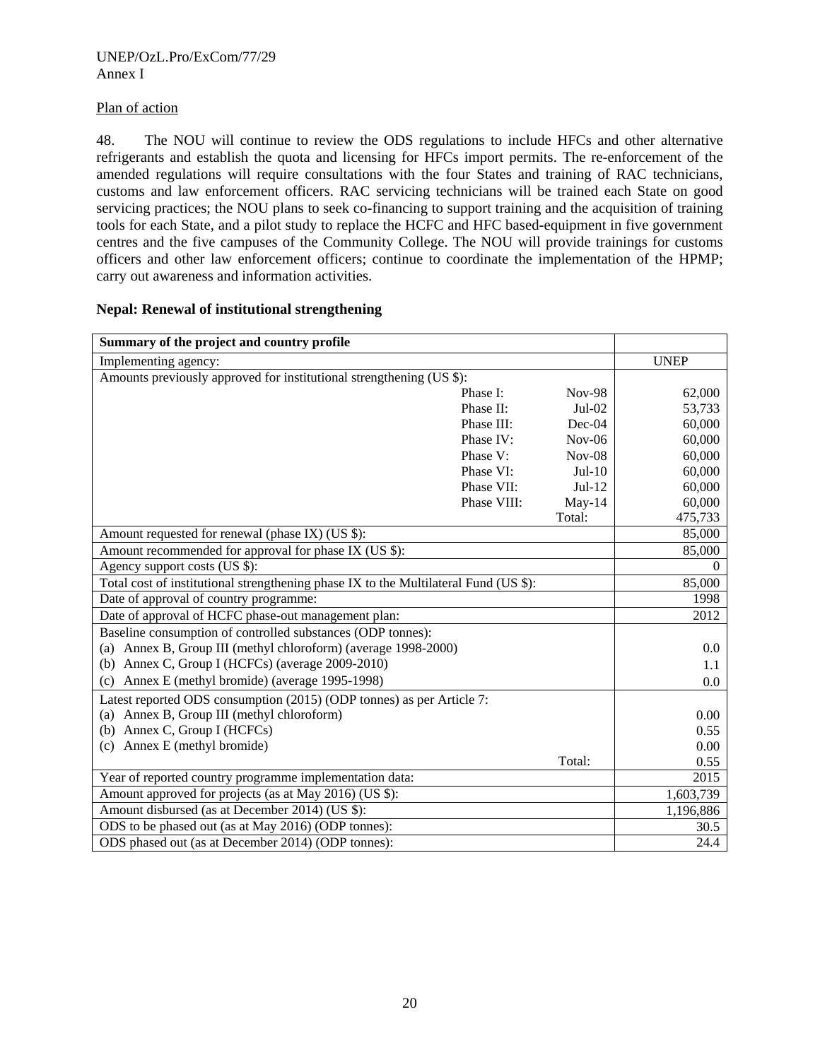Plan of action

48. The NOU will continue to review the ODS regulations to include HFCs and other alternative refrigerants and establish the quota and licensing for HFCs import permits. The re-enforcement of the amended regulations will require consultations with the four States and training of RAC technicians, customs and law enforcement officers. RAC servicing technicians will be trained each State on good servicing practices; the NOU plans to seek co-financing to support training and the acquisition of training tools for each State, and a pilot study to replace the HCFC and HFC based-equipment in five government centres and the five campuses of the Community College. The NOU will provide trainings for customs officers and other law enforcement officers; continue to coordinate the implementation of the HPMP; carry out awareness and information activities.

**Nepal: Renewal of institutional strengthening**

| **Summary of the project and country profile** | | | |
|---|---|---|---|
| Implementing agency: | | | UNEP |
| Amounts previously approved for institutional strengthening (US $): | | | |
| | Phase I: | Nov-98 | 62,000 |
| | Phase II: | Jul-02 | 53,733 |
| | Phase III: | Dec-04 | 60,000 |
| | Phase IV: | Nov-06 | 60,000 |
| | Phase V: | Nov-08 | 60,000 |
| | Phase VI: | Jul-10 | 60,000 |
| | Phase VII: | Jul-12 | 60,000 |
| | Phase VIII: | May-14 | 60,000 |
| | | Total: | 475,733 |
| Amount requested for renewal (phase IX) (US $): | | | 85,000 |
| Amount recommended for approval for phase IX (US $): | | | 85,000 |
| Agency support costs (US $): | | | 0 |
| Total cost of institutional strengthening phase IX to the Multilateral Fund (US $): | | | 85,000 |
| Date of approval of country programme: | | | 1998 |
| Date of approval of HCFC phase-out management plan: | | | 2012 |
| Baseline consumption of controlled substances (ODP tonnes): | | | |
| (a) Annex B, Group III (methyl chloroform) (average 1998-2000) | | | 0.0 |
| (b) Annex C, Group I (HCFCs) (average 2009-2010) | | | 1.1 |
| (c) Annex E (methyl bromide) (average 1995-1998) | | | 0.0 |
| Latest reported ODS consumption (2015) (ODP tonnes) as per Article 7: | | | |
| (a) Annex B, Group III (methyl chloroform) | | | 0.00 |
| (b) Annex C, Group I (HCFCs) | | | 0.55 |
| (c) Annex E (methyl bromide) | | | 0.00 |
| | | Total: | 0.55 |
| Year of reported country programme implementation data: | | | 2015 |
| Amount approved for projects (as at May 2016) (US $): | | | 1,603,739 |
| Amount disbursed (as at December 2014) (US $): | | | 1,196,886 |
| ODS to be phased out (as at May 2016) (ODP tonnes): | | | 30.5 |
| ODS phased out (as at December 2014) (ODP tonnes): | | | 24.4 |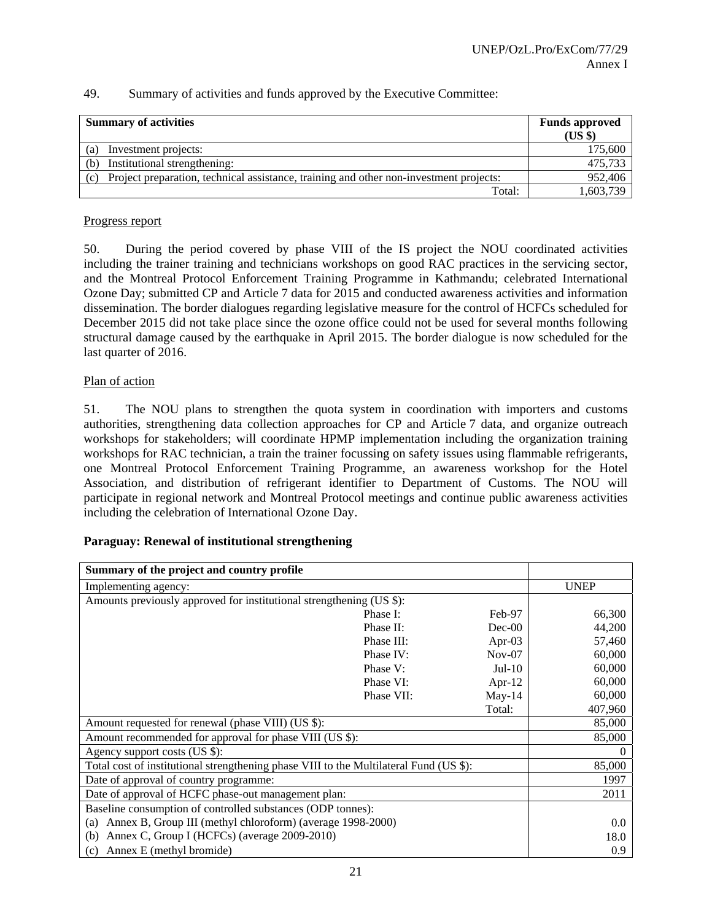49. Summary of activities and funds approved by the Executive Committee:

| Summary of activities | Funds approved (US $) |
|---|---|
| (a) Investment projects: | 175,600 |
| (b) Institutional strengthening: | 475,733 |
| (c) Project preparation, technical assistance, training and other non-investment projects: | 952,406 |
| Total: | 1,603,739 |

Progress report

50. During the period covered by phase VIII of the IS project the NOU coordinated activities including the trainer training and technicians workshops on good RAC practices in the servicing sector, and the Montreal Protocol Enforcement Training Programme in Kathmandu; celebrated International Ozone Day; submitted CP and Article 7 data for 2015 and conducted awareness activities and information dissemination. The border dialogues regarding legislative measure for the control of HCFCs scheduled for December 2015 did not take place since the ozone office could not be used for several months following structural damage caused by the earthquake in April 2015. The border dialogue is now scheduled for the last quarter of 2016.

Plan of action

51. The NOU plans to strengthen the quota system in coordination with importers and customs authorities, strengthening data collection approaches for CP and Article 7 data, and organize outreach workshops for stakeholders; will coordinate HPMP implementation including the organization training workshops for RAC technician, a train the trainer focussing on safety issues using flammable refrigerants, one Montreal Protocol Enforcement Training Programme, an awareness workshop for the Hotel Association, and distribution of refrigerant identifier to Department of Customs. The NOU will participate in regional network and Montreal Protocol meetings and continue public awareness activities including the celebration of International Ozone Day.

**Paraguay: Renewal of institutional strengthening**

| Summary of the project and country profile | | | |
|---|---|---|---|
| Implementing agency: | | | UNEP |
| Amounts previously approved for institutional strengthening (US $): | | | |
| | Phase I: | Feb-97 | 66,300 |
| | Phase II: | Dec-00 | 44,200 |
| | Phase III: | Apr-03 | 57,460 |
| | Phase IV: | Nov-07 | 60,000 |
| | Phase V: | Jul-10 | 60,000 |
| | Phase VI: | Apr-12 | 60,000 |
| | Phase VII: | May-14 | 60,000 |
| | | Total: | 407,960 |
| Amount requested for renewal (phase VIII) (US $): | | | 85,000 |
| Amount recommended for approval for phase VIII (US $): | | | 85,000 |
| Agency support costs (US $): | | | 0 |
| Total cost of institutional strengthening phase VIII to the Multilateral Fund (US $): | | | 85,000 |
| Date of approval of country programme: | | | 1997 |
| Date of approval of HCFC phase-out management plan: | | | 2011 |
| Baseline consumption of controlled substances (ODP tonnes): | | | |
| (a) Annex B, Group III (methyl chloroform) (average 1998-2000) | | | 0.0 |
| (b) Annex C, Group I (HCFCs) (average 2009-2010) | | | 18.0 |
| (c) Annex E (methyl bromide) | | | 0.9 |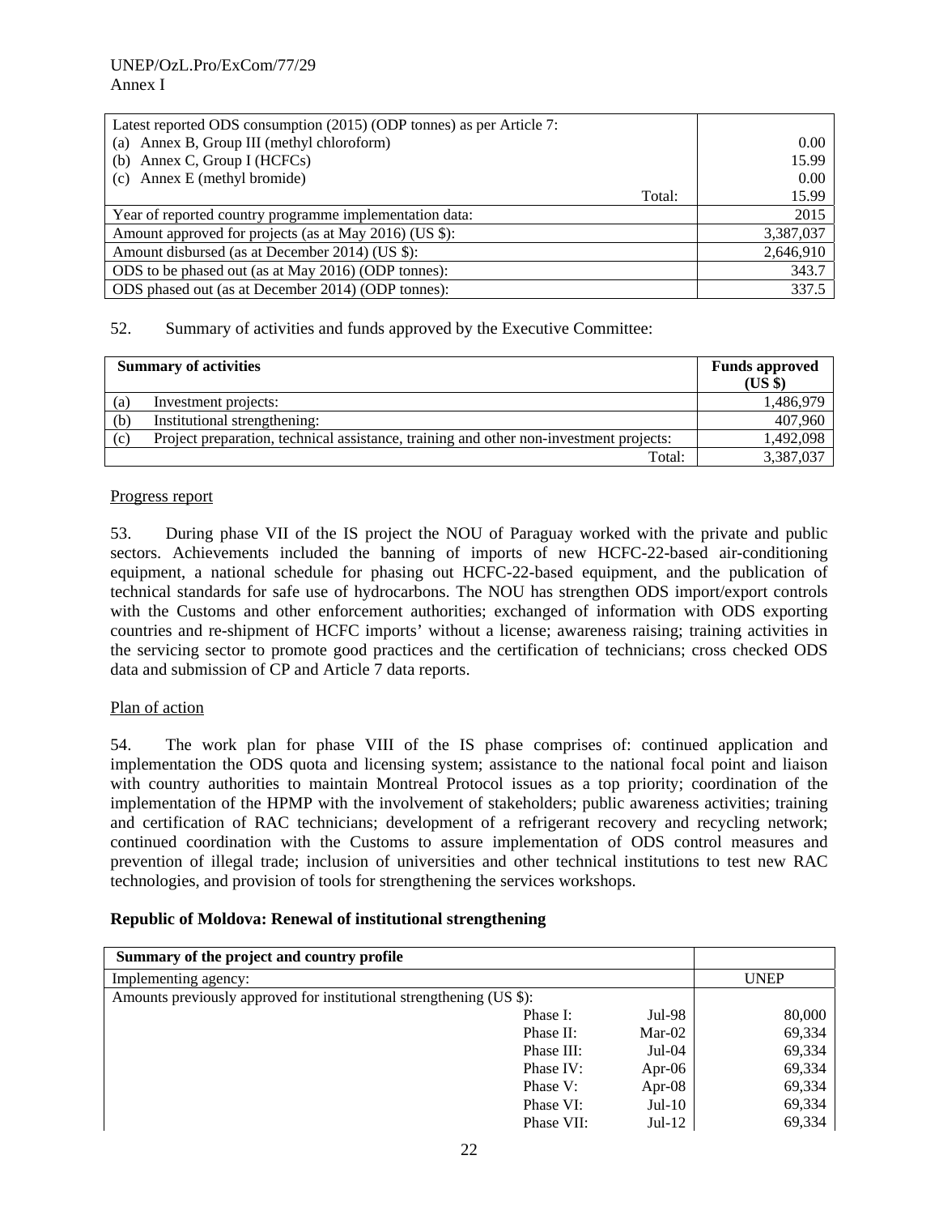| Latest reported ODS consumption (2015) (ODP tonnes) as per Article 7: | |
|---|---|
| (a) Annex B, Group III (methyl chloroform) | 0.00 |
| (b) Annex C, Group I (HCFCs) | 15.99 |
| (c) Annex E (methyl bromide) | 0.00 |
| Total: | 15.99 |
| Year of reported country programme implementation data: | 2015 |
| Amount approved for projects (as at May 2016) (US $): | 3,387,037 |
| Amount disbursed (as at December 2014) (US $): | 2,646,910 |
| ODS to be phased out (as at May 2016) (ODP tonnes): | 343.7 |
| ODS phased out (as at December 2014) (ODP tonnes): | 337.5 |

52. Summary of activities and funds approved by the Executive Committee:

| Summary of activities | Funds approved (US $) |
|---|---|
| (a) Investment projects: | 1,486,979 |
| (b) Institutional strengthening: | 407,960 |
| (c) Project preparation, technical assistance, training and other non-investment projects: | 1,492,098 |
| Total: | 3,387,037 |

Progress report

53. During phase VII of the IS project the NOU of Paraguay worked with the private and public sectors. Achievements included the banning of imports of new HCFC-22-based air-conditioning equipment, a national schedule for phasing out HCFC-22-based equipment, and the publication of technical standards for safe use of hydrocarbons. The NOU has strengthen ODS import/export controls with the Customs and other enforcement authorities; exchanged of information with ODS exporting countries and re-shipment of HCFC imports' without a license; awareness raising; training activities in the servicing sector to promote good practices and the certification of technicians; cross checked ODS data and submission of CP and Article 7 data reports.

Plan of action

54. The work plan for phase VIII of the IS phase comprises of: continued application and implementation the ODS quota and licensing system; assistance to the national focal point and liaison with country authorities to maintain Montreal Protocol issues as a top priority; coordination of the implementation of the HPMP with the involvement of stakeholders; public awareness activities; training and certification of RAC technicians; development of a refrigerant recovery and recycling network; continued coordination with the Customs to assure implementation of ODS control measures and prevention of illegal trade; inclusion of universities and other technical institutions to test new RAC technologies, and provision of tools for strengthening the services workshops.

**Republic of Moldova: Renewal of institutional strengthening**

| Summary of the project and country profile | | | |
|---|---|---|---|
| Implementing agency: | | | UNEP |
| Amounts previously approved for institutional strengthening (US $): | | | |
| | Phase I: | Jul-98 | 80,000 |
| | Phase II: | Mar-02 | 69,334 |
| | Phase III: | Jul-04 | 69,334 |
| | Phase IV: | Apr-06 | 69,334 |
| | Phase V: | Apr-08 | 69,334 |
| | Phase VI: | Jul-10 | 69,334 |
| | Phase VII: | Jul-12 | 69,334 |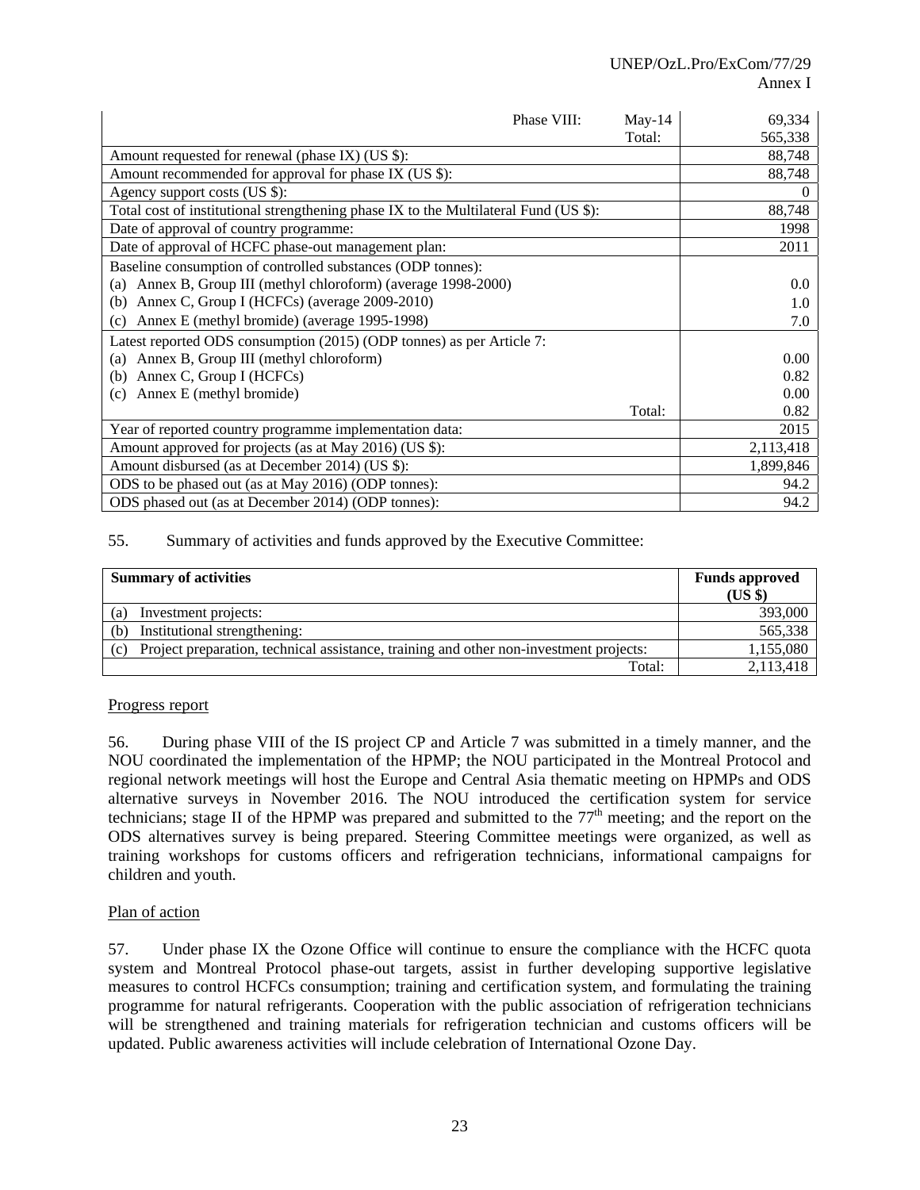| | | |
|---|---|---|
| Phase VIII: | May-14 | 69,334 |
| | Total: | 565,338 |
| Amount requested for renewal (phase IX) (US $): | | 88,748 |
| Amount recommended for approval for phase IX (US $): | | 88,748 |
| Agency support costs (US $): | | 0 |
| Total cost of institutional strengthening phase IX to the Multilateral Fund (US $): | | 88,748 |
| Date of approval of country programme: | | 1998 |
| Date of approval of HCFC phase-out management plan: | | 2011 |
| Baseline consumption of controlled substances (ODP tonnes): | | |
| (a) Annex B, Group III (methyl chloroform) (average 1998-2000) | | 0.0 |
| (b) Annex C, Group I (HCFCs) (average 2009-2010) | | 1.0 |
| (c) Annex E (methyl bromide) (average 1995-1998) | | 7.0 |
| Latest reported ODS consumption (2015) (ODP tonnes) as per Article 7: | | |
| (a) Annex B, Group III (methyl chloroform) | | 0.00 |
| (b) Annex C, Group I (HCFCs) | | 0.82 |
| (c) Annex E (methyl bromide) | | 0.00 |
| | Total: | 0.82 |
| Year of reported country programme implementation data: | | 2015 |
| Amount approved for projects (as at May 2016) (US $): | | 2,113,418 |
| Amount disbursed (as at December 2014) (US $): | | 1,899,846 |
| ODS to be phased out (as at May 2016) (ODP tonnes): | | 94.2 |
| ODS phased out (as at December 2014) (ODP tonnes): | | 94.2 |

55. Summary of activities and funds approved by the Executive Committee:

| Summary of activities | Funds approved (US $) |
|---|---|
| (a) Investment projects: | 393,000 |
| (b) Institutional strengthening: | 565,338 |
| (c) Project preparation, technical assistance, training and other non-investment projects: | 1,155,080 |
| Total: | 2,113,418 |

Progress report

56. During phase VIII of the IS project CP and Article 7 was submitted in a timely manner, and the NOU coordinated the implementation of the HPMP; the NOU participated in the Montreal Protocol and regional network meetings will host the Europe and Central Asia thematic meeting on HPMPs and ODS alternative surveys in November 2016. The NOU introduced the certification system for service technicians; stage II of the HPMP was prepared and submitted to the 77th meeting; and the report on the ODS alternatives survey is being prepared. Steering Committee meetings were organized, as well as training workshops for customs officers and refrigeration technicians, informational campaigns for children and youth.

Plan of action

57. Under phase IX the Ozone Office will continue to ensure the compliance with the HCFC quota system and Montreal Protocol phase-out targets, assist in further developing supportive legislative measures to control HCFCs consumption; training and certification system, and formulating the training programme for natural refrigerants. Cooperation with the public association of refrigeration technicians will be strengthened and training materials for refrigeration technician and customs officers will be updated. Public awareness activities will include celebration of International Ozone Day.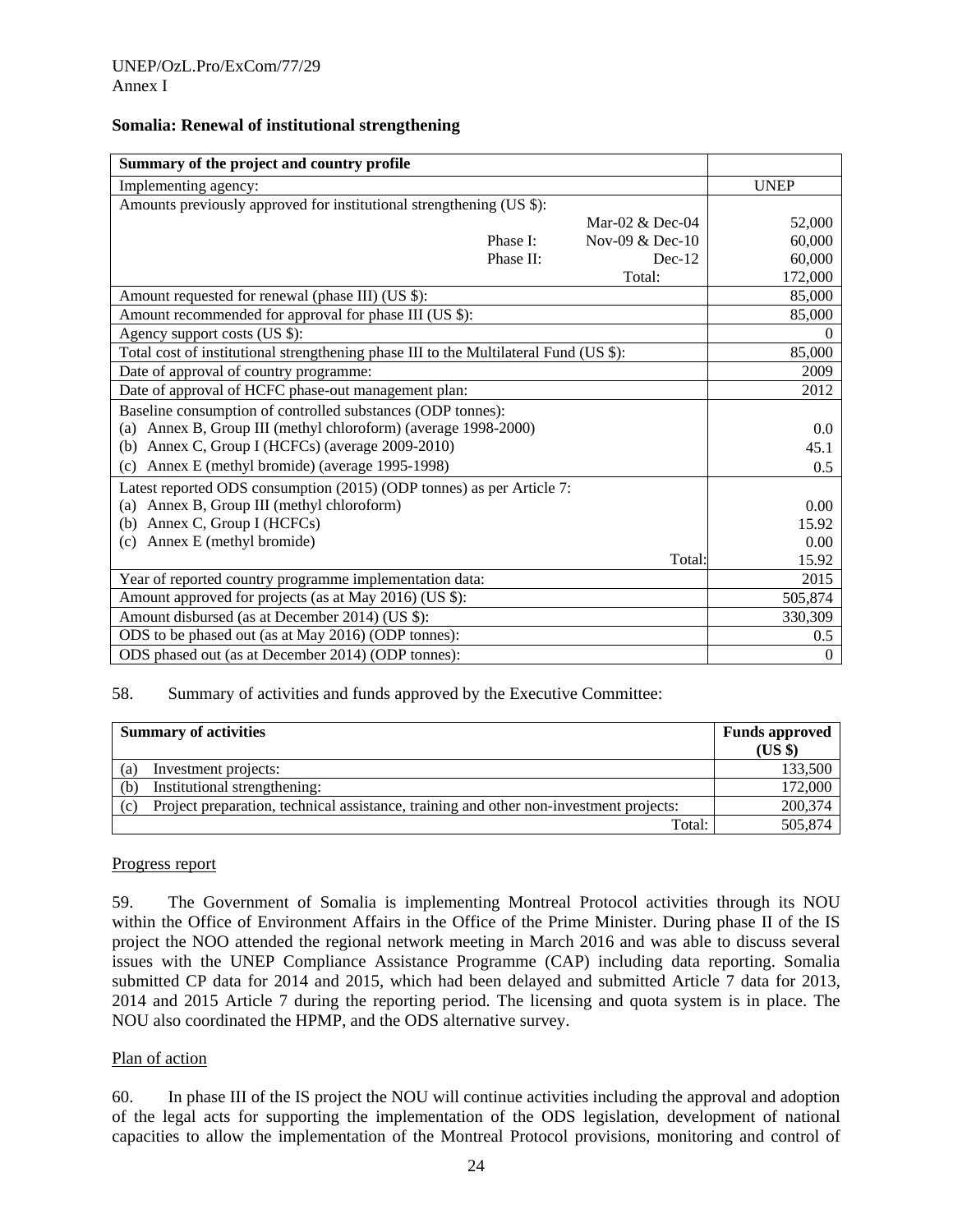**Somalia: Renewal of institutional strengthening**

| Summary of the project and country profile | | | |
|---|---|---|---|
| Implementing agency: | | | UNEP |
| Amounts previously approved for institutional strengthening (US $): | | | |
| | | Mar-02 & Dec-04 | 52,000 |
| | Phase I: | Nov-09 & Dec-10 | 60,000 |
| | Phase II: | Dec-12 | 60,000 |
| | | Total: | 172,000 |
| Amount requested for renewal (phase III) (US $): | | | 85,000 |
| Amount recommended for approval for phase III (US $): | | | 85,000 |
| Agency support costs (US $): | | | 0 |
| Total cost of institutional strengthening phase III to the Multilateral Fund (US $): | | | 85,000 |
| Date of approval of country programme: | | | 2009 |
| Date of approval of HCFC phase-out management plan: | | | 2012 |
| Baseline consumption of controlled substances (ODP tonnes): | | | |
| (a) Annex B, Group III (methyl chloroform) (average 1998-2000) | | | 0.0 |
| (b) Annex C, Group I (HCFCs) (average 2009-2010) | | | 45.1 |
| (c) Annex E (methyl bromide) (average 1995-1998) | | | 0.5 |
| Latest reported ODS consumption (2015) (ODP tonnes) as per Article 7: | | | |
| (a) Annex B, Group III (methyl chloroform) | | | 0.00 |
| (b) Annex C, Group I (HCFCs) | | | 15.92 |
| (c) Annex E (methyl bromide) | | | 0.00 |
| | | Total: | 15.92 |
| Year of reported country programme implementation data: | | | 2015 |
| Amount approved for projects (as at May 2016) (US $): | | | 505,874 |
| Amount disbursed (as at December 2014) (US $): | | | 330,309 |
| ODS to be phased out (as at May 2016) (ODP tonnes): | | | 0.5 |
| ODS phased out (as at December 2014) (ODP tonnes): | | | 0 |

58. Summary of activities and funds approved by the Executive Committee:

| Summary of activities | Funds approved (US $) |
|---|---|
| (a) Investment projects: | 133,500 |
| (b) Institutional strengthening: | 172,000 |
| (c) Project preparation, technical assistance, training and other non-investment projects: | 200,374 |
| Total: | 505,874 |

Progress report

59. The Government of Somalia is implementing Montreal Protocol activities through its NOU within the Office of Environment Affairs in the Office of the Prime Minister. During phase II of the IS project the NOO attended the regional network meeting in March 2016 and was able to discuss several issues with the UNEP Compliance Assistance Programme (CAP) including data reporting. Somalia submitted CP data for 2014 and 2015, which had been delayed and submitted Article 7 data for 2013, 2014 and 2015 Article 7 during the reporting period. The licensing and quota system is in place. The NOU also coordinated the HPMP, and the ODS alternative survey.

Plan of action

60. In phase III of the IS project the NOU will continue activities including the approval and adoption of the legal acts for supporting the implementation of the ODS legislation, development of national capacities to allow the implementation of the Montreal Protocol provisions, monitoring and control of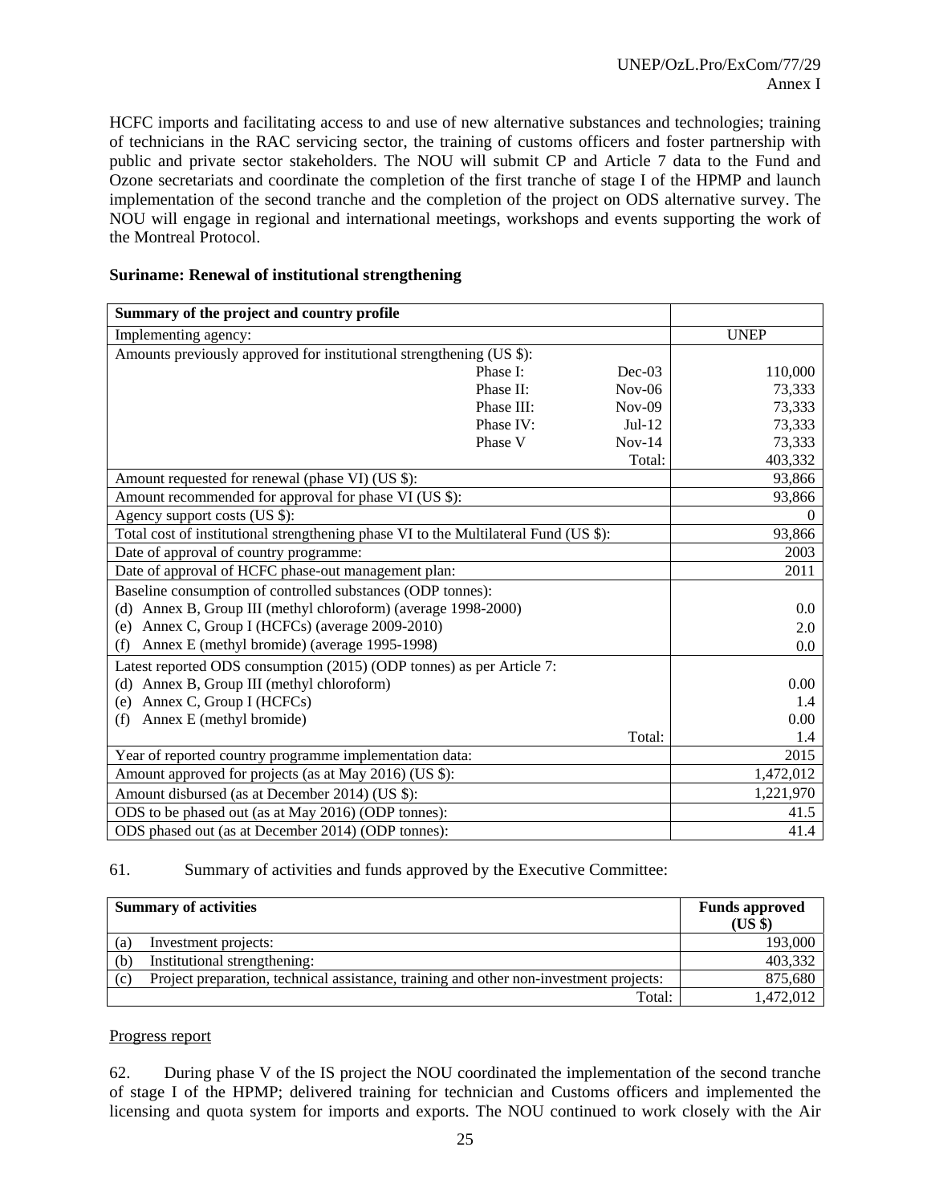HCFC imports and facilitating access to and use of new alternative substances and technologies; training of technicians in the RAC servicing sector, the training of customs officers and foster partnership with public and private sector stakeholders. The NOU will submit CP and Article 7 data to the Fund and Ozone secretariats and coordinate the completion of the first tranche of stage I of the HPMP and launch implementation of the second tranche and the completion of the project on ODS alternative survey. The NOU will engage in regional and international meetings, workshops and events supporting the work of the Montreal Protocol.

**Suriname: Renewal of institutional strengthening**

| **Summary of the project and country profile** | | | |
|---|---|---|---|
| Implementing agency: | | | UNEP |
| Amounts previously approved for institutional strengthening (US $): | | | |
| | Phase I: | Dec-03 | 110,000 |
| | Phase II: | Nov-06 | 73,333 |
| | Phase III: | Nov-09 | 73,333 |
| | Phase IV: | Jul-12 | 73,333 |
| | Phase V | Nov-14 | 73,333 |
| | | Total: | 403,332 |
| Amount requested for renewal (phase VI) (US $): | | | 93,866 |
| Amount recommended for approval for phase VI (US $): | | | 93,866 |
| Agency support costs (US $): | | | 0 |
| Total cost of institutional strengthening phase VI to the Multilateral Fund (US $): | | | 93,866 |
| Date of approval of country programme: | | | 2003 |
| Date of approval of HCFC phase-out management plan: | | | 2011 |
| Baseline consumption of controlled substances (ODP tonnes): | | | |
| (d) Annex B, Group III (methyl chloroform) (average 1998-2000) | | | 0.0 |
| (e) Annex C, Group I (HCFCs) (average 2009-2010) | | | 2.0 |
| (f) Annex E (methyl bromide) (average 1995-1998) | | | 0.0 |
| Latest reported ODS consumption (2015) (ODP tonnes) as per Article 7: | | | |
| (d) Annex B, Group III (methyl chloroform) | | | 0.00 |
| (e) Annex C, Group I (HCFCs) | | | 1.4 |
| (f) Annex E (methyl bromide) | | | 0.00 |
| | | Total: | 1.4 |
| Year of reported country programme implementation data: | | | 2015 |
| Amount approved for projects (as at May 2016) (US $): | | | 1,472,012 |
| Amount disbursed (as at December 2014) (US $): | | | 1,221,970 |
| ODS to be phased out (as at May 2016) (ODP tonnes): | | | 41.5 |
| ODS phased out (as at December 2014) (ODP tonnes): | | | 41.4 |

61. Summary of activities and funds approved by the Executive Committee:

| **Summary of activities** | **Funds approved (US $)** |
|---|---|
| (a) Investment projects: | 193,000 |
| (b) Institutional strengthening: | 403,332 |
| (c) Project preparation, technical assistance, training and other non-investment projects: | 875,680 |
| Total: | 1,472,012 |

Progress report

62. During phase V of the IS project the NOU coordinated the implementation of the second tranche of stage I of the HPMP; delivered training for technician and Customs officers and implemented the licensing and quota system for imports and exports. The NOU continued to work closely with the Air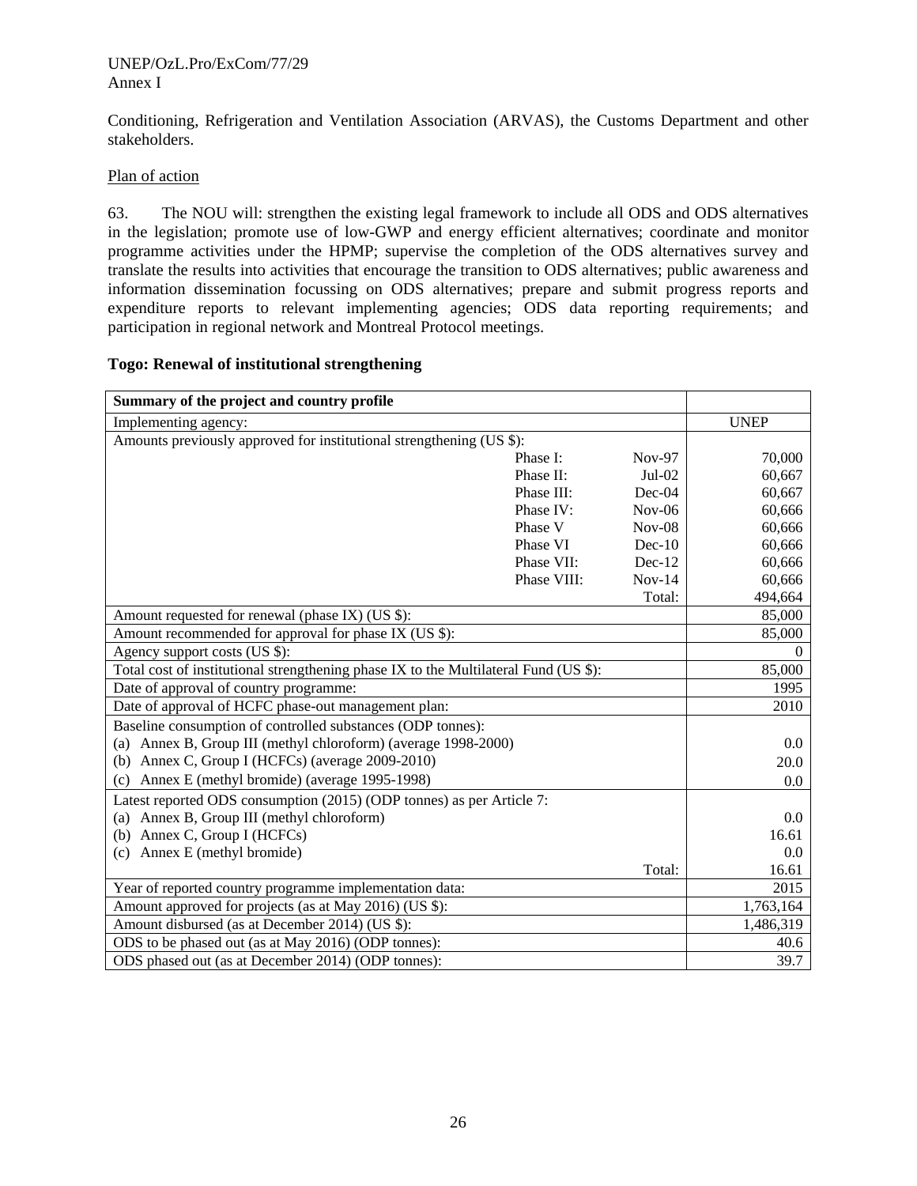Conditioning, Refrigeration and Ventilation Association (ARVAS), the Customs Department and other stakeholders.

Plan of action

63. The NOU will: strengthen the existing legal framework to include all ODS and ODS alternatives in the legislation; promote use of low-GWP and energy efficient alternatives; coordinate and monitor programme activities under the HPMP; supervise the completion of the ODS alternatives survey and translate the results into activities that encourage the transition to ODS alternatives; public awareness and information dissemination focussing on ODS alternatives; prepare and submit progress reports and expenditure reports to relevant implementing agencies; ODS data reporting requirements; and participation in regional network and Montreal Protocol meetings.

**Togo: Renewal of institutional strengthening**

| **Summary of the project and country profile** | | | |
|---|---|---|---|
| Implementing agency: | | | UNEP |
| Amounts previously approved for institutional strengthening (US $): | | | |
| | Phase I: | Nov-97 | 70,000 |
| | Phase II: | Jul-02 | 60,667 |
| | Phase III: | Dec-04 | 60,667 |
| | Phase IV: | Nov-06 | 60,666 |
| | Phase V | Nov-08 | 60,666 |
| | Phase VI | Dec-10 | 60,666 |
| | Phase VII: | Dec-12 | 60,666 |
| | Phase VIII: | Nov-14 | 60,666 |
| | | Total: | 494,664 |
| Amount requested for renewal (phase IX) (US $): | | | 85,000 |
| Amount recommended for approval for phase IX (US $): | | | 85,000 |
| Agency support costs (US $): | | | 0 |
| Total cost of institutional strengthening phase IX to the Multilateral Fund (US $): | | | 85,000 |
| Date of approval of country programme: | | | 1995 |
| Date of approval of HCFC phase-out management plan: | | | 2010 |
| Baseline consumption of controlled substances (ODP tonnes): | | | |
| (a) Annex B, Group III (methyl chloroform) (average 1998-2000) | | | 0.0 |
| (b) Annex C, Group I (HCFCs) (average 2009-2010) | | | 20.0 |
| (c) Annex E (methyl bromide) (average 1995-1998) | | | 0.0 |
| Latest reported ODS consumption (2015) (ODP tonnes) as per Article 7: | | | |
| (a) Annex B, Group III (methyl chloroform) | | | 0.0 |
| (b) Annex C, Group I (HCFCs) | | | 16.61 |
| (c) Annex E (methyl bromide) | | | 0.0 |
| | | Total: | 16.61 |
| Year of reported country programme implementation data: | | | 2015 |
| Amount approved for projects (as at May 2016) (US $): | | | 1,763,164 |
| Amount disbursed (as at December 2014) (US $): | | | 1,486,319 |
| ODS to be phased out (as at May 2016) (ODP tonnes): | | | 40.6 |
| ODS phased out (as at December 2014) (ODP tonnes): | | | 39.7 |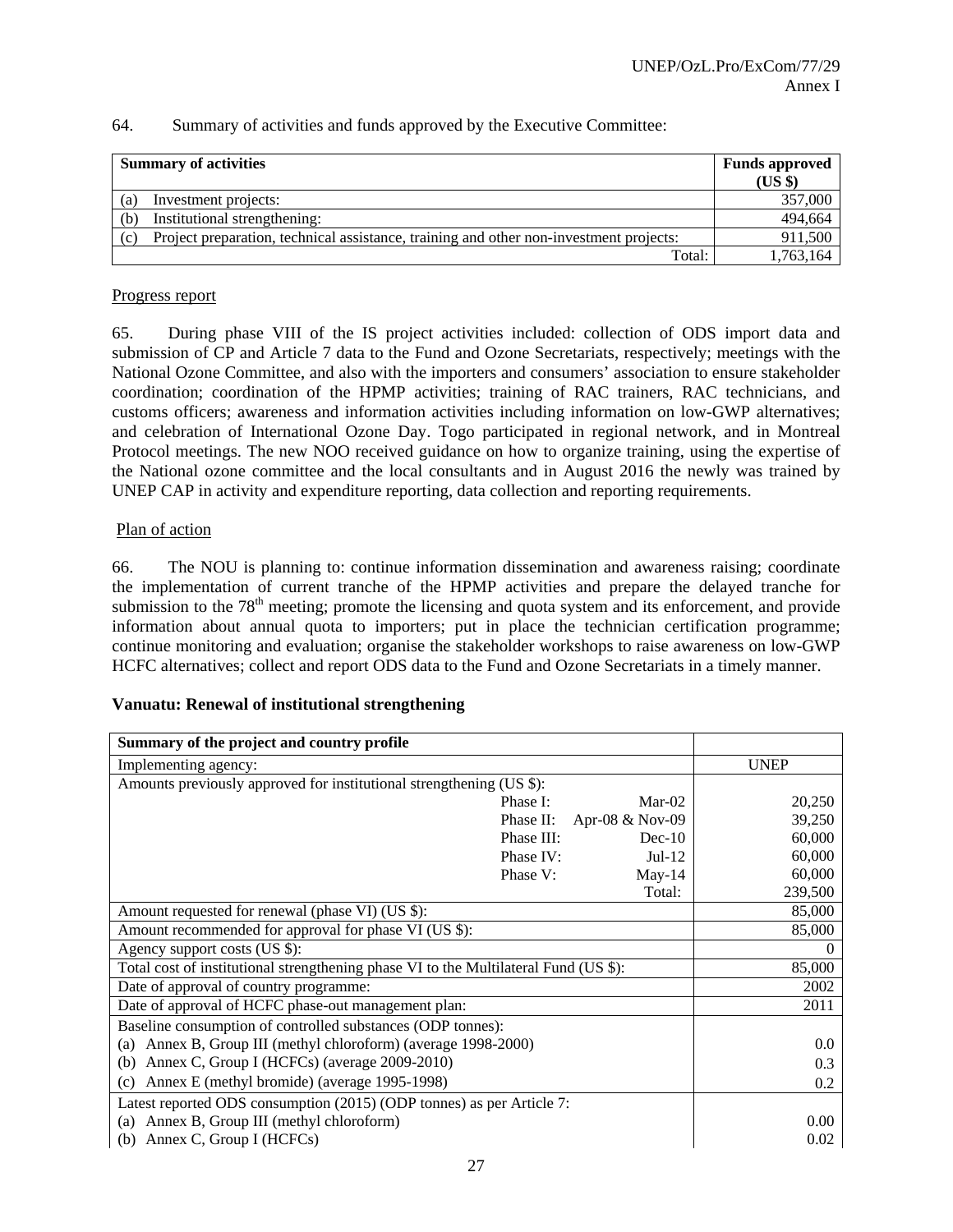64. Summary of activities and funds approved by the Executive Committee:

| Summary of activities | Funds approved (US $) |
|---|---|
| (a) Investment projects: | 357,000 |
| (b) Institutional strengthening: | 494,664 |
| (c) Project preparation, technical assistance, training and other non-investment projects: | 911,500 |
| Total: | 1,763,164 |

Progress report

65. During phase VIII of the IS project activities included: collection of ODS import data and submission of CP and Article 7 data to the Fund and Ozone Secretariats, respectively; meetings with the National Ozone Committee, and also with the importers and consumers' association to ensure stakeholder coordination; coordination of the HPMP activities; training of RAC trainers, RAC technicians, and customs officers; awareness and information activities including information on low-GWP alternatives; and celebration of International Ozone Day. Togo participated in regional network, and in Montreal Protocol meetings. The new NOO received guidance on how to organize training, using the expertise of the National ozone committee and the local consultants and in August 2016 the newly was trained by UNEP CAP in activity and expenditure reporting, data collection and reporting requirements.

Plan of action

66. The NOU is planning to: continue information dissemination and awareness raising; coordinate the implementation of current tranche of the HPMP activities and prepare the delayed tranche for submission to the 78[th] meeting; promote the licensing and quota system and its enforcement, and provide information about annual quota to importers; put in place the technician certification programme; continue monitoring and evaluation; organise the stakeholder workshops to raise awareness on low-GWP HCFC alternatives; collect and report ODS data to the Fund and Ozone Secretariats in a timely manner.

**Vanuatu: Renewal of institutional strengthening**

| Summary of the project and country profile | | | |
|---|---|---|---|
| Implementing agency: | | | UNEP |
| Amounts previously approved for institutional strengthening (US $): | | | |
| | Phase I: | Mar-02 | 20,250 |
| | Phase II: | Apr-08 & Nov-09 | 39,250 |
| | Phase III: | Dec-10 | 60,000 |
| | Phase IV: | Jul-12 | 60,000 |
| | Phase V: | May-14 | 60,000 |
| | | Total: | 239,500 |
| Amount requested for renewal (phase VI) (US $): | | | 85,000 |
| Amount recommended for approval for phase VI (US $): | | | 85,000 |
| Agency support costs (US $): | | | 0 |
| Total cost of institutional strengthening phase VI to the Multilateral Fund (US $): | | | 85,000 |
| Date of approval of country programme: | | | 2002 |
| Date of approval of HCFC phase-out management plan: | | | 2011 |
| Baseline consumption of controlled substances (ODP tonnes): | | | |
| (a) Annex B, Group III (methyl chloroform) (average 1998-2000) | | | 0.0 |
| (b) Annex C, Group I (HCFCs) (average 2009-2010) | | | 0.3 |
| (c) Annex E (methyl bromide) (average 1995-1998) | | | 0.2 |
| Latest reported ODS consumption (2015) (ODP tonnes) as per Article 7: | | | |
| (a) Annex B, Group III (methyl chloroform) | | | 0.00 |
| (b) Annex C, Group I (HCFCs) | | | 0.02 |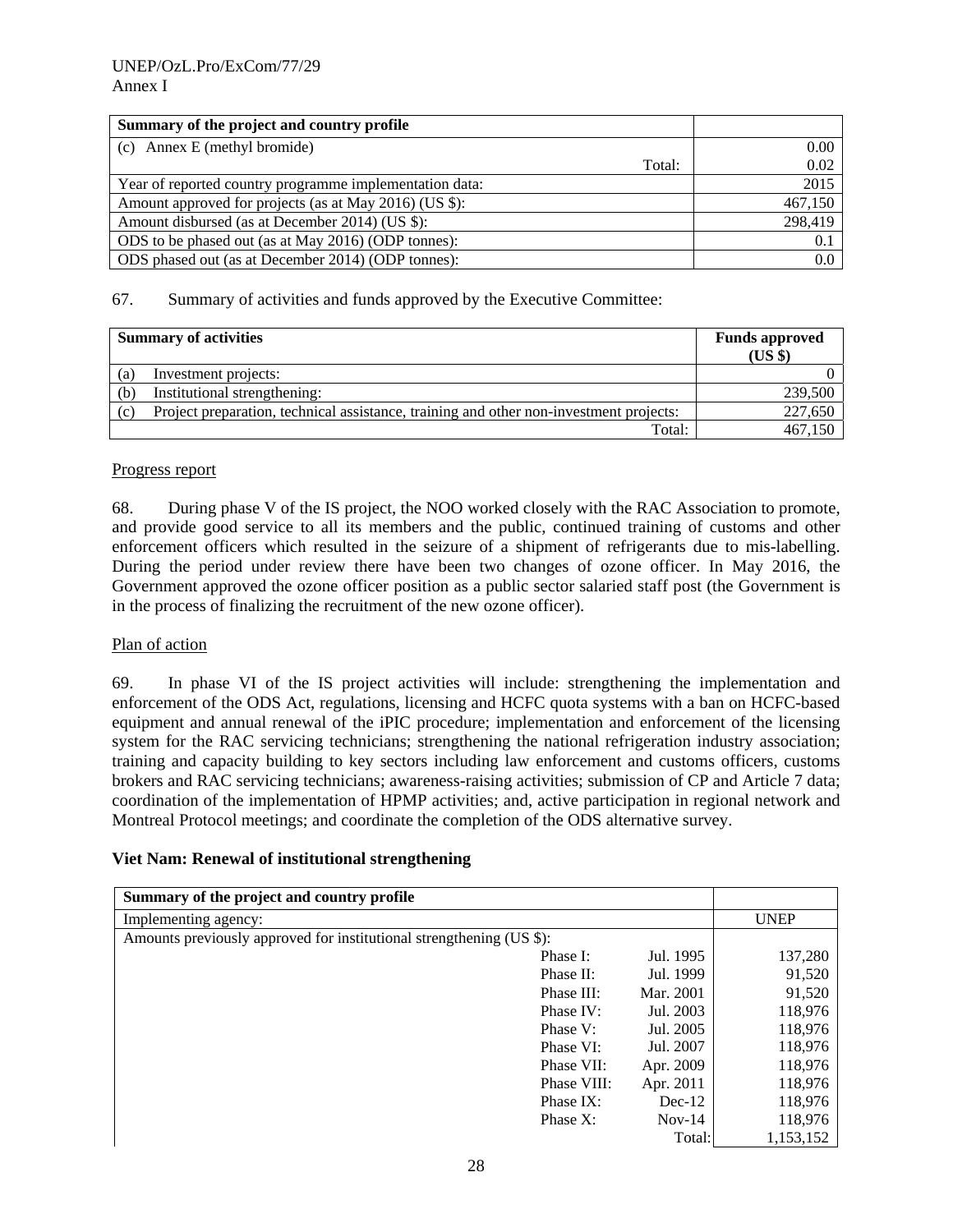| Summary of the project and country profile | |
|---|---|
| (c) Annex E (methyl bromide) | 0.00 |
| Total: | 0.02 |
| Year of reported country programme implementation data: | 2015 |
| Amount approved for projects (as at May 2016) (US $): | 467,150 |
| Amount disbursed (as at December 2014) (US $): | 298,419 |
| ODS to be phased out (as at May 2016) (ODP tonnes): | 0.1 |
| ODS phased out (as at December 2014) (ODP tonnes): | 0.0 |

67. Summary of activities and funds approved by the Executive Committee:

| Summary of activities | Funds approved (US $) |
|---|---|
| (a) Investment projects: | 0 |
| (b) Institutional strengthening: | 239,500 |
| (c) Project preparation, technical assistance, training and other non-investment projects: | 227,650 |
| Total: | 467,150 |

Progress report

68. During phase V of the IS project, the NOO worked closely with the RAC Association to promote, and provide good service to all its members and the public, continued training of customs and other enforcement officers which resulted in the seizure of a shipment of refrigerants due to mis-labelling. During the period under review there have been two changes of ozone officer. In May 2016, the Government approved the ozone officer position as a public sector salaried staff post (the Government is in the process of finalizing the recruitment of the new ozone officer).

Plan of action

69. In phase VI of the IS project activities will include: strengthening the implementation and enforcement of the ODS Act, regulations, licensing and HCFC quota systems with a ban on HCFC-based equipment and annual renewal of the iPIC procedure; implementation and enforcement of the licensing system for the RAC servicing technicians; strengthening the national refrigeration industry association; training and capacity building to key sectors including law enforcement and customs officers, customs brokers and RAC servicing technicians; awareness-raising activities; submission of CP and Article 7 data; coordination of the implementation of HPMP activities; and, active participation in regional network and Montreal Protocol meetings; and coordinate the completion of the ODS alternative survey.

**Viet Nam: Renewal of institutional strengthening**

| Summary of the project and country profile | | | |
|---|---|---|---|
| Implementing agency: | | | UNEP |
| Amounts previously approved for institutional strengthening (US $): | | | |
| | Phase I: | Jul. 1995 | 137,280 |
| | Phase II: | Jul. 1999 | 91,520 |
| | Phase III: | Mar. 2001 | 91,520 |
| | Phase IV: | Jul. 2003 | 118,976 |
| | Phase V: | Jul. 2005 | 118,976 |
| | Phase VI: | Jul. 2007 | 118,976 |
| | Phase VII: | Apr. 2009 | 118,976 |
| | Phase VIII: | Apr. 2011 | 118,976 |
| | Phase IX: | Dec-12 | 118,976 |
| | Phase X: | Nov-14 | 118,976 |
| | | Total: | 1,153,152 |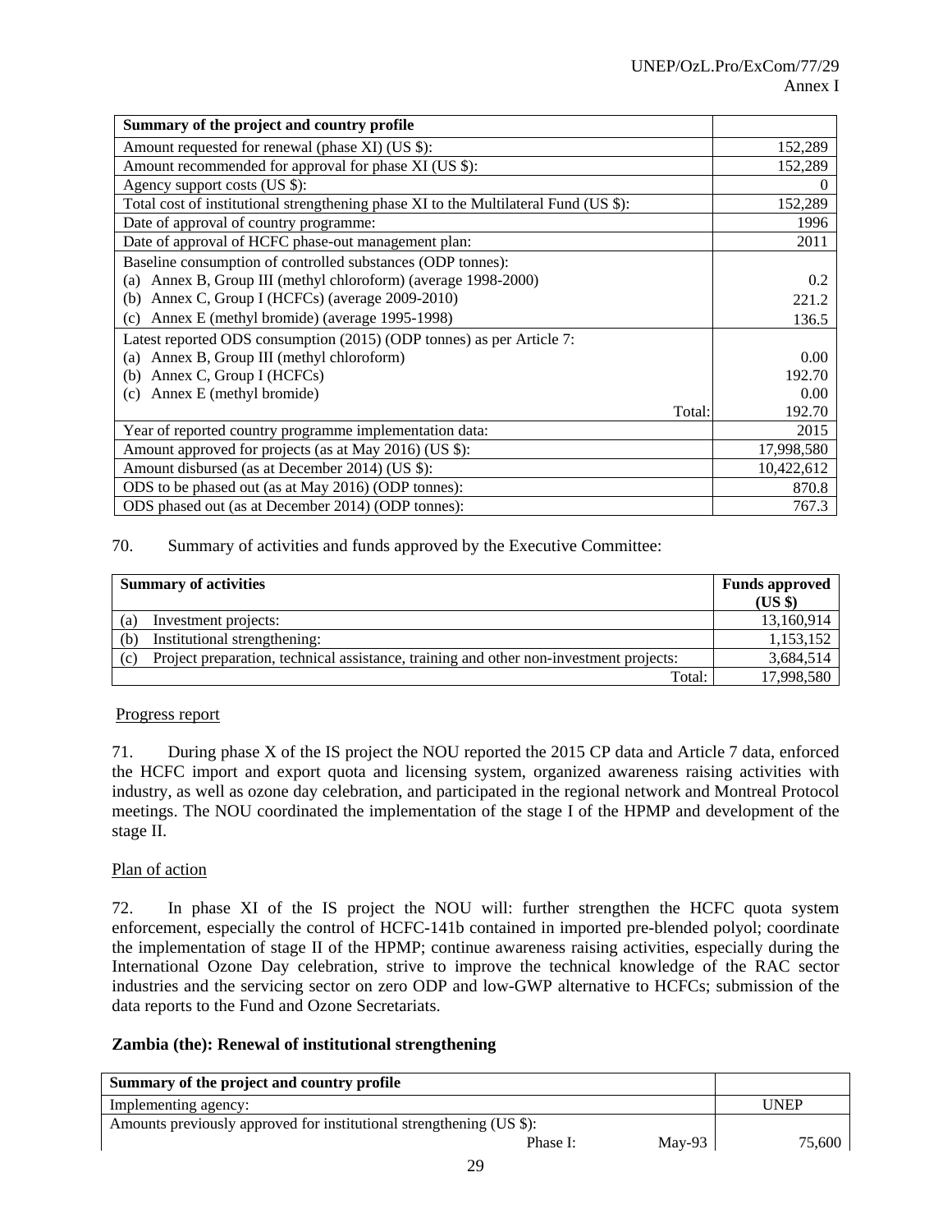| Summary of the project and country profile | |
|---|---|
| Amount requested for renewal (phase XI) (US $): | 152,289 |
| Amount recommended for approval for phase XI (US $): | 152,289 |
| Agency support costs (US $): | 0 |
| Total cost of institutional strengthening phase XI to the Multilateral Fund (US $): | 152,289 |
| Date of approval of country programme: | 1996 |
| Date of approval of HCFC phase-out management plan: | 2011 |
| Baseline consumption of controlled substances (ODP tonnes): | |
| (a) Annex B, Group III (methyl chloroform) (average 1998-2000) | 0.2 |
| (b) Annex C, Group I (HCFCs) (average 2009-2010) | 221.2 |
| (c) Annex E (methyl bromide) (average 1995-1998) | 136.5 |
| Latest reported ODS consumption (2015) (ODP tonnes) as per Article 7: | |
| (a) Annex B, Group III (methyl chloroform) | 0.00 |
| (b) Annex C, Group I (HCFCs) | 192.70 |
| (c) Annex E (methyl bromide) | 0.00 |
| Total: | 192.70 |
| Year of reported country programme implementation data: | 2015 |
| Amount approved for projects (as at May 2016) (US $): | 17,998,580 |
| Amount disbursed (as at December 2014) (US $): | 10,422,612 |
| ODS to be phased out (as at May 2016) (ODP tonnes): | 870.8 |
| ODS phased out (as at December 2014) (ODP tonnes): | 767.3 |

70. Summary of activities and funds approved by the Executive Committee:

| Summary of activities | Funds approved (US $) |
|---|---|
| (a) Investment projects: | 13,160,914 |
| (b) Institutional strengthening: | 1,153,152 |
| (c) Project preparation, technical assistance, training and other non-investment projects: | 3,684,514 |
| Total: | 17,998,580 |

Progress report

71. During phase X of the IS project the NOU reported the 2015 CP data and Article 7 data, enforced the HCFC import and export quota and licensing system, organized awareness raising activities with industry, as well as ozone day celebration, and participated in the regional network and Montreal Protocol meetings. The NOU coordinated the implementation of the stage I of the HPMP and development of the stage II.

Plan of action

72. In phase XI of the IS project the NOU will: further strengthen the HCFC quota system enforcement, especially the control of HCFC-141b contained in imported pre-blended polyol; coordinate the implementation of stage II of the HPMP; continue awareness raising activities, especially during the International Ozone Day celebration, strive to improve the technical knowledge of the RAC sector industries and the servicing sector on zero ODP and low-GWP alternative to HCFCs; submission of the data reports to the Fund and Ozone Secretariats.

**Zambia (the): Renewal of institutional strengthening**

| Summary of the project and country profile | | | |
|---|---|---|---|
| Implementing agency: | | | UNEP |
| Amounts previously approved for institutional strengthening (US $): | | | |
| | Phase I: | May-93 | 75,600 |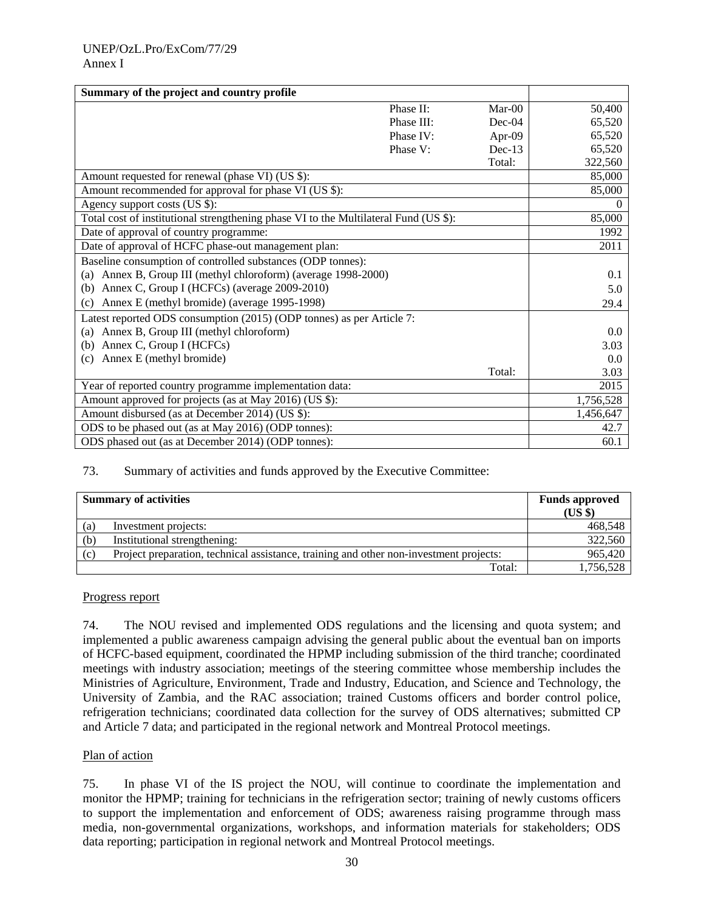| Summary of the project and country profile | | | |
|---|---|---|---|
| | Phase II: | Mar-00 | 50,400 |
| | Phase III: | Dec-04 | 65,520 |
| | Phase IV: | Apr-09 | 65,520 |
| | Phase V: | Dec-13 | 65,520 |
| | | Total: | 322,560 |
| Amount requested for renewal (phase VI) (US $): | | | 85,000 |
| Amount recommended for approval for phase VI (US $): | | | 85,000 |
| Agency support costs (US $): | | | 0 |
| Total cost of institutional strengthening phase VI to the Multilateral Fund (US $): | | | 85,000 |
| Date of approval of country programme: | | | 1992 |
| Date of approval of HCFC phase-out management plan: | | | 2011 |
| Baseline consumption of controlled substances (ODP tonnes): | | | |
| (a) Annex B, Group III (methyl chloroform) (average 1998-2000) | | | 0.1 |
| (b) Annex C, Group I (HCFCs) (average 2009-2010) | | | 5.0 |
| (c) Annex E (methyl bromide) (average 1995-1998) | | | 29.4 |
| Latest reported ODS consumption (2015) (ODP tonnes) as per Article 7: | | | |
| (a) Annex B, Group III (methyl chloroform) | | | 0.0 |
| (b) Annex C, Group I (HCFCs) | | | 3.03 |
| (c) Annex E (methyl bromide) | | | 0.0 |
| | | Total: | 3.03 |
| Year of reported country programme implementation data: | | | 2015 |
| Amount approved for projects (as at May 2016) (US $): | | | 1,756,528 |
| Amount disbursed (as at December 2014) (US $): | | | 1,456,647 |
| ODS to be phased out (as at May 2016) (ODP tonnes): | | | 42.7 |
| ODS phased out (as at December 2014) (ODP tonnes): | | | 60.1 |

73. Summary of activities and funds approved by the Executive Committee:

| Summary of activities | Funds approved (US $) |
|---|---|
| (a) Investment projects: | 468,548 |
| (b) Institutional strengthening: | 322,560 |
| (c) Project preparation, technical assistance, training and other non-investment projects: | 965,420 |
| Total: | 1,756,528 |

Progress report

74. The NOU revised and implemented ODS regulations and the licensing and quota system; and implemented a public awareness campaign advising the general public about the eventual ban on imports of HCFC-based equipment, coordinated the HPMP including submission of the third tranche; coordinated meetings with industry association; meetings of the steering committee whose membership includes the Ministries of Agriculture, Environment, Trade and Industry, Education, and Science and Technology, the University of Zambia, and the RAC association; trained Customs officers and border control police, refrigeration technicians; coordinated data collection for the survey of ODS alternatives; submitted CP and Article 7 data; and participated in the regional network and Montreal Protocol meetings.

Plan of action

75. In phase VI of the IS project the NOU, will continue to coordinate the implementation and monitor the HPMP; training for technicians in the refrigeration sector; training of newly customs officers to support the implementation and enforcement of ODS; awareness raising programme through mass media, non-governmental organizations, workshops, and information materials for stakeholders; ODS data reporting; participation in regional network and Montreal Protocol meetings.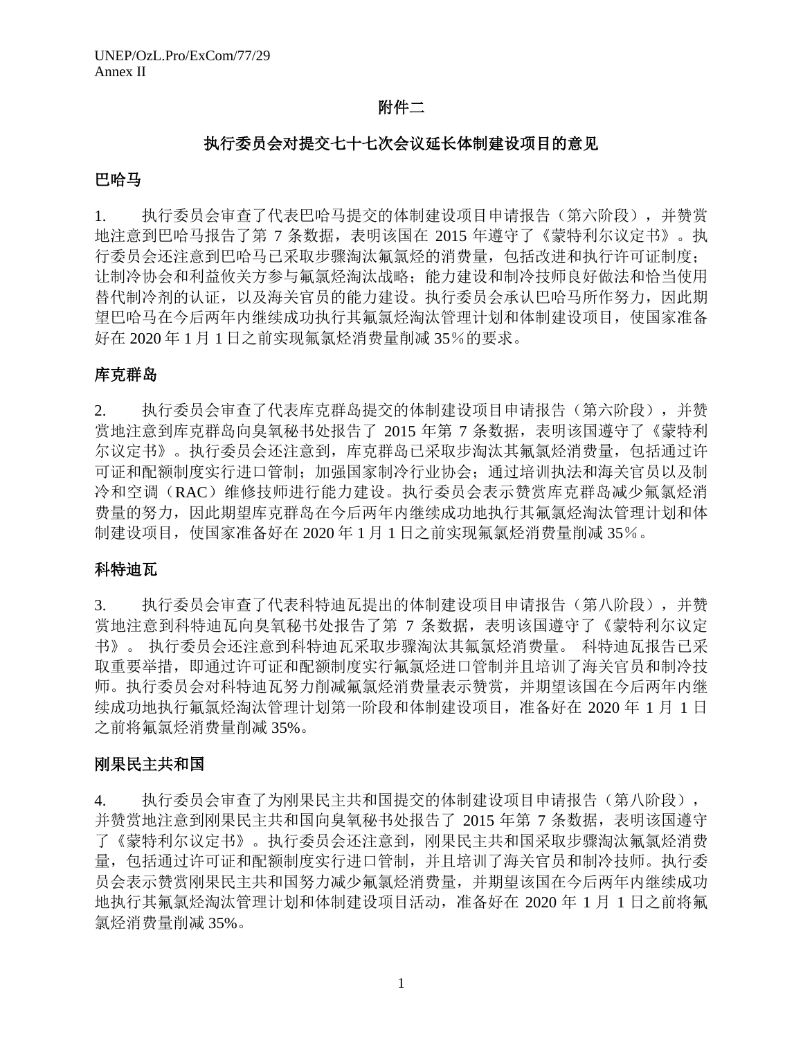# 附件二

## 执行委员会对提交七十七次会议延长体制建设项目的意见

### 巴哈马

1. 执行委员会审查了代表巴哈马提交的体制建设项目申请报告（第六阶段），并赞赏地注意到巴哈马报告了第 7 条数据，表明该国在 2015 年遵守了《蒙特利尔议定书》。执行委员会还注意到巴哈马已采取步骤淘汰氟氯烃的消费量，包括改进和执行许可证制度；让制冷协会和利益攸关方参与氟氯烃淘汰战略；能力建设和制冷技师良好做法和恰当使用替代制冷剂的认证，以及海关官员的能力建设。执行委员会承认巴哈马所作努力，因此期望巴哈马在今后两年内继续成功执行其氟氯烃淘汰管理计划和体制建设项目，使国家准备好在 2020 年 1 月 1 日之前实现氟氯烃消费量削减 35％的要求。

### 库克群岛

2. 执行委员会审查了代表库克群岛提交的体制建设项目申请报告（第六阶段），并赞赏地注意到库克群岛向臭氧秘书处报告了 2015 年第 7 条数据，表明该国遵守了《蒙特利尔议定书》。执行委员会还注意到，库克群岛已采取步骤淘汰其氟氯烃消费量，包括通过许可证和配额制度实行进口管制；加强国家制冷行业协会；通过培训执法和海关官员以及制冷和空调（RAC）维修技师进行能力建设。执行委员会表示赞赏库克群岛减少氟氯烃消费量的努力，因此期望库克群岛在今后两年内继续成功地执行其氟氯烃淘汰管理计划和体制建设项目，使国家准备好在 2020 年 1 月 1 日之前实现氟氯烃消费量削减 35％。

### 科特迪瓦

3. 执行委员会审查了代表科特迪瓦提出的体制建设项目申请报告（第八阶段），并赞赏地注意到科特迪瓦向臭氧秘书处报告了第 7 条数据，表明该国遵守了《蒙特利尔议定书》。 执行委员会还注意到科特迪瓦采取步骤淘汰其氟氯烃消费量。 科特迪瓦报告已采取重要举措，即通过许可证和配额制度实行氟氯烃进口管制并且培训了海关官员和制冷技师。执行委员会对科特迪瓦努力削减氟氯烃消费量表示赞赏，并期望该国在今后两年内继续成功地执行氟氯烃淘汰管理计划第一阶段和体制建设项目，准备好在 2020 年 1 月 1 日之前将氟氯烃消费量削减 35%。

### 刚果民主共和国

4. 执行委员会审查了为刚果民主共和国提交的体制建设项目申请报告（第八阶段），并赞赏地注意到刚果民主共和国向臭氧秘书处报告了 2015 年第 7 条数据，表明该国遵守了《蒙特利尔议定书》。执行委员会还注意到，刚果民主共和国采取步骤淘汰氟氯烃消费量，包括通过许可证和配额制度实行进口管制，并且培训了海关官员和制冷技师。执行委员会表示赞赏刚果民主共和国努力减少氟氯烃消费量，并期望该国在今后两年内继续成功地执行其氟氯烃淘汰管理计划和体制建设项目活动，准备好在 2020 年 1 月 1 日之前将氟氯烃消费量削减 35%。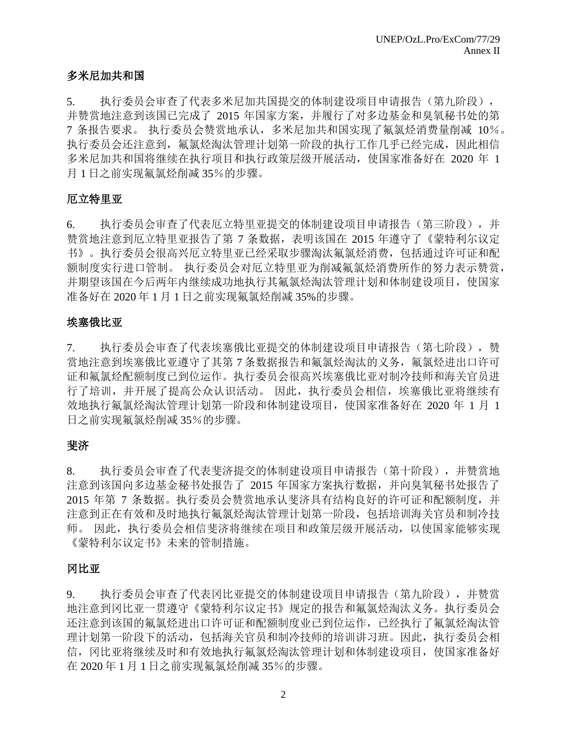## 多米尼加共和国

5. 执行委员会审查了代表多米尼加共国提交的体制建设项目申请报告（第九阶段），并赞赏地注意到该国已完成了 2015 年国家方案，并履行了对多边基金和臭氧秘书处的第 7 条报告要求。 执行委员会赞赏地承认，多米尼加共和国实现了氟氯烃消费量削减 10％。执行委员会还注意到，氟氯烃淘汰管理计划第一阶段的执行工作几乎已经完成，因此相信多米尼加共和国将继续在执行项目和执行政策层级开展活动，使国家准备好在 2020 年 1 月 1 日之前实现氟氯烃削减 35％的步骤。

## 厄立特里亚

6. 执行委员会审查了代表厄立特里亚提交的体制建设项目申请报告（第三阶段），并赞赏地注意到厄立特里亚报告了第 7 条数据，表明该国在 2015 年遵守了《蒙特利尔议定书》。执行委员会很高兴厄立特里亚已经采取步骤淘汰氟氯烃消费，包括通过许可证和配额制度实行进口管制。 执行委员会对厄立特里亚为削减氟氯烃消费所作的努力表示赞赏，并期望该国在今后两年内继续成功地执行其氟氯烃淘汰管理计划和体制建设项目，使国家准备好在 2020 年 1 月 1 日之前实现氟氯烃削减 35%的步骤。

## 埃塞俄比亚

7. 执行委员会审查了代表埃塞俄比亚提交的体制建设项目申请报告（第七阶段），赞赏地注意到埃塞俄比亚遵守了其第 7 条数据报告和氟氯烃淘汰的义务，氟氯烃进出口许可证和氟氯烃配额制度已到位运作。执行委员会很高兴埃塞俄比亚对制冷技师和海关官员进行了培训，并开展了提高公众认识活动。 因此，执行委员会相信，埃塞俄比亚将继续有效地执行氟氯烃淘汰管理计划第一阶段和体制建设项目，使国家准备好在 2020 年 1 月 1 日之前实现氟氯烃削减 35％的步骤。

## 斐济

8. 执行委员会审查了代表斐济提交的体制建设项目申请报告（第十阶段），并赞赏地注意到该国向多边基金秘书处报告了 2015 年国家方案执行数据，并向臭氧秘书处报告了 2015 年第 7 条数据。执行委员会赞赏地承认斐济具有结构良好的许可证和配额制度，并注意到正在有效和及时地执行氟氯烃淘汰管理计划第一阶段，包括培训海关官员和制冷技师。 因此，执行委员会相信斐济将继续在项目和政策层级开展活动，以使国家能够实现《蒙特利尔议定书》未来的管制措施。

## 冈比亚

9. 执行委员会审查了代表冈比亚提交的体制建设项目申请报告（第九阶段），并赞赏地注意到冈比亚一贯遵守《蒙特利尔议定书》规定的报告和氟氯烃淘汰义务。执行委员会还注意到该国的氟氯烃进出口许可证和配额制度业已到位运作，已经执行了氟氯烃淘汰管理计划第一阶段下的活动，包括海关官员和制冷技师的培训讲习班。因此，执行委员会相信，冈比亚将继续及时和有效地执行氟氯烃淘汰管理计划和体制建设项目，使国家准备好在 2020 年 1 月 1 日之前实现氟氯烃削减 35％的步骤。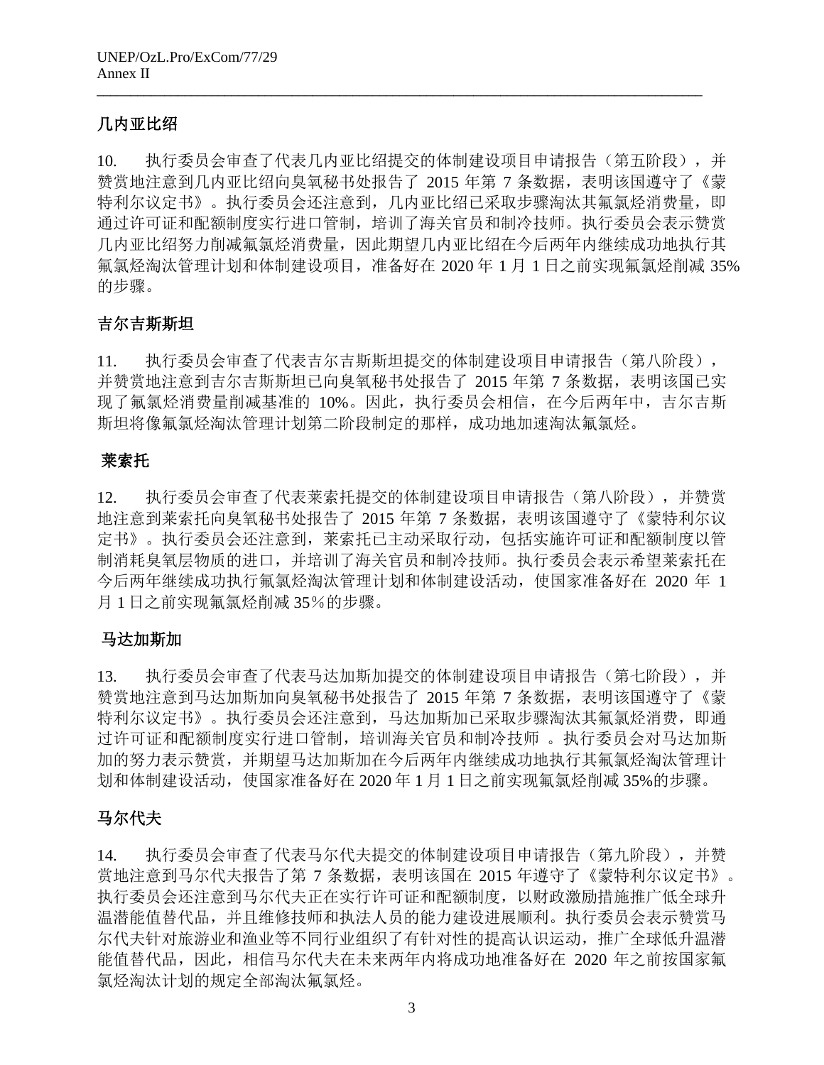## 几内亚比绍

10. 执行委员会审查了代表几内亚比绍提交的体制建设项目申请报告（第五阶段），并赞赏地注意到几内亚比绍向臭氧秘书处报告了 2015 年第 7 条数据，表明该国遵守了《蒙特利尔议定书》。执行委员会还注意到，几内亚比绍已采取步骤淘汰其氟氯烃消费量，即通过许可证和配额制度实行进口管制，培训了海关官员和制冷技师。执行委员会表示赞赏几内亚比绍努力削减氟氯烃消费量，因此期望几内亚比绍在今后两年内继续成功地执行其氟氯烃淘汰管理计划和体制建设项目，准备好在 2020 年 1 月 1 日之前实现氟氯烃削减 35%的步骤。

## 吉尔吉斯斯坦

11. 执行委员会审查了代表吉尔吉斯斯坦提交的体制建设项目申请报告（第八阶段），并赞赏地注意到吉尔吉斯斯坦已向臭氧秘书处报告了 2015 年第 7 条数据，表明该国已实现了氟氯烃消费量削减基准的 10%。因此，执行委员会相信，在今后两年中，吉尔吉斯斯坦将像氟氯烃淘汰管理计划第二阶段制定的那样，成功地加速淘汰氟氯烃。

## 莱索托

12. 执行委员会审查了代表莱索托提交的体制建设项目申请报告（第八阶段），并赞赏地注意到莱索托向臭氧秘书处报告了 2015 年第 7 条数据，表明该国遵守了《蒙特利尔议定书》。执行委员会还注意到，莱索托已主动采取行动，包括实施许可证和配额制度以管制消耗臭氧层物质的进口，并培训了海关官员和制冷技师。执行委员会表示希望莱索托在今后两年继续成功执行氟氯烃淘汰管理计划和体制建设活动，使国家准备好在 2020 年 1 月 1 日之前实现氟氯烃削减 35％的步骤。

## 马达加斯加

13. 执行委员会审查了代表马达加斯加提交的体制建设项目申请报告（第七阶段），并赞赏地注意到马达加斯加向臭氧秘书处报告了 2015 年第 7 条数据，表明该国遵守了《蒙特利尔议定书》。执行委员会还注意到，马达加斯加已采取步骤淘汰其氟氯烃消费，即通过许可证和配额制度实行进口管制，培训海关官员和制冷技师 。执行委员会对马达加斯加的努力表示赞赏，并期望马达加斯加在今后两年内继续成功地执行其氟氯烃淘汰管理计划和体制建设活动，使国家准备好在 2020 年 1 月 1 日之前实现氟氯烃削减 35%的步骤。

## 马尔代夫

14. 执行委员会审查了代表马尔代夫提交的体制建设项目申请报告（第九阶段），并赞赏地注意到马尔代夫报告了第 7 条数据，表明该国在 2015 年遵守了《蒙特利尔议定书》。执行委员会还注意到马尔代夫正在实行许可证和配额制度，以财政激励措施推广低全球升温潜能值替代品，并且维修技师和执法人员的能力建设进展顺利。执行委员会表示赞赏马尔代夫针对旅游业和渔业等不同行业组织了有针对性的提高认识运动，推广全球低升温潜能值替代品，因此，相信马尔代夫在未来两年内将成功地准备好在 2020 年之前按国家氟氯烃淘汰计划的规定全部淘汰氟氯烃。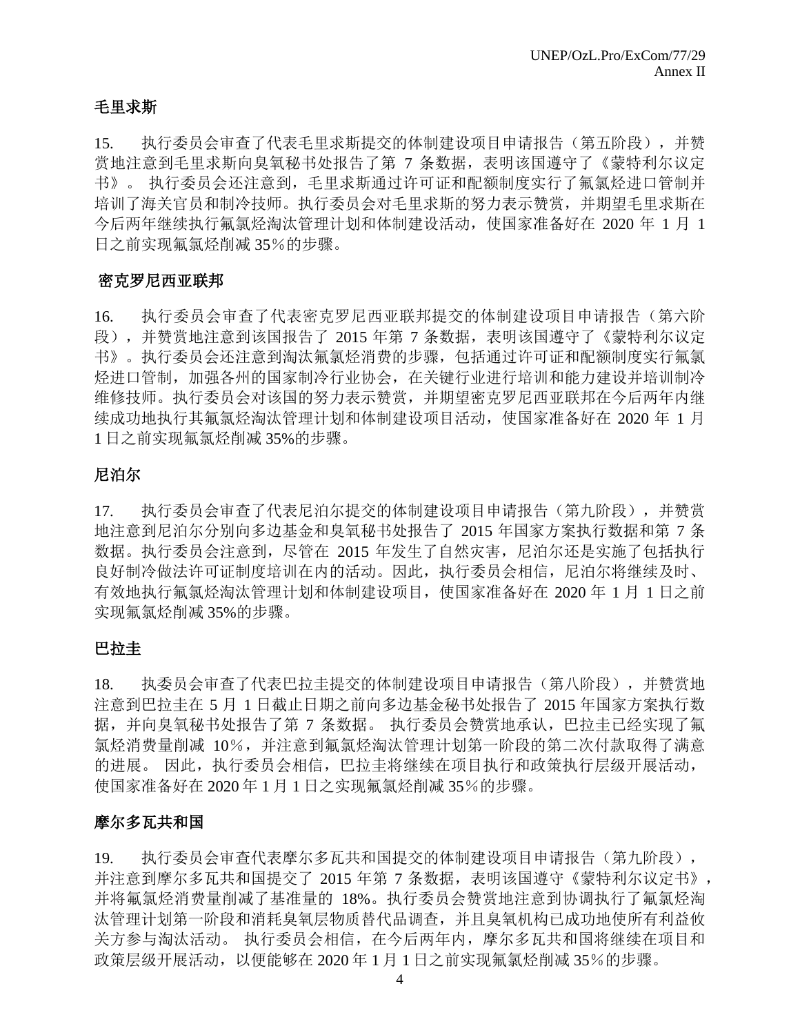## 毛里求斯

15. 执行委员会审查了代表毛里求斯提交的体制建设项目申请报告（第五阶段），并赞赏地注意到毛里求斯向臭氧秘书处报告了第 7 条数据，表明该国遵守了《蒙特利尔议定书》。 执行委员会还注意到，毛里求斯通过许可证和配额制度实行了氟氯烃进口管制并培训了海关官员和制冷技师。执行委员会对毛里求斯的努力表示赞赏，并期望毛里求斯在今后两年继续执行氟氯烃淘汰管理计划和体制建设活动，使国家准备好在 2020 年 1 月 1 日之前实现氟氯烃削减 35％的步骤。

## 密克罗尼西亚联邦

16. 执行委员会审查了代表密克罗尼西亚联邦提交的体制建设项目申请报告（第六阶段），并赞赏地注意到该国报告了 2015 年第 7 条数据，表明该国遵守了《蒙特利尔议定书》。执行委员会还注意到淘汰氟氯烃消费的步骤，包括通过许可证和配额制度实行氟氯烃进口管制，加强各州的国家制冷行业协会，在关键行业进行培训和能力建设并培训制冷维修技师。执行委员会对该国的努力表示赞赏，并期望密克罗尼西亚联邦在今后两年内继续成功地执行其氟氯烃淘汰管理计划和体制建设项目活动，使国家准备好在 2020 年 1 月 1 日之前实现氟氯烃削减 35%的步骤。

## 尼泊尔

17. 执行委员会审查了代表尼泊尔提交的体制建设项目申请报告（第九阶段），并赞赏地注意到尼泊尔分别向多边基金和臭氧秘书处报告了 2015 年国家方案执行数据和第 7 条数据。执行委员会注意到，尽管在 2015 年发生了自然灾害，尼泊尔还是实施了包括执行良好制冷做法许可证制度培训在内的活动。因此，执行委员会相信，尼泊尔将继续及时、有效地执行氟氯烃淘汰管理计划和体制建设项目，使国家准备好在 2020 年 1 月 1 日之前实现氟氯烃削减 35%的步骤。

## 巴拉圭

18. 执委员会审查了代表巴拉圭提交的体制建设项目申请报告（第八阶段），并赞赏地注意到巴拉圭在 5 月 1 日截止日期之前向多边基金秘书处报告了 2015 年国家方案执行数据，并向臭氧秘书处报告了第 7 条数据。 执行委员会赞赏地承认，巴拉圭已经实现了氟氯烃消费量削减 10％，并注意到氟氯烃淘汰管理计划第一阶段的第二次付款取得了满意的进展。 因此，执行委员会相信，巴拉圭将继续在项目执行和政策执行层级开展活动，使国家准备好在 2020 年 1 月 1 日之实现氟氯烃削减 35％的步骤。

## 摩尔多瓦共和国

19. 执行委员会审查代表摩尔多瓦共和国提交的体制建设项目申请报告（第九阶段），并注意到摩尔多瓦共和国提交了 2015 年第 7 条数据，表明该国遵守《蒙特利尔议定书》，并将氟氯烃消费量削减了基准量的 18%。执行委员会赞赏地注意到协调执行了氟氯烃淘汰管理计划第一阶段和消耗臭氧层物质替代品调查，并且臭氧机构已成功地使所有利益攸关方参与淘汰活动。 执行委员会相信，在今后两年内，摩尔多瓦共和国将继续在项目和政策层级开展活动，以便能够在 2020 年 1 月 1 日之前实现氟氯烃削减 35％的步骤。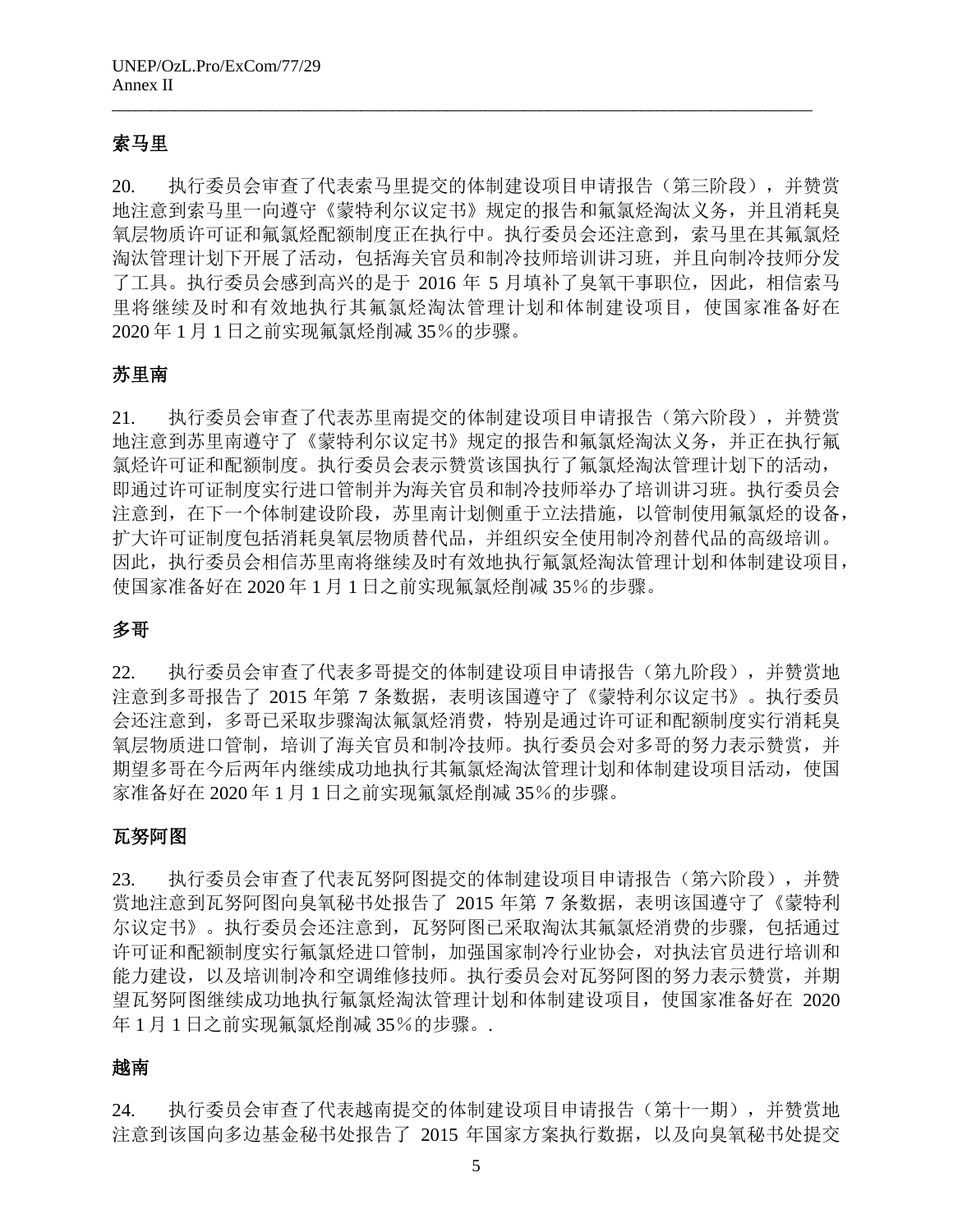## 索马里

20. 执行委员会审查了代表索马里提交的体制建设项目申请报告（第三阶段），并赞赏地注意到索马里一向遵守《蒙特利尔议定书》规定的报告和氟氯烃淘汰义务，并且消耗臭氧层物质许可证和氟氯烃配额制度正在执行中。执行委员会还注意到，索马里在其氟氯烃淘汰管理计划下开展了活动，包括海关官员和制冷技师培训讲习班，并且向制冷技师分发了工具。执行委员会感到高兴的是于 2016 年 5 月填补了臭氧干事职位，因此，相信索马里将继续及时和有效地执行其氟氯烃淘汰管理计划和体制建设项目，使国家准备好在 2020 年 1 月 1 日之前实现氟氯烃削减 35％的步骤。

## 苏里南

21. 执行委员会审查了代表苏里南提交的体制建设项目申请报告（第六阶段），并赞赏地注意到苏里南遵守了《蒙特利尔议定书》规定的报告和氟氯烃淘汰义务，并正在执行氟氯烃许可证和配额制度。执行委员会表示赞赏该国执行了氟氯烃淘汰管理计划下的活动，即通过许可证制度实行进口管制并为海关官员和制冷技师举办了培训讲习班。执行委员会注意到，在下一个体制建设阶段，苏里南计划侧重于立法措施，以管制使用氟氯烃的设备，扩大许可证制度包括消耗臭氧层物质替代品，并组织安全使用制冷剂替代品的高级培训。因此，执行委员会相信苏里南将继续及时有效地执行氟氯烃淘汰管理计划和体制建设项目，使国家准备好在 2020 年 1 月 1 日之前实现氟氯烃削减 35％的步骤。

## 多哥

22. 执行委员会审查了代表多哥提交的体制建设项目申请报告（第九阶段），并赞赏地注意到多哥报告了 2015 年第 7 条数据，表明该国遵守了《蒙特利尔议定书》。执行委员会还注意到，多哥已采取步骤淘汰氟氯烃消费，特别是通过许可证和配额制度实行消耗臭氧层物质进口管制，培训了海关官员和制冷技师。执行委员会对多哥的努力表示赞赏，并期望多哥在今后两年内继续成功地执行其氟氯烃淘汰管理计划和体制建设项目活动，使国家准备好在 2020 年 1 月 1 日之前实现氟氯烃削减 35％的步骤。

## 瓦努阿图

23. 执行委员会审查了代表瓦努阿图提交的体制建设项目申请报告（第六阶段），并赞赏地注意到瓦努阿图向臭氧秘书处报告了 2015 年第 7 条数据，表明该国遵守了《蒙特利尔议定书》。执行委员会还注意到，瓦努阿图已采取淘汰其氟氯烃消费的步骤，包括通过许可证和配额制度实行氟氯烃进口管制，加强国家制冷行业协会，对执法官员进行培训和能力建设，以及培训制冷和空调维修技师。执行委员会对瓦努阿图的努力表示赞赏，并期望瓦努阿图继续成功地执行氟氯烃淘汰管理计划和体制建设项目，使国家准备好在 2020 年 1 月 1 日之前实现氟氯烃削减 35％的步骤。.

## 越南

24. 执行委员会审查了代表越南提交的体制建设项目申请报告（第十一期），并赞赏地注意到该国向多边基金秘书处报告了 2015 年国家方案执行数据，以及向臭氧秘书处提交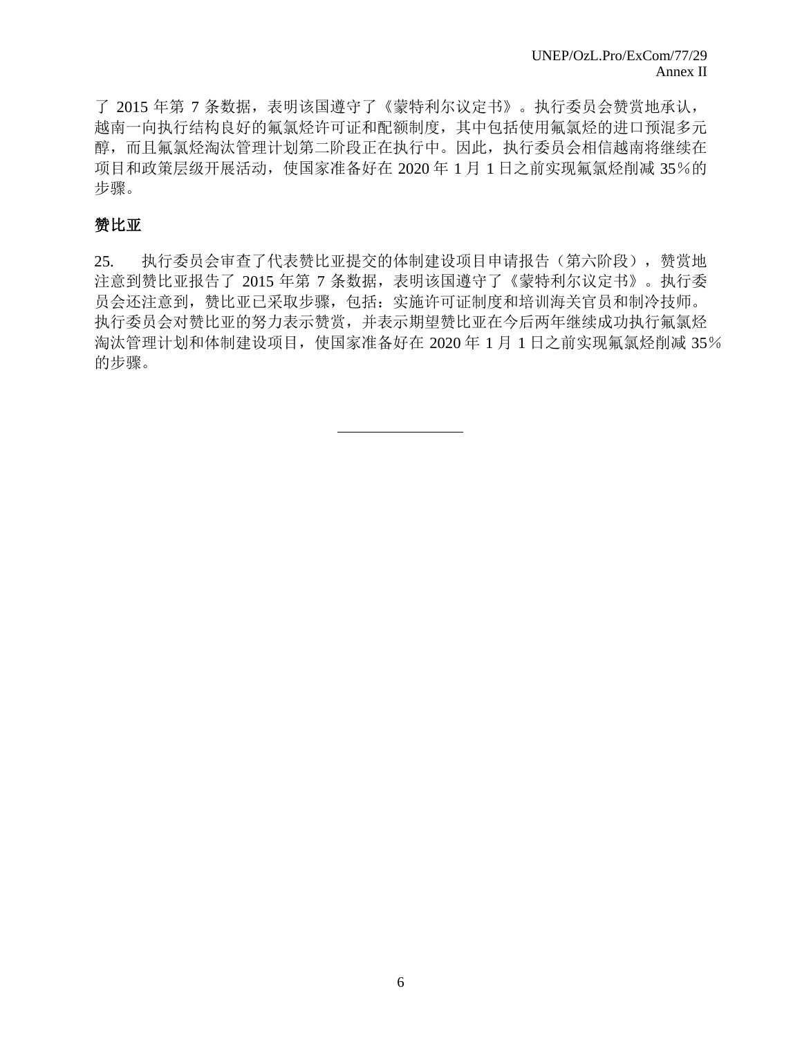了 2015 年第 7 条数据，表明该国遵守了《蒙特利尔议定书》。执行委员会赞赏地承认，越南一向执行结构良好的氟氯烃许可证和配额制度，其中包括使用氟氯烃的进口预混多元醇，而且氟氯烃淘汰管理计划第二阶段正在执行中。因此，执行委员会相信越南将继续在项目和政策层级开展活动，使国家准备好在 2020 年 1 月 1 日之前实现氟氯烃削减 35%的步骤。

## 赞比亚

25. 执行委员会审查了代表赞比亚提交的体制建设项目申请报告（第六阶段），赞赏地注意到赞比亚报告了 2015 年第 7 条数据，表明该国遵守了《蒙特利尔议定书》。执行委员会还注意到，赞比亚已采取步骤，包括：实施许可证制度和培训海关官员和制冷技师。执行委员会对赞比亚的努力表示赞赏，并表示期望赞比亚在今后两年继续成功执行氟氯烃淘汰管理计划和体制建设项目，使国家准备好在 2020 年 1 月 1 日之前实现氟氯烃削减 35%的步骤。

---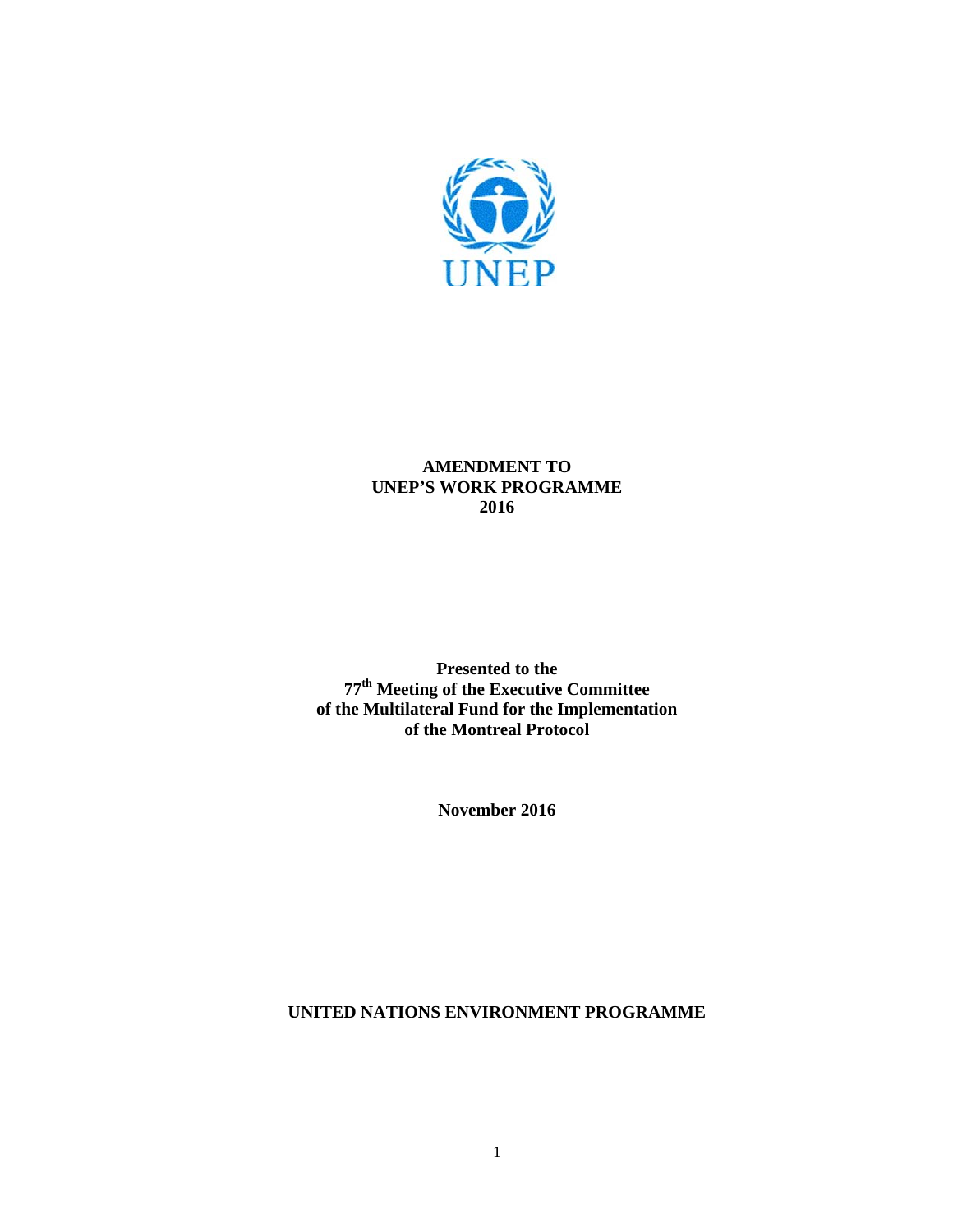**AMENDMENT TO UNEP'S WORK PROGRAMME 2016**

**Presented to the 77th Meeting of the Executive Committee of the Multilateral Fund for the Implementation of the Montreal Protocol**

**November 2016**

**UNITED NATIONS ENVIRONMENT PROGRAMME**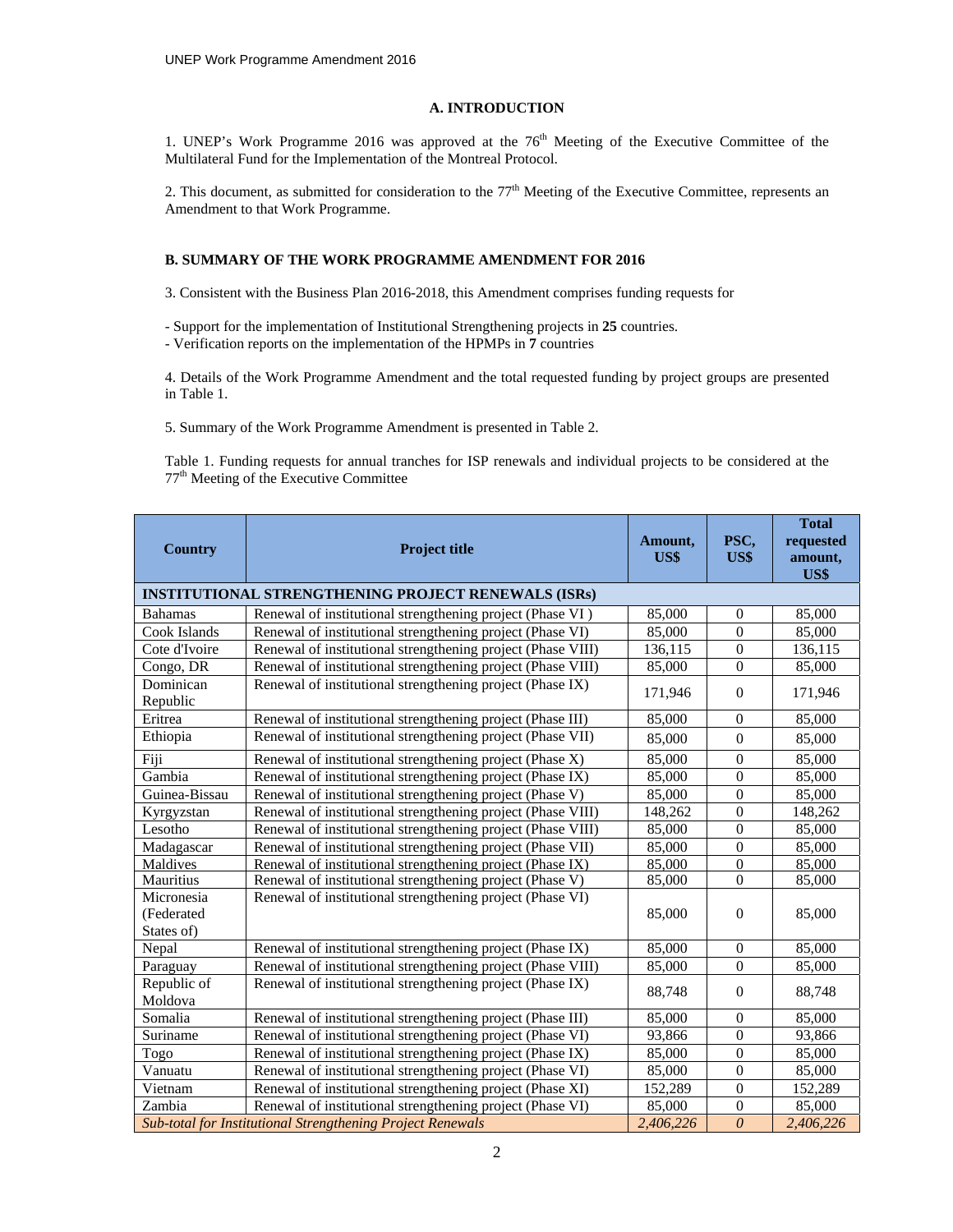## A. INTRODUCTION

1. UNEP's Work Programme 2016 was approved at the 76[th] Meeting of the Executive Committee of the Multilateral Fund for the Implementation of the Montreal Protocol.

2. This document, as submitted for consideration to the 77[th] Meeting of the Executive Committee, represents an Amendment to that Work Programme.

## B. SUMMARY OF THE WORK PROGRAMME AMENDMENT FOR 2016

3. Consistent with the Business Plan 2016-2018, this Amendment comprises funding requests for

- Support for the implementation of Institutional Strengthening projects in **25** countries.
- Verification reports on the implementation of the HPMPs in **7** countries

4. Details of the Work Programme Amendment and the total requested funding by project groups are presented in Table 1.

5. Summary of the Work Programme Amendment is presented in Table 2.

Table 1. Funding requests for annual tranches for ISP renewals and individual projects to be considered at the 77[th] Meeting of the Executive Committee

| Country | Project title | Amount, US$ | PSC, US$ | Total requested amount, US$ |
|---|---|---|---|---|
| **INSTITUTIONAL STRENGTHENING PROJECT RENEWALS (ISRs)** | | | | |
| Bahamas | Renewal of institutional strengthening project (Phase VI ) | 85,000 | 0 | 85,000 |
| Cook Islands | Renewal of institutional strengthening project (Phase VI) | 85,000 | 0 | 85,000 |
| Cote d'Ivoire | Renewal of institutional strengthening project (Phase VIII) | 136,115 | 0 | 136,115 |
| Congo, DR | Renewal of institutional strengthening project (Phase VIII) | 85,000 | 0 | 85,000 |
| Dominican Republic | Renewal of institutional strengthening project (Phase IX) | 171,946 | 0 | 171,946 |
| Eritrea | Renewal of institutional strengthening project (Phase III) | 85,000 | 0 | 85,000 |
| Ethiopia | Renewal of institutional strengthening project (Phase VII) | 85,000 | 0 | 85,000 |
| Fiji | Renewal of institutional strengthening project (Phase X) | 85,000 | 0 | 85,000 |
| Gambia | Renewal of institutional strengthening project (Phase IX) | 85,000 | 0 | 85,000 |
| Guinea-Bissau | Renewal of institutional strengthening project (Phase V) | 85,000 | 0 | 85,000 |
| Kyrgyzstan | Renewal of institutional strengthening project (Phase VIII) | 148,262 | 0 | 148,262 |
| Lesotho | Renewal of institutional strengthening project (Phase VIII) | 85,000 | 0 | 85,000 |
| Madagascar | Renewal of institutional strengthening project (Phase VII) | 85,000 | 0 | 85,000 |
| Maldives | Renewal of institutional strengthening project (Phase IX) | 85,000 | 0 | 85,000 |
| Mauritius | Renewal of institutional strengthening project (Phase V) | 85,000 | 0 | 85,000 |
| Micronesia (Federated States of) | Renewal of institutional strengthening project (Phase VI) | 85,000 | 0 | 85,000 |
| Nepal | Renewal of institutional strengthening project (Phase IX) | 85,000 | 0 | 85,000 |
| Paraguay | Renewal of institutional strengthening project (Phase VIII) | 85,000 | 0 | 85,000 |
| Republic of Moldova | Renewal of institutional strengthening project (Phase IX) | 88,748 | 0 | 88,748 |
| Somalia | Renewal of institutional strengthening project (Phase III) | 85,000 | 0 | 85,000 |
| Suriname | Renewal of institutional strengthening project (Phase VI) | 93,866 | 0 | 93,866 |
| Togo | Renewal of institutional strengthening project (Phase IX) | 85,000 | 0 | 85,000 |
| Vanuatu | Renewal of institutional strengthening project (Phase VI) | 85,000 | 0 | 85,000 |
| Vietnam | Renewal of institutional strengthening project (Phase XI) | 152,289 | 0 | 152,289 |
| Zambia | Renewal of institutional strengthening project (Phase VI) | 85,000 | 0 | 85,000 |
| *Sub-total for Institutional Strengthening Project Renewals* | | *2,406,226* | *0* | *2,406,226* |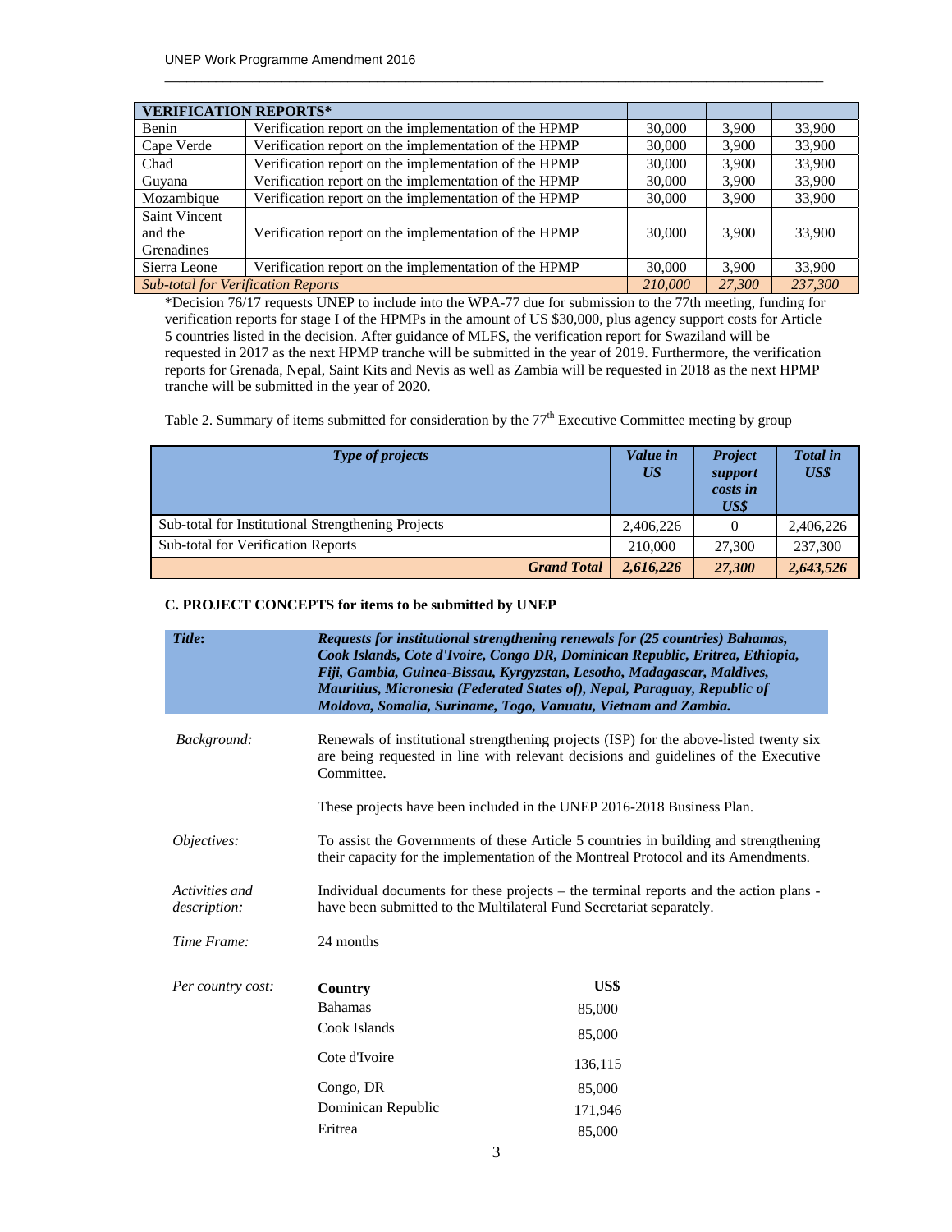| VERIFICATION REPORTS* | | | | |
|---|---|---|---|---|
| Benin | Verification report on the implementation of the HPMP | 30,000 | 3,900 | 33,900 |
| Cape Verde | Verification report on the implementation of the HPMP | 30,000 | 3,900 | 33,900 |
| Chad | Verification report on the implementation of the HPMP | 30,000 | 3,900 | 33,900 |
| Guyana | Verification report on the implementation of the HPMP | 30,000 | 3,900 | 33,900 |
| Mozambique | Verification report on the implementation of the HPMP | 30,000 | 3,900 | 33,900 |
| Saint Vincent and the Grenadines | Verification report on the implementation of the HPMP | 30,000 | 3,900 | 33,900 |
| Sierra Leone | Verification report on the implementation of the HPMP | 30,000 | 3,900 | 33,900 |
| *Sub-total for Verification Reports* | | *210,000* | *27,300* | *237,300* |

*Decision 76/17 requests UNEP to include into the WPA-77 due for submission to the 77th meeting, funding for verification reports for stage I of the HPMPs in the amount of US $30,000, plus agency support costs for Article 5 countries listed in the decision. After guidance of MLFS, the verification report for Swaziland will be requested in 2017 as the next HPMP tranche will be submitted in the year of 2019. Furthermore, the verification reports for Grenada, Nepal, Saint Kits and Nevis as well as Zambia will be requested in 2018 as the next HPMP tranche will be submitted in the year of 2020.

Table 2. Summary of items submitted for consideration by the 77th Executive Committee meeting by group

| *Type of projects* | *Value in US* | *Project support costs in US$* | *Total in US$* |
|---|---|---|---|
| Sub-total for Institutional Strengthening Projects | 2,406,226 | 0 | 2,406,226 |
| Sub-total for Verification Reports | 210,000 | 27,300 | 237,300 |
| ***Grand Total*** | ***2,616,226*** | ***27,300*** | ***2,643,526*** |

**C. PROJECT CONCEPTS for items to be submitted by UNEP**

| ***Title:*** | ***Requests for institutional strengthening renewals for (25 countries) Bahamas, Cook Islands, Cote d'Ivoire, Congo DR, Dominican Republic, Eritrea, Ethiopia, Fiji, Gambia, Guinea-Bissau, Kyrgyzstan, Lesotho, Madagascar, Maldives, Mauritius, Micronesia (Federated States of), Nepal, Paraguay, Republic of Moldova, Somalia, Suriname, Togo, Vanuatu, Vietnam and Zambia.*** |
|---|---|

*Background:* Renewals of institutional strengthening projects (ISP) for the above-listed twenty six are being requested in line with relevant decisions and guidelines of the Executive Committee.

These projects have been included in the UNEP 2016-2018 Business Plan.

*Objectives:* To assist the Governments of these Article 5 countries in building and strengthening their capacity for the implementation of the Montreal Protocol and its Amendments.

*Activities and description:* Individual documents for these projects – the terminal reports and the action plans - have been submitted to the Multilateral Fund Secretariat separately.

*Time Frame:* 24 months

*Per country cost:*

| **Country** | **US$** |
|---|---|
| Bahamas | 85,000 |
| Cook Islands | 85,000 |
| Cote d'Ivoire | 136,115 |
| Congo, DR | 85,000 |
| Dominican Republic | 171,946 |
| Eritrea | 85,000 |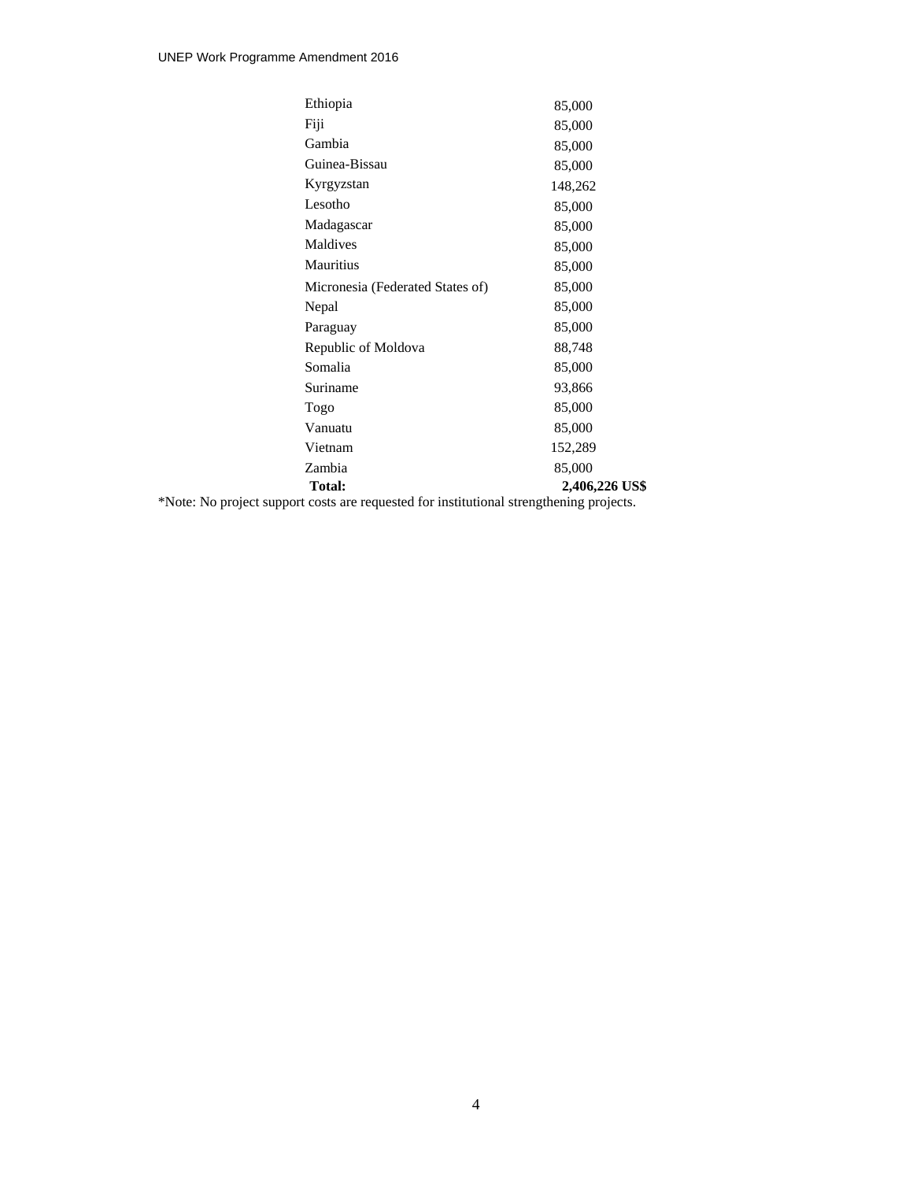| | |
|---|---|
| Ethiopia | 85,000 |
| Fiji | 85,000 |
| Gambia | 85,000 |
| Guinea-Bissau | 85,000 |
| Kyrgyzstan | 148,262 |
| Lesotho | 85,000 |
| Madagascar | 85,000 |
| Maldives | 85,000 |
| Mauritius | 85,000 |
| Micronesia (Federated States of) | 85,000 |
| Nepal | 85,000 |
| Paraguay | 85,000 |
| Republic of Moldova | 88,748 |
| Somalia | 85,000 |
| Suriname | 93,866 |
| Togo | 85,000 |
| Vanuatu | 85,000 |
| Vietnam | 152,289 |
| Zambia | 85,000 |
| **Total:** | **2,406,226 US$** |

*Note: No project support costs are requested for institutional strengthening projects.